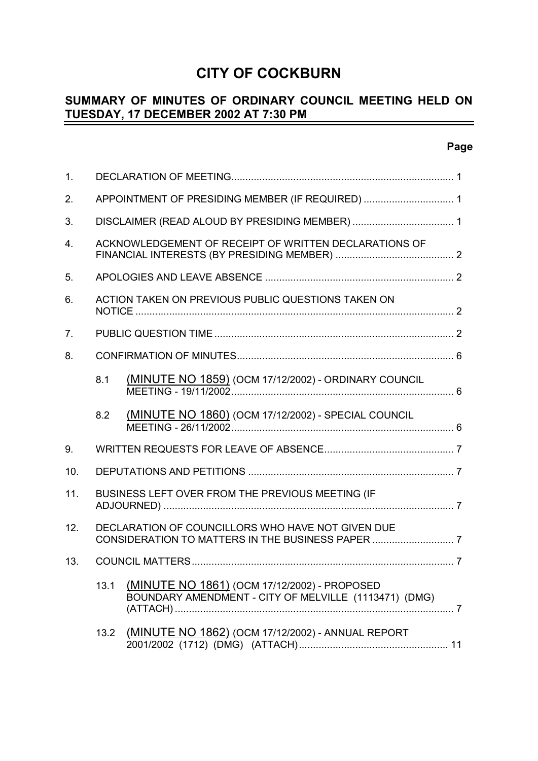# CITY OF COCKBURN

## SUMMARY OF MINUTES OF ORDINARY COUNCIL MEETING HELD ON TUESDAY, 17 DECEMBER 2002 AT 7:30 PM

**Page**

| | | | |
|---|---|---|---|
| 1. | DECLARATION OF MEETING | | 1 |
| 2. | APPOINTMENT OF PRESIDING MEMBER (IF REQUIRED) | | 1 |
| 3. | DISCLAIMER (READ ALOUD BY PRESIDING MEMBER) | | 1 |
| 4. | ACKNOWLEDGEMENT OF RECEIPT OF WRITTEN DECLARATIONS OF FINANCIAL INTERESTS (BY PRESIDING MEMBER) | | 2 |
| 5. | APOLOGIES AND LEAVE ABSENCE | | 2 |
| 6. | ACTION TAKEN ON PREVIOUS PUBLIC QUESTIONS TAKEN ON NOTICE | | 2 |
| 7. | PUBLIC QUESTION TIME | | 2 |
| 8. | CONFIRMATION OF MINUTES | | 6 |
| | 8.1 | (MINUTE NO 1859) (OCM 17/12/2002) - ORDINARY COUNCIL MEETING - 19/11/2002 | 6 |
| | 8.2 | (MINUTE NO 1860) (OCM 17/12/2002) - SPECIAL COUNCIL MEETING - 26/11/2002 | 6 |
| 9. | WRITTEN REQUESTS FOR LEAVE OF ABSENCE | | 7 |
| 10. | DEPUTATIONS AND PETITIONS | | 7 |
| 11. | BUSINESS LEFT OVER FROM THE PREVIOUS MEETING (IF ADJOURNED) | | 7 |
| 12. | DECLARATION OF COUNCILLORS WHO HAVE NOT GIVEN DUE CONSIDERATION TO MATTERS IN THE BUSINESS PAPER | | 7 |
| 13. | COUNCIL MATTERS | | 7 |
| | 13.1 | (MINUTE NO 1861) (OCM 17/12/2002) - PROPOSED BOUNDARY AMENDMENT - CITY OF MELVILLE (1113471) (DMG) (ATTACH) | 7 |
| | 13.2 | (MINUTE NO 1862) (OCM 17/12/2002) - ANNUAL REPORT 2001/2002 (1712) (DMG) (ATTACH) | 11 |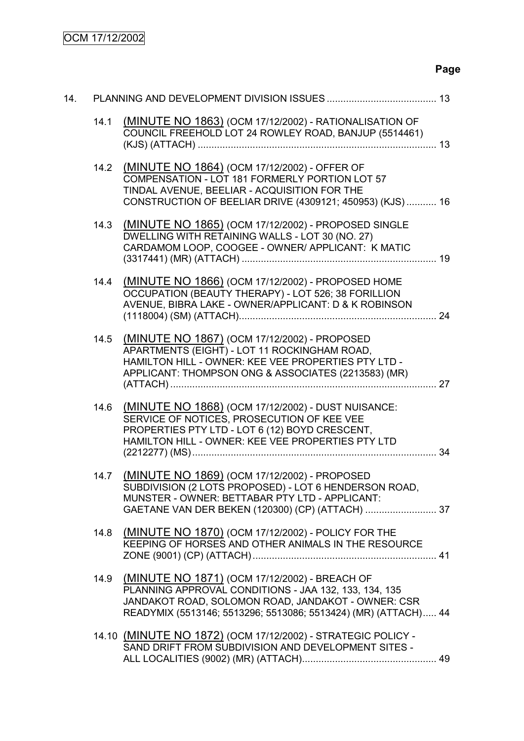| | | | Page |
|---|---|---|---|
| 14. | | PLANNING AND DEVELOPMENT DIVISION ISSUES | 13 |
| | 14.1 | (MINUTE NO 1863) (OCM 17/12/2002) - RATIONALISATION OF COUNCIL FREEHOLD LOT 24 ROWLEY ROAD, BANJUP (5514461) (KJS) (ATTACH) | 13 |
| | 14.2 | (MINUTE NO 1864) (OCM 17/12/2002) - OFFER OF COMPENSATION - LOT 181 FORMERLY PORTION LOT 57 TINDAL AVENUE, BEELIAR - ACQUISITION FOR THE CONSTRUCTION OF BEELIAR DRIVE (4309121; 450953) (KJS) | 16 |
| | 14.3 | (MINUTE NO 1865) (OCM 17/12/2002) - PROPOSED SINGLE DWELLING WITH RETAINING WALLS - LOT 30 (NO. 27) CARDAMOM LOOP, COOGEE - OWNER/ APPLICANT: K MATIC (3317441) (MR) (ATTACH) | 19 |
| | 14.4 | (MINUTE NO 1866) (OCM 17/12/2002) - PROPOSED HOME OCCUPATION (BEAUTY THERAPY) - LOT 526; 38 FORILLION AVENUE, BIBRA LAKE - OWNER/APPLICANT: D & K ROBINSON (1118004) (SM) (ATTACH) | 24 |
| | 14.5 | (MINUTE NO 1867) (OCM 17/12/2002) - PROPOSED APARTMENTS (EIGHT) - LOT 11 ROCKINGHAM ROAD, HAMILTON HILL - OWNER: KEE VEE PROPERTIES PTY LTD - APPLICANT: THOMPSON ONG & ASSOCIATES (2213583) (MR) (ATTACH) | 27 |
| | 14.6 | (MINUTE NO 1868) (OCM 17/12/2002) - DUST NUISANCE: SERVICE OF NOTICES, PROSECUTION OF KEE VEE PROPERTIES PTY LTD - LOT 6 (12) BOYD CRESCENT, HAMILTON HILL - OWNER: KEE VEE PROPERTIES PTY LTD (2212277) (MS) | 34 |
| | 14.7 | (MINUTE NO 1869) (OCM 17/12/2002) - PROPOSED SUBDIVISION (2 LOTS PROPOSED) - LOT 6 HENDERSON ROAD, MUNSTER - OWNER: BETTABAR PTY LTD - APPLICANT: GAETANE VAN DER BEKEN (120300) (CP) (ATTACH) | 37 |
| | 14.8 | (MINUTE NO 1870) (OCM 17/12/2002) - POLICY FOR THE KEEPING OF HORSES AND OTHER ANIMALS IN THE RESOURCE ZONE (9001) (CP) (ATTACH) | 41 |
| | 14.9 | (MINUTE NO 1871) (OCM 17/12/2002) - BREACH OF PLANNING APPROVAL CONDITIONS - JAA 132, 133, 134, 135 JANDAKOT ROAD, SOLOMON ROAD, JANDAKOT - OWNER: CSR READYMIX (5513146; 5513296; 5513086; 5513424) (MR) (ATTACH) | 44 |
| | 14.10 | (MINUTE NO 1872) (OCM 17/12/2002) - STRATEGIC POLICY - SAND DRIFT FROM SUBDIVISION AND DEVELOPMENT SITES - ALL LOCALITIES (9002) (MR) (ATTACH) | 49 |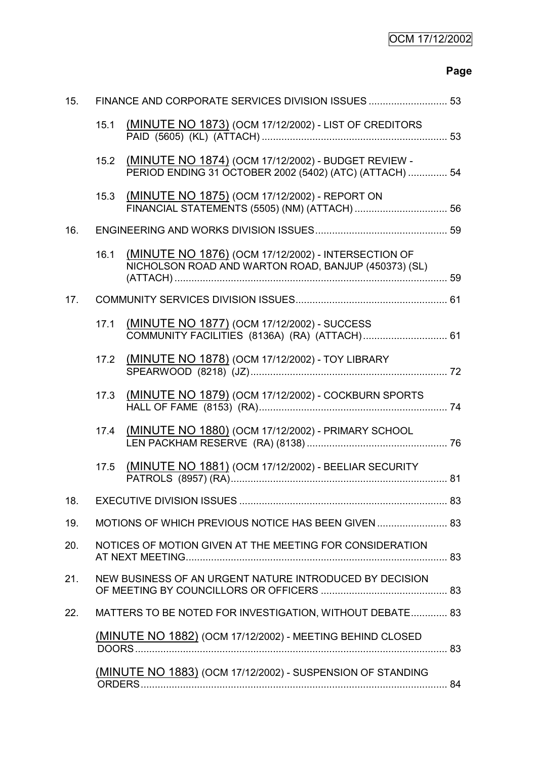**Page**

15. FINANCE AND CORPORATE SERVICES DIVISION ISSUES ............................ 53

    15.1 (MINUTE NO 1873) (OCM 17/12/2002) - LIST OF CREDITORS PAID (5605) (KL) (ATTACH) ................................................................... 53

    15.2 (MINUTE NO 1874) (OCM 17/12/2002) - BUDGET REVIEW - PERIOD ENDING 31 OCTOBER 2002 (5402) (ATC) (ATTACH) .............. 54

    15.3 (MINUTE NO 1875) (OCM 17/12/2002) - REPORT ON FINANCIAL STATEMENTS (5505) (NM) (ATTACH) ................................. 56

16. ENGINEERING AND WORKS DIVISION ISSUES............................................... 59

    16.1 (MINUTE NO 1876) (OCM 17/12/2002) - INTERSECTION OF NICHOLSON ROAD AND WARTON ROAD, BANJUP (450373) (SL) (ATTACH) .................................................................................................. 59

17. COMMUNITY SERVICES DIVISION ISSUES...................................................... 61

    17.1 (MINUTE NO 1877) (OCM 17/12/2002) - SUCCESS COMMUNITY FACILITIES (8136A) (RA) (ATTACH).............................. 61

    17.2 (MINUTE NO 1878) (OCM 17/12/2002) - TOY LIBRARY SPEARWOOD (8218) (JZ)...................................................................... 72

    17.3 (MINUTE NO 1879) (OCM 17/12/2002) - COCKBURN SPORTS HALL OF FAME (8153) (RA)................................................................... 74

    17.4 (MINUTE NO 1880) (OCM 17/12/2002) - PRIMARY SCHOOL LEN PACKHAM RESERVE (RA) (8138) .................................................. 76

    17.5 (MINUTE NO 1881) (OCM 17/12/2002) - BEELIAR SECURITY PATROLS (8957) (RA)............................................................................. 81

18. EXECUTIVE DIVISION ISSUES .......................................................................... 83

19. MOTIONS OF WHICH PREVIOUS NOTICE HAS BEEN GIVEN ......................... 83

20. NOTICES OF MOTION GIVEN AT THE MEETING FOR CONSIDERATION AT NEXT MEETING............................................................................................. 83

21. NEW BUSINESS OF AN URGENT NATURE INTRODUCED BY DECISION OF MEETING BY COUNCILLORS OR OFFICERS ............................................. 83

22. MATTERS TO BE NOTED FOR INVESTIGATION, WITHOUT DEBATE............. 83

    (MINUTE NO 1882) (OCM 17/12/2002) - MEETING BEHIND CLOSED DOORS................................................................................................................ 83

    (MINUTE NO 1883) (OCM 17/12/2002) - SUSPENSION OF STANDING ORDERS.............................................................................................................. 84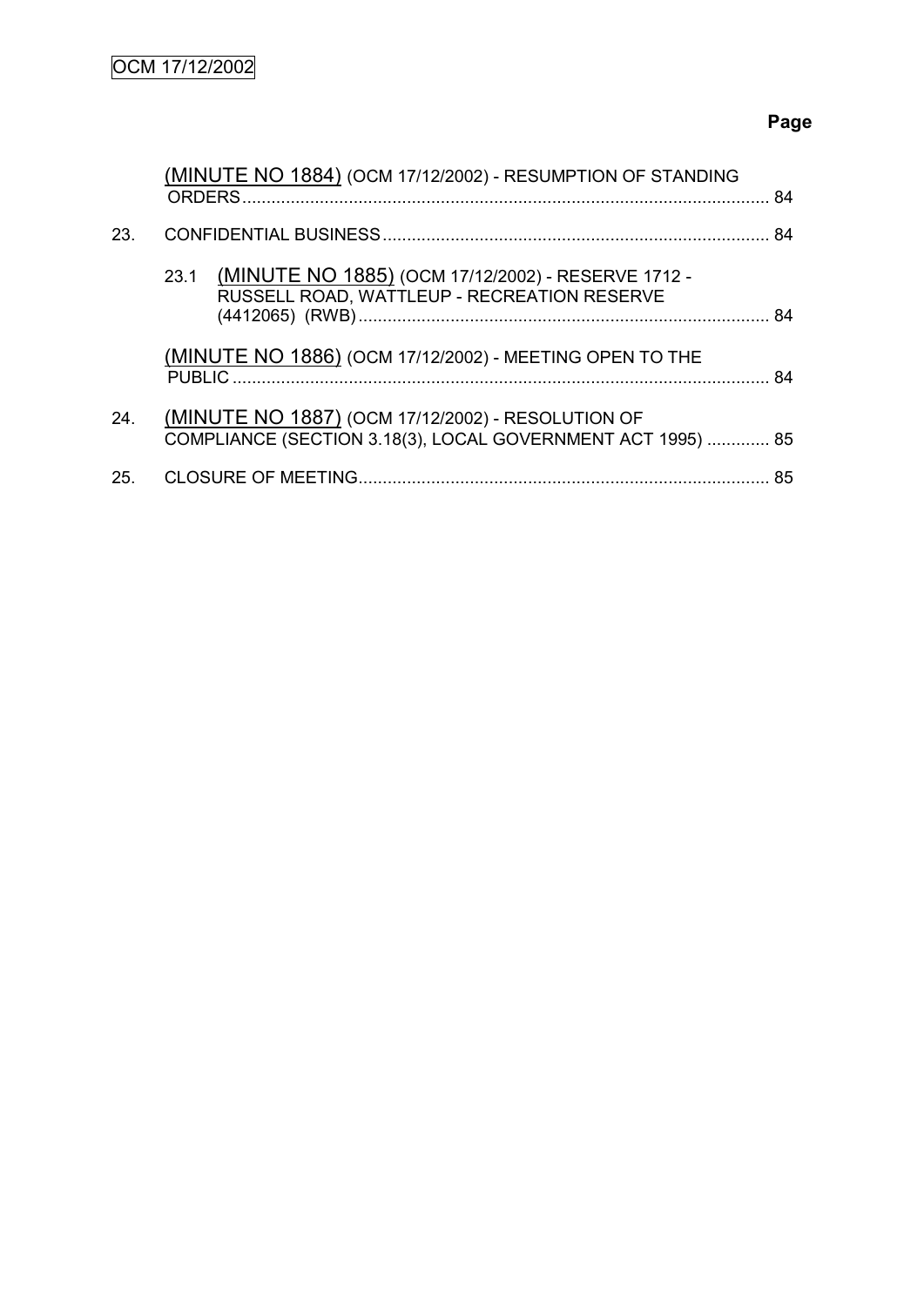**Page**

(MINUTE NO 1884) (OCM 17/12/2002) - RESUMPTION OF STANDING ORDERS ............ 84

23. CONFIDENTIAL BUSINESS ............ 84

    23.1 (MINUTE NO 1885) (OCM 17/12/2002) - RESERVE 1712 - RUSSELL ROAD, WATTLEUP - RECREATION RESERVE (4412065) (RWB) ............ 84

    (MINUTE NO 1886) (OCM 17/12/2002) - MEETING OPEN TO THE PUBLIC ............ 84

24. (MINUTE NO 1887) (OCM 17/12/2002) - RESOLUTION OF COMPLIANCE (SECTION 3.18(3), LOCAL GOVERNMENT ACT 1995) ............ 85

25. CLOSURE OF MEETING ............ 85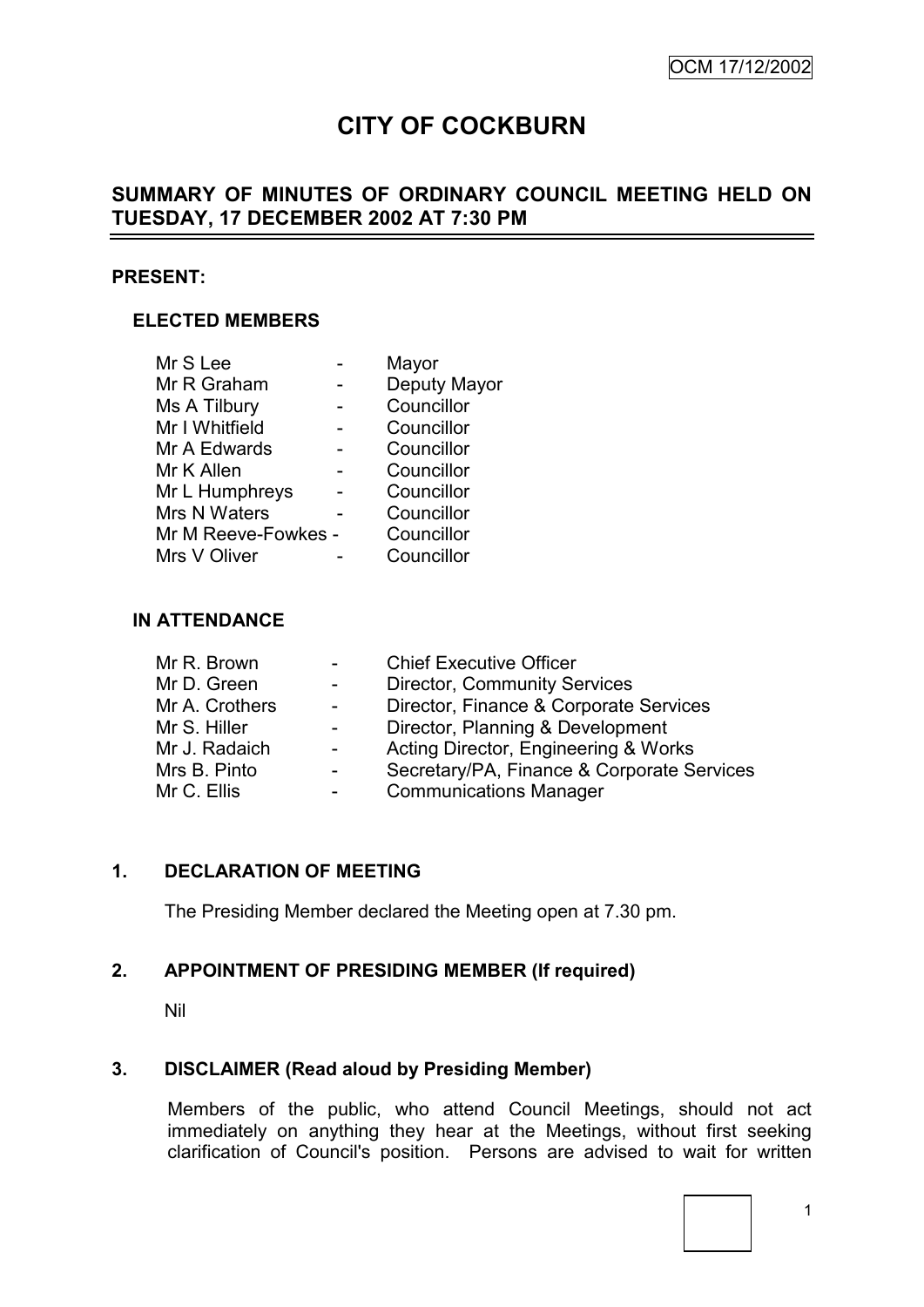# CITY OF COCKBURN

## SUMMARY OF MINUTES OF ORDINARY COUNCIL MEETING HELD ON TUESDAY, 17 DECEMBER 2002 AT 7:30 PM

**PRESENT:**

**ELECTED MEMBERS**

| | | |
|---|---|---|
| Mr S Lee | - | Mayor |
| Mr R Graham | - | Deputy Mayor |
| Ms A Tilbury | - | Councillor |
| Mr I Whitfield | - | Councillor |
| Mr A Edwards | - | Councillor |
| Mr K Allen | - | Councillor |
| Mr L Humphreys | - | Councillor |
| Mrs N Waters | - | Councillor |
| Mr M Reeve-Fowkes | - | Councillor |
| Mrs V Oliver | - | Councillor |

**IN ATTENDANCE**

| | | |
|---|---|---|
| Mr R. Brown | - | Chief Executive Officer |
| Mr D. Green | - | Director, Community Services |
| Mr A. Crothers | - | Director, Finance & Corporate Services |
| Mr S. Hiller | - | Director, Planning & Development |
| Mr J. Radaich | - | Acting Director, Engineering & Works |
| Mrs B. Pinto | - | Secretary/PA, Finance & Corporate Services |
| Mr C. Ellis | - | Communications Manager |

**1. DECLARATION OF MEETING**

The Presiding Member declared the Meeting open at 7.30 pm.

**2. APPOINTMENT OF PRESIDING MEMBER (If required)**

Nil

**3. DISCLAIMER (Read aloud by Presiding Member)**

Members of the public, who attend Council Meetings, should not act immediately on anything they hear at the Meetings, without first seeking clarification of Council's position. Persons are advised to wait for written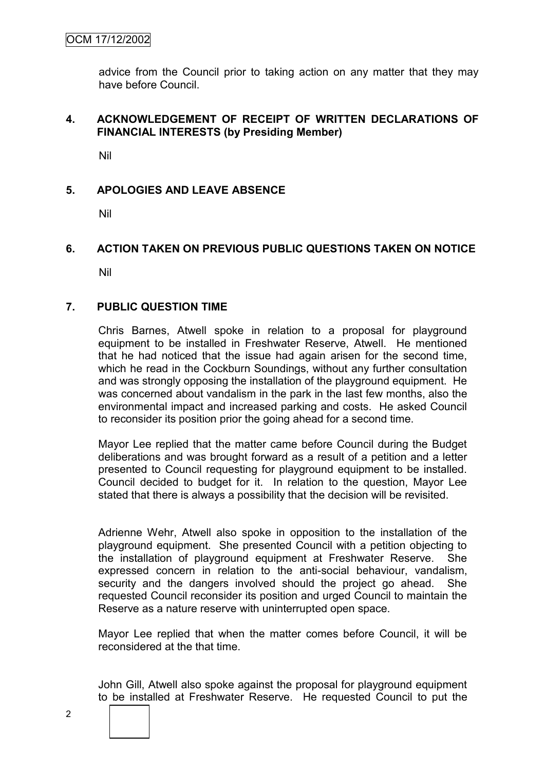advice from the Council prior to taking action on any matter that they may have before Council.

## 4. ACKNOWLEDGEMENT OF RECEIPT OF WRITTEN DECLARATIONS OF FINANCIAL INTERESTS (by Presiding Member)

Nil

## 5. APOLOGIES AND LEAVE ABSENCE

Nil

## 6. ACTION TAKEN ON PREVIOUS PUBLIC QUESTIONS TAKEN ON NOTICE

Nil

## 7. PUBLIC QUESTION TIME

Chris Barnes, Atwell spoke in relation to a proposal for playground equipment to be installed in Freshwater Reserve, Atwell. He mentioned that he had noticed that the issue had again arisen for the second time, which he read in the Cockburn Soundings, without any further consultation and was strongly opposing the installation of the playground equipment. He was concerned about vandalism in the park in the last few months, also the environmental impact and increased parking and costs. He asked Council to reconsider its position prior the going ahead for a second time.

Mayor Lee replied that the matter came before Council during the Budget deliberations and was brought forward as a result of a petition and a letter presented to Council requesting for playground equipment to be installed. Council decided to budget for it. In relation to the question, Mayor Lee stated that there is always a possibility that the decision will be revisited.

Adrienne Wehr, Atwell also spoke in opposition to the installation of the playground equipment. She presented Council with a petition objecting to the installation of playground equipment at Freshwater Reserve. She expressed concern in relation to the anti-social behaviour, vandalism, security and the dangers involved should the project go ahead. She requested Council reconsider its position and urged Council to maintain the Reserve as a nature reserve with uninterrupted open space.

Mayor Lee replied that when the matter comes before Council, it will be reconsidered at the that time.

John Gill, Atwell also spoke against the proposal for playground equipment to be installed at Freshwater Reserve. He requested Council to put the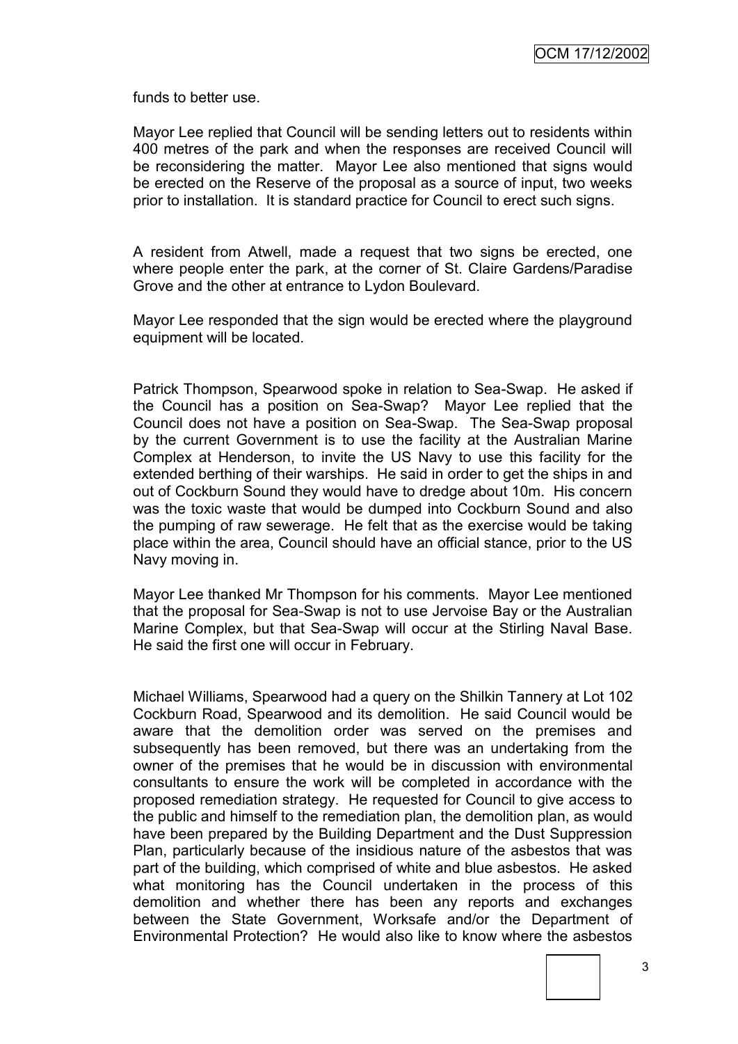funds to better use.

Mayor Lee replied that Council will be sending letters out to residents within 400 metres of the park and when the responses are received Council will be reconsidering the matter. Mayor Lee also mentioned that signs would be erected on the Reserve of the proposal as a source of input, two weeks prior to installation. It is standard practice for Council to erect such signs.

A resident from Atwell, made a request that two signs be erected, one where people enter the park, at the corner of St. Claire Gardens/Paradise Grove and the other at entrance to Lydon Boulevard.

Mayor Lee responded that the sign would be erected where the playground equipment will be located.

Patrick Thompson, Spearwood spoke in relation to Sea-Swap. He asked if the Council has a position on Sea-Swap? Mayor Lee replied that the Council does not have a position on Sea-Swap. The Sea-Swap proposal by the current Government is to use the facility at the Australian Marine Complex at Henderson, to invite the US Navy to use this facility for the extended berthing of their warships. He said in order to get the ships in and out of Cockburn Sound they would have to dredge about 10m. His concern was the toxic waste that would be dumped into Cockburn Sound and also the pumping of raw sewerage. He felt that as the exercise would be taking place within the area, Council should have an official stance, prior to the US Navy moving in.

Mayor Lee thanked Mr Thompson for his comments. Mayor Lee mentioned that the proposal for Sea-Swap is not to use Jervoise Bay or the Australian Marine Complex, but that Sea-Swap will occur at the Stirling Naval Base. He said the first one will occur in February.

Michael Williams, Spearwood had a query on the Shilkin Tannery at Lot 102 Cockburn Road, Spearwood and its demolition. He said Council would be aware that the demolition order was served on the premises and subsequently has been removed, but there was an undertaking from the owner of the premises that he would be in discussion with environmental consultants to ensure the work will be completed in accordance with the proposed remediation strategy. He requested for Council to give access to the public and himself to the remediation plan, the demolition plan, as would have been prepared by the Building Department and the Dust Suppression Plan, particularly because of the insidious nature of the asbestos that was part of the building, which comprised of white and blue asbestos. He asked what monitoring has the Council undertaken in the process of this demolition and whether there has been any reports and exchanges between the State Government, Worksafe and/or the Department of Environmental Protection? He would also like to know where the asbestos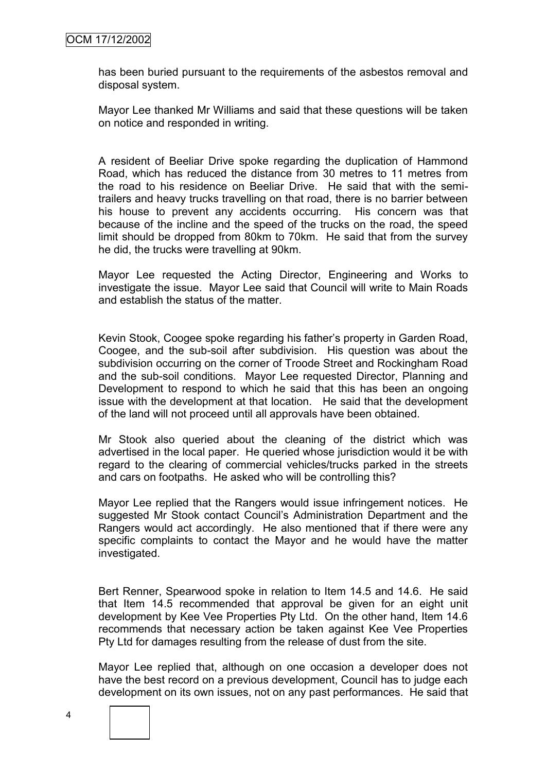has been buried pursuant to the requirements of the asbestos removal and disposal system.

Mayor Lee thanked Mr Williams and said that these questions will be taken on notice and responded in writing.

A resident of Beeliar Drive spoke regarding the duplication of Hammond Road, which has reduced the distance from 30 metres to 11 metres from the road to his residence on Beeliar Drive. He said that with the semi-trailers and heavy trucks travelling on that road, there is no barrier between his house to prevent any accidents occurring. His concern was that because of the incline and the speed of the trucks on the road, the speed limit should be dropped from 80km to 70km. He said that from the survey he did, the trucks were travelling at 90km.

Mayor Lee requested the Acting Director, Engineering and Works to investigate the issue. Mayor Lee said that Council will write to Main Roads and establish the status of the matter.

Kevin Stook, Coogee spoke regarding his father's property in Garden Road, Coogee, and the sub-soil after subdivision. His question was about the subdivision occurring on the corner of Troode Street and Rockingham Road and the sub-soil conditions. Mayor Lee requested Director, Planning and Development to respond to which he said that this has been an ongoing issue with the development at that location. He said that the development of the land will not proceed until all approvals have been obtained.

Mr Stook also queried about the cleaning of the district which was advertised in the local paper. He queried whose jurisdiction would it be with regard to the clearing of commercial vehicles/trucks parked in the streets and cars on footpaths. He asked who will be controlling this?

Mayor Lee replied that the Rangers would issue infringement notices. He suggested Mr Stook contact Council's Administration Department and the Rangers would act accordingly. He also mentioned that if there were any specific complaints to contact the Mayor and he would have the matter investigated.

Bert Renner, Spearwood spoke in relation to Item 14.5 and 14.6. He said that Item 14.5 recommended that approval be given for an eight unit development by Kee Vee Properties Pty Ltd. On the other hand, Item 14.6 recommends that necessary action be taken against Kee Vee Properties Pty Ltd for damages resulting from the release of dust from the site.

Mayor Lee replied that, although on one occasion a developer does not have the best record on a previous development, Council has to judge each development on its own issues, not on any past performances. He said that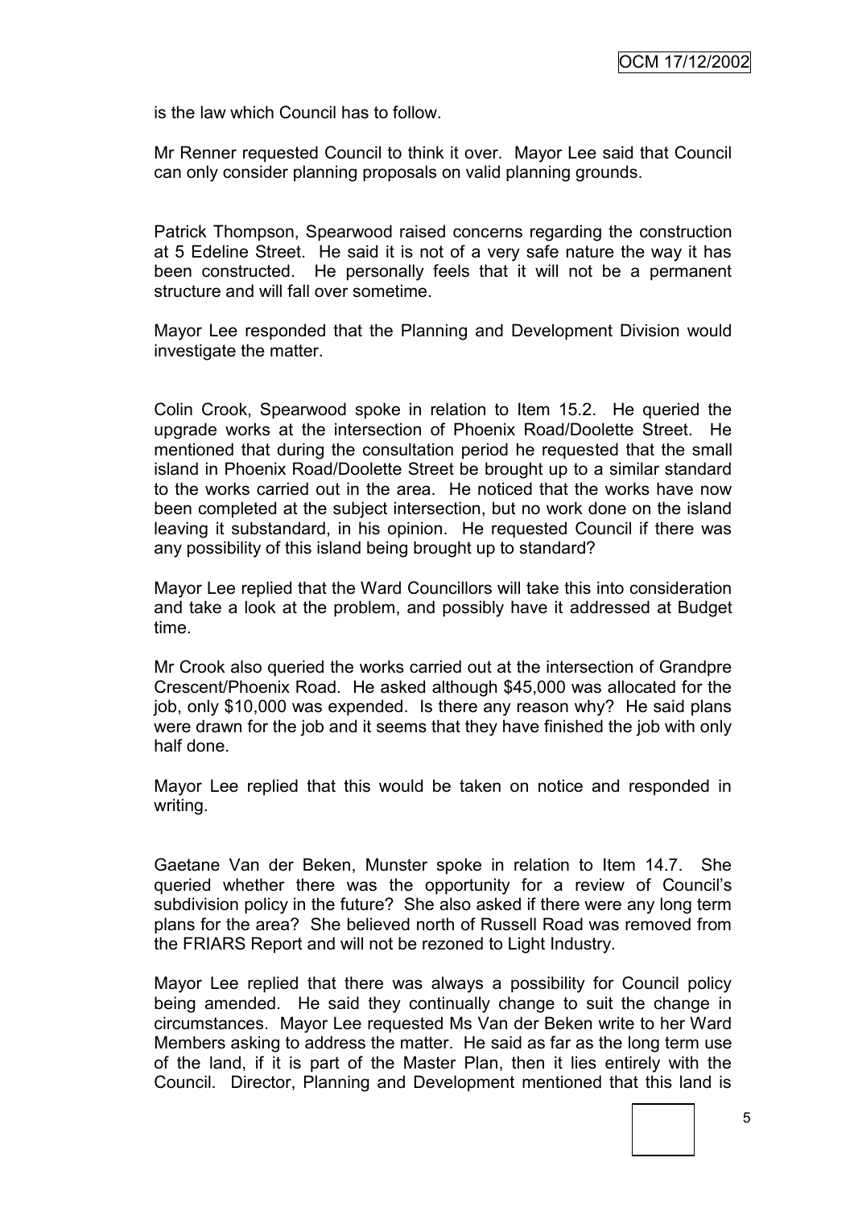is the law which Council has to follow.

Mr Renner requested Council to think it over. Mayor Lee said that Council can only consider planning proposals on valid planning grounds.

Patrick Thompson, Spearwood raised concerns regarding the construction at 5 Edeline Street. He said it is not of a very safe nature the way it has been constructed. He personally feels that it will not be a permanent structure and will fall over sometime.

Mayor Lee responded that the Planning and Development Division would investigate the matter.

Colin Crook, Spearwood spoke in relation to Item 15.2. He queried the upgrade works at the intersection of Phoenix Road/Doolette Street. He mentioned that during the consultation period he requested that the small island in Phoenix Road/Doolette Street be brought up to a similar standard to the works carried out in the area. He noticed that the works have now been completed at the subject intersection, but no work done on the island leaving it substandard, in his opinion. He requested Council if there was any possibility of this island being brought up to standard?

Mayor Lee replied that the Ward Councillors will take this into consideration and take a look at the problem, and possibly have it addressed at Budget time.

Mr Crook also queried the works carried out at the intersection of Grandpre Crescent/Phoenix Road. He asked although $45,000 was allocated for the job, only $10,000 was expended. Is there any reason why? He said plans were drawn for the job and it seems that they have finished the job with only half done.

Mayor Lee replied that this would be taken on notice and responded in writing.

Gaetane Van der Beken, Munster spoke in relation to Item 14.7. She queried whether there was the opportunity for a review of Council's subdivision policy in the future? She also asked if there were any long term plans for the area? She believed north of Russell Road was removed from the FRIARS Report and will not be rezoned to Light Industry.

Mayor Lee replied that there was always a possibility for Council policy being amended. He said they continually change to suit the change in circumstances. Mayor Lee requested Ms Van der Beken write to her Ward Members asking to address the matter. He said as far as the long term use of the land, if it is part of the Master Plan, then it lies entirely with the Council. Director, Planning and Development mentioned that this land is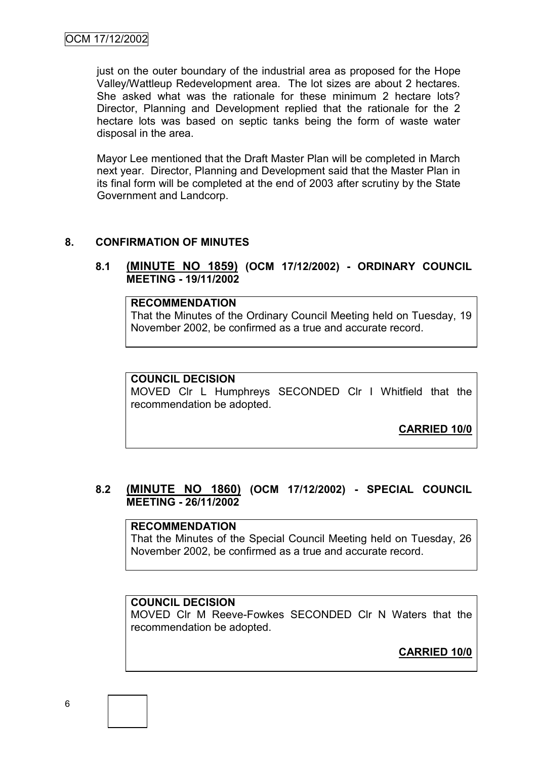just on the outer boundary of the industrial area as proposed for the Hope Valley/Wattleup Redevelopment area. The lot sizes are about 2 hectares. She asked what was the rationale for these minimum 2 hectare lots? Director, Planning and Development replied that the rationale for the 2 hectare lots was based on septic tanks being the form of waste water disposal in the area.

Mayor Lee mentioned that the Draft Master Plan will be completed in March next year. Director, Planning and Development said that the Master Plan in its final form will be completed at the end of 2003 after scrutiny by the State Government and Landcorp.

## 8. CONFIRMATION OF MINUTES

### 8.1 (MINUTE NO 1859) (OCM 17/12/2002) - ORDINARY COUNCIL MEETING - 19/11/2002

**RECOMMENDATION**

That the Minutes of the Ordinary Council Meeting held on Tuesday, 19 November 2002, be confirmed as a true and accurate record.

**COUNCIL DECISION**

MOVED Clr L Humphreys SECONDED Clr I Whitfield that the recommendation be adopted.

**CARRIED 10/0**

### 8.2 (MINUTE NO 1860) (OCM 17/12/2002) - SPECIAL COUNCIL MEETING - 26/11/2002

**RECOMMENDATION**

That the Minutes of the Special Council Meeting held on Tuesday, 26 November 2002, be confirmed as a true and accurate record.

**COUNCIL DECISION**

MOVED Clr M Reeve-Fowkes SECONDED Clr N Waters that the recommendation be adopted.

**CARRIED 10/0**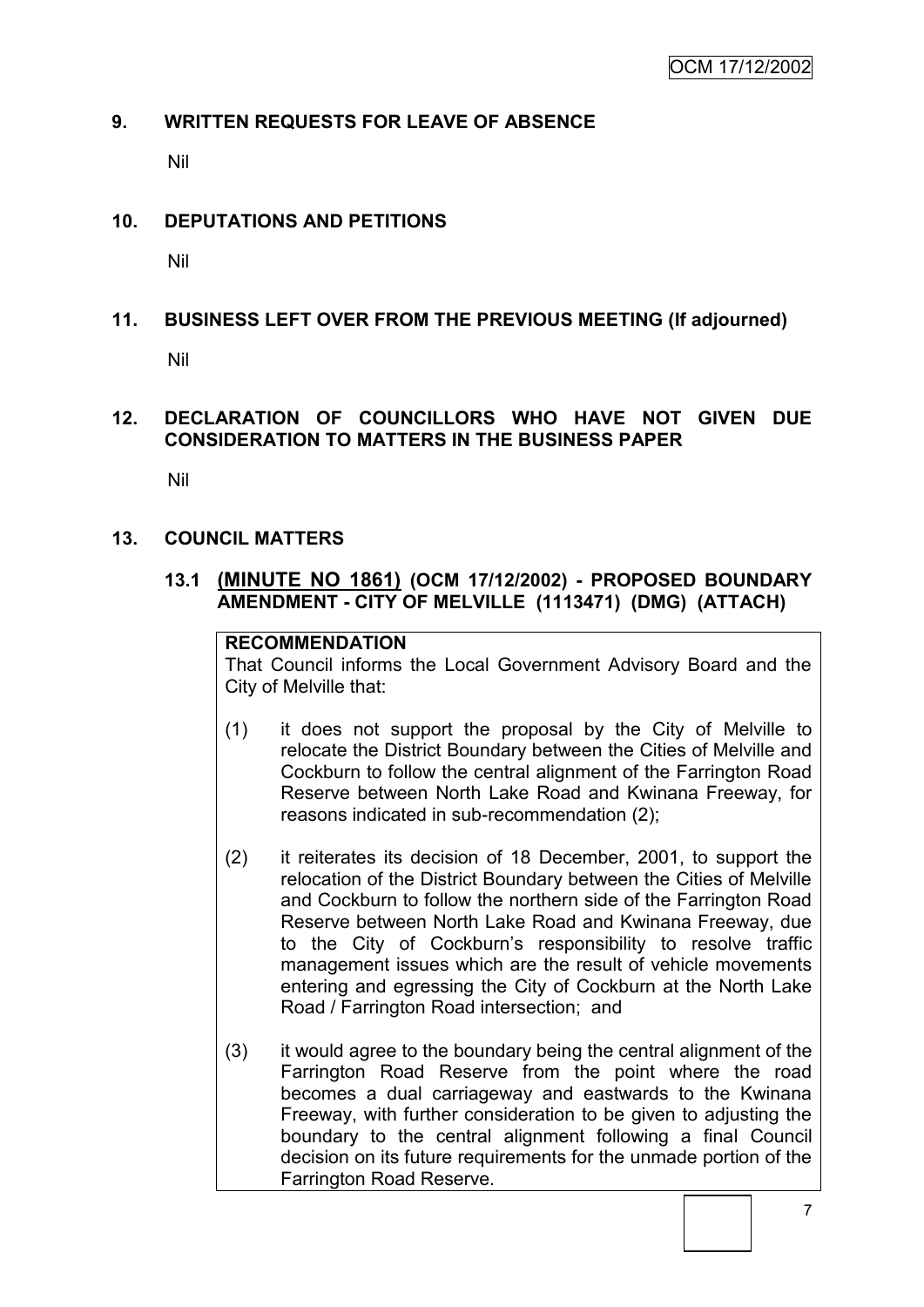## 9. WRITTEN REQUESTS FOR LEAVE OF ABSENCE

Nil

## 10. DEPUTATIONS AND PETITIONS

Nil

## 11. BUSINESS LEFT OVER FROM THE PREVIOUS MEETING (If adjourned)

Nil

## 12. DECLARATION OF COUNCILLORS WHO HAVE NOT GIVEN DUE CONSIDERATION TO MATTERS IN THE BUSINESS PAPER

Nil

## 13. COUNCIL MATTERS

### 13.1 (MINUTE NO 1861) (OCM 17/12/2002) - PROPOSED BOUNDARY AMENDMENT - CITY OF MELVILLE (1113471) (DMG) (ATTACH)

**RECOMMENDATION**

That Council informs the Local Government Advisory Board and the City of Melville that:

(1) it does not support the proposal by the City of Melville to relocate the District Boundary between the Cities of Melville and Cockburn to follow the central alignment of the Farrington Road Reserve between North Lake Road and Kwinana Freeway, for reasons indicated in sub-recommendation (2);

(2) it reiterates its decision of 18 December, 2001, to support the relocation of the District Boundary between the Cities of Melville and Cockburn to follow the northern side of the Farrington Road Reserve between North Lake Road and Kwinana Freeway, due to the City of Cockburn's responsibility to resolve traffic management issues which are the result of vehicle movements entering and egressing the City of Cockburn at the North Lake Road / Farrington Road intersection; and

(3) it would agree to the boundary being the central alignment of the Farrington Road Reserve from the point where the road becomes a dual carriageway and eastwards to the Kwinana Freeway, with further consideration to be given to adjusting the boundary to the central alignment following a final Council decision on its future requirements for the unmade portion of the Farrington Road Reserve.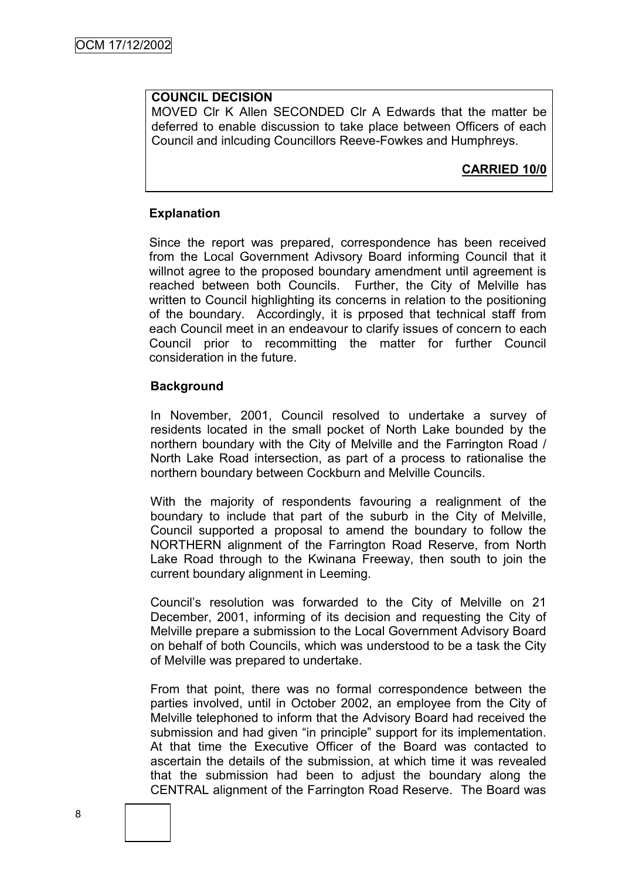**COUNCIL DECISION**

MOVED Clr K Allen SECONDED Clr A Edwards that the matter be deferred to enable discussion to take place between Officers of each Council and inlcuding Councillors Reeve-Fowkes and Humphreys.

**CARRIED 10/0**

**Explanation**

Since the report was prepared, correspondence has been received from the Local Government Adivsory Board informing Council that it willnot agree to the proposed boundary amendment until agreement is reached between both Councils. Further, the City of Melville has written to Council highlighting its concerns in relation to the positioning of the boundary. Accordingly, it is prposed that technical staff from each Council meet in an endeavour to clarify issues of concern to each Council prior to recommitting the matter for further Council consideration in the future.

**Background**

In November, 2001, Council resolved to undertake a survey of residents located in the small pocket of North Lake bounded by the northern boundary with the City of Melville and the Farrington Road / North Lake Road intersection, as part of a process to rationalise the northern boundary between Cockburn and Melville Councils.

With the majority of respondents favouring a realignment of the boundary to include that part of the suburb in the City of Melville, Council supported a proposal to amend the boundary to follow the NORTHERN alignment of the Farrington Road Reserve, from North Lake Road through to the Kwinana Freeway, then south to join the current boundary alignment in Leeming.

Council's resolution was forwarded to the City of Melville on 21 December, 2001, informing of its decision and requesting the City of Melville prepare a submission to the Local Government Advisory Board on behalf of both Councils, which was understood to be a task the City of Melville was prepared to undertake.

From that point, there was no formal correspondence between the parties involved, until in October 2002, an employee from the City of Melville telephoned to inform that the Advisory Board had received the submission and had given "in principle" support for its implementation. At that time the Executive Officer of the Board was contacted to ascertain the details of the submission, at which time it was revealed that the submission had been to adjust the boundary along the CENTRAL alignment of the Farrington Road Reserve. The Board was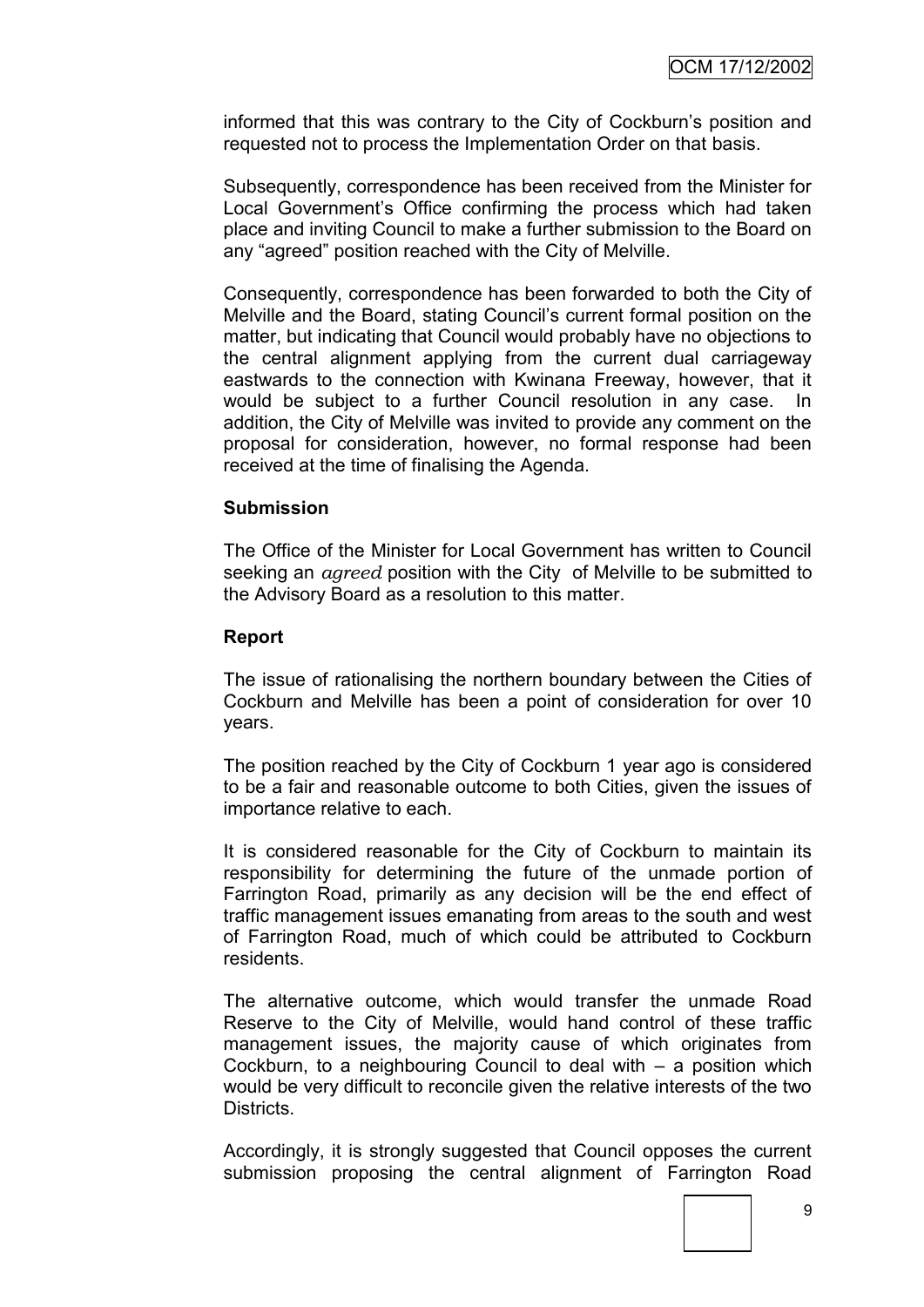informed that this was contrary to the City of Cockburn's position and requested not to process the Implementation Order on that basis.

Subsequently, correspondence has been received from the Minister for Local Government's Office confirming the process which had taken place and inviting Council to make a further submission to the Board on any "agreed" position reached with the City of Melville.

Consequently, correspondence has been forwarded to both the City of Melville and the Board, stating Council's current formal position on the matter, but indicating that Council would probably have no objections to the central alignment applying from the current dual carriageway eastwards to the connection with Kwinana Freeway, however, that it would be subject to a further Council resolution in any case. In addition, the City of Melville was invited to provide any comment on the proposal for consideration, however, no formal response had been received at the time of finalising the Agenda.

**Submission**

The Office of the Minister for Local Government has written to Council seeking an *agreed* position with the City of Melville to be submitted to the Advisory Board as a resolution to this matter.

**Report**

The issue of rationalising the northern boundary between the Cities of Cockburn and Melville has been a point of consideration for over 10 years.

The position reached by the City of Cockburn 1 year ago is considered to be a fair and reasonable outcome to both Cities, given the issues of importance relative to each.

It is considered reasonable for the City of Cockburn to maintain its responsibility for determining the future of the unmade portion of Farrington Road, primarily as any decision will be the end effect of traffic management issues emanating from areas to the south and west of Farrington Road, much of which could be attributed to Cockburn residents.

The alternative outcome, which would transfer the unmade Road Reserve to the City of Melville, would hand control of these traffic management issues, the majority cause of which originates from Cockburn, to a neighbouring Council to deal with – a position which would be very difficult to reconcile given the relative interests of the two Districts.

Accordingly, it is strongly suggested that Council opposes the current submission proposing the central alignment of Farrington Road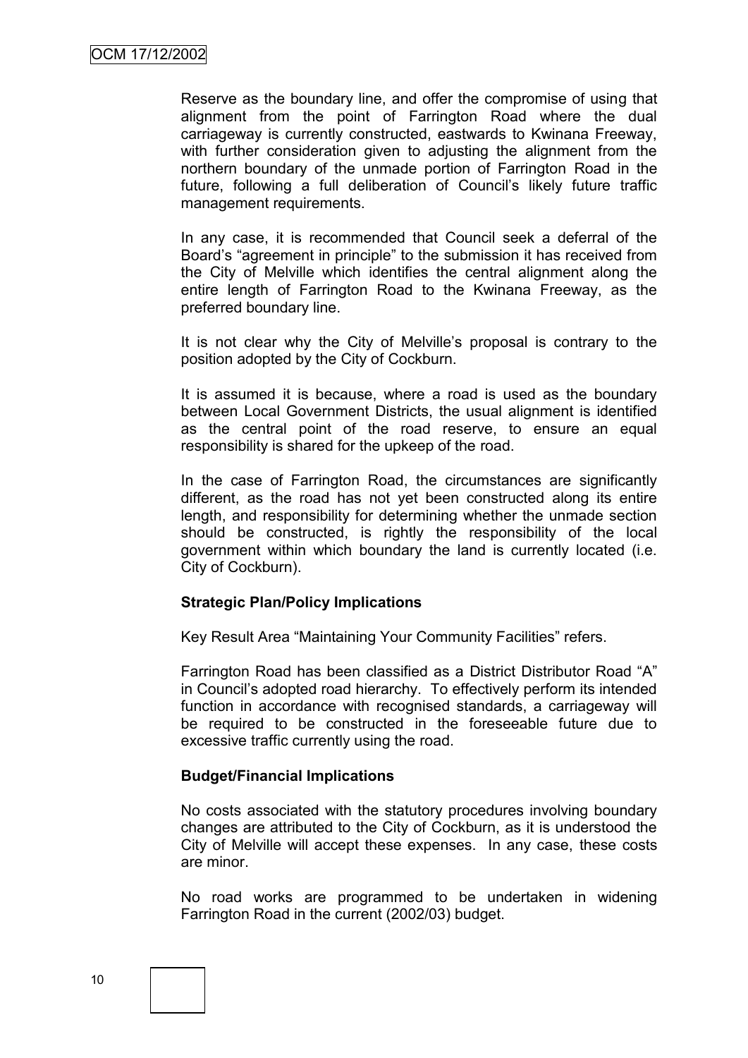Reserve as the boundary line, and offer the compromise of using that alignment from the point of Farrington Road where the dual carriageway is currently constructed, eastwards to Kwinana Freeway, with further consideration given to adjusting the alignment from the northern boundary of the unmade portion of Farrington Road in the future, following a full deliberation of Council's likely future traffic management requirements.

In any case, it is recommended that Council seek a deferral of the Board's "agreement in principle" to the submission it has received from the City of Melville which identifies the central alignment along the entire length of Farrington Road to the Kwinana Freeway, as the preferred boundary line.

It is not clear why the City of Melville's proposal is contrary to the position adopted by the City of Cockburn.

It is assumed it is because, where a road is used as the boundary between Local Government Districts, the usual alignment is identified as the central point of the road reserve, to ensure an equal responsibility is shared for the upkeep of the road.

In the case of Farrington Road, the circumstances are significantly different, as the road has not yet been constructed along its entire length, and responsibility for determining whether the unmade section should be constructed, is rightly the responsibility of the local government within which boundary the land is currently located (i.e. City of Cockburn).

**Strategic Plan/Policy Implications**

Key Result Area "Maintaining Your Community Facilities" refers.

Farrington Road has been classified as a District Distributor Road "A" in Council's adopted road hierarchy. To effectively perform its intended function in accordance with recognised standards, a carriageway will be required to be constructed in the foreseeable future due to excessive traffic currently using the road.

**Budget/Financial Implications**

No costs associated with the statutory procedures involving boundary changes are attributed to the City of Cockburn, as it is understood the City of Melville will accept these expenses. In any case, these costs are minor.

No road works are programmed to be undertaken in widening Farrington Road in the current (2002/03) budget.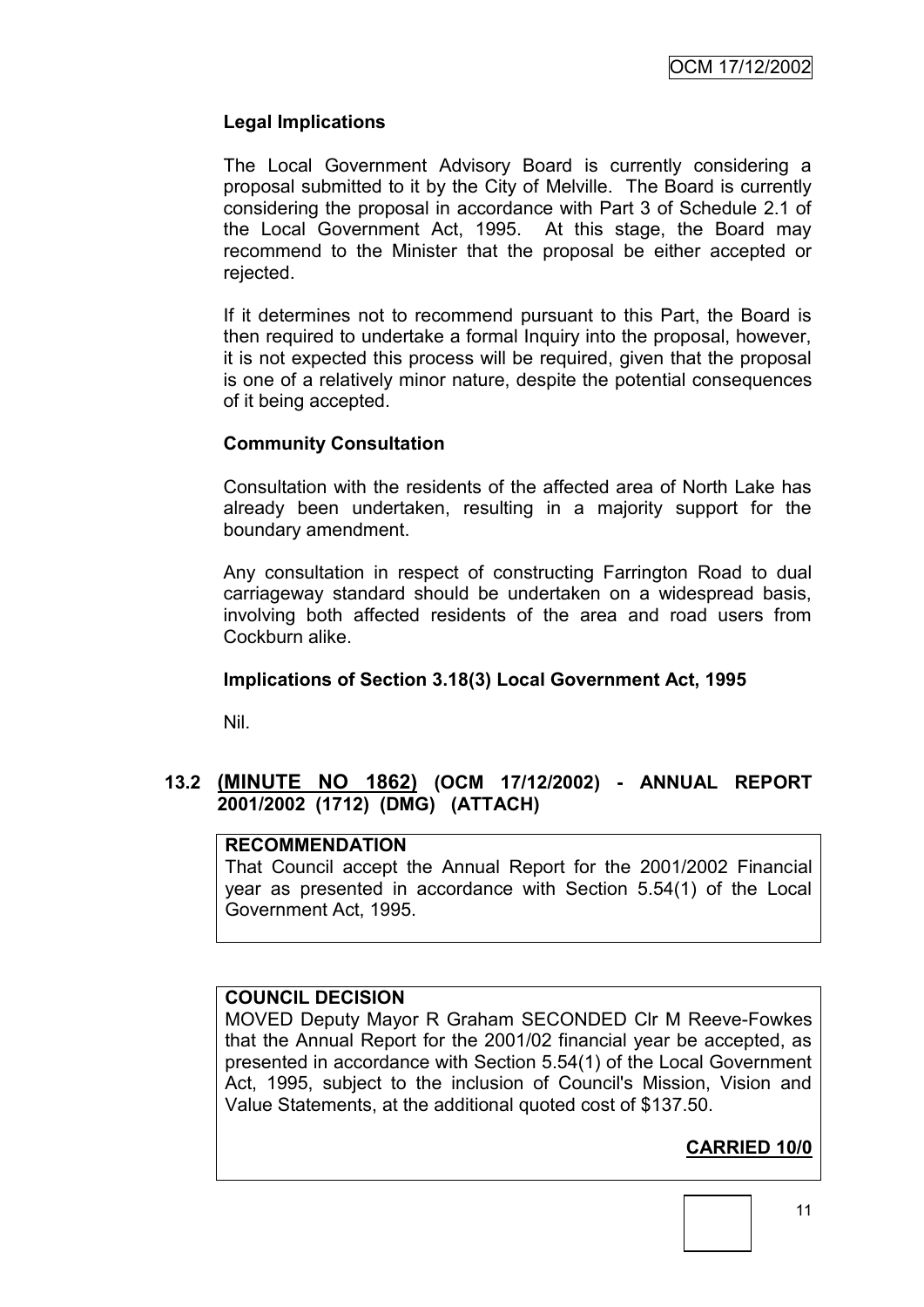**Legal Implications**

The Local Government Advisory Board is currently considering a proposal submitted to it by the City of Melville. The Board is currently considering the proposal in accordance with Part 3 of Schedule 2.1 of the Local Government Act, 1995. At this stage, the Board may recommend to the Minister that the proposal be either accepted or rejected.

If it determines not to recommend pursuant to this Part, the Board is then required to undertake a formal Inquiry into the proposal, however, it is not expected this process will be required, given that the proposal is one of a relatively minor nature, despite the potential consequences of it being accepted.

**Community Consultation**

Consultation with the residents of the affected area of North Lake has already been undertaken, resulting in a majority support for the boundary amendment.

Any consultation in respect of constructing Farrington Road to dual carriageway standard should be undertaken on a widespread basis, involving both affected residents of the area and road users from Cockburn alike.

**Implications of Section 3.18(3) Local Government Act, 1995**

Nil.

## 13.2 (MINUTE NO 1862) (OCM 17/12/2002) - ANNUAL REPORT 2001/2002 (1712) (DMG) (ATTACH)

**RECOMMENDATION**
That Council accept the Annual Report for the 2001/2002 Financial year as presented in accordance with Section 5.54(1) of the Local Government Act, 1995.

**COUNCIL DECISION**
MOVED Deputy Mayor R Graham SECONDED Clr M Reeve-Fowkes that the Annual Report for the 2001/02 financial year be accepted, as presented in accordance with Section 5.54(1) of the Local Government Act, 1995, subject to the inclusion of Council's Mission, Vision and Value Statements, at the additional quoted cost of $137.50.

**CARRIED 10/0**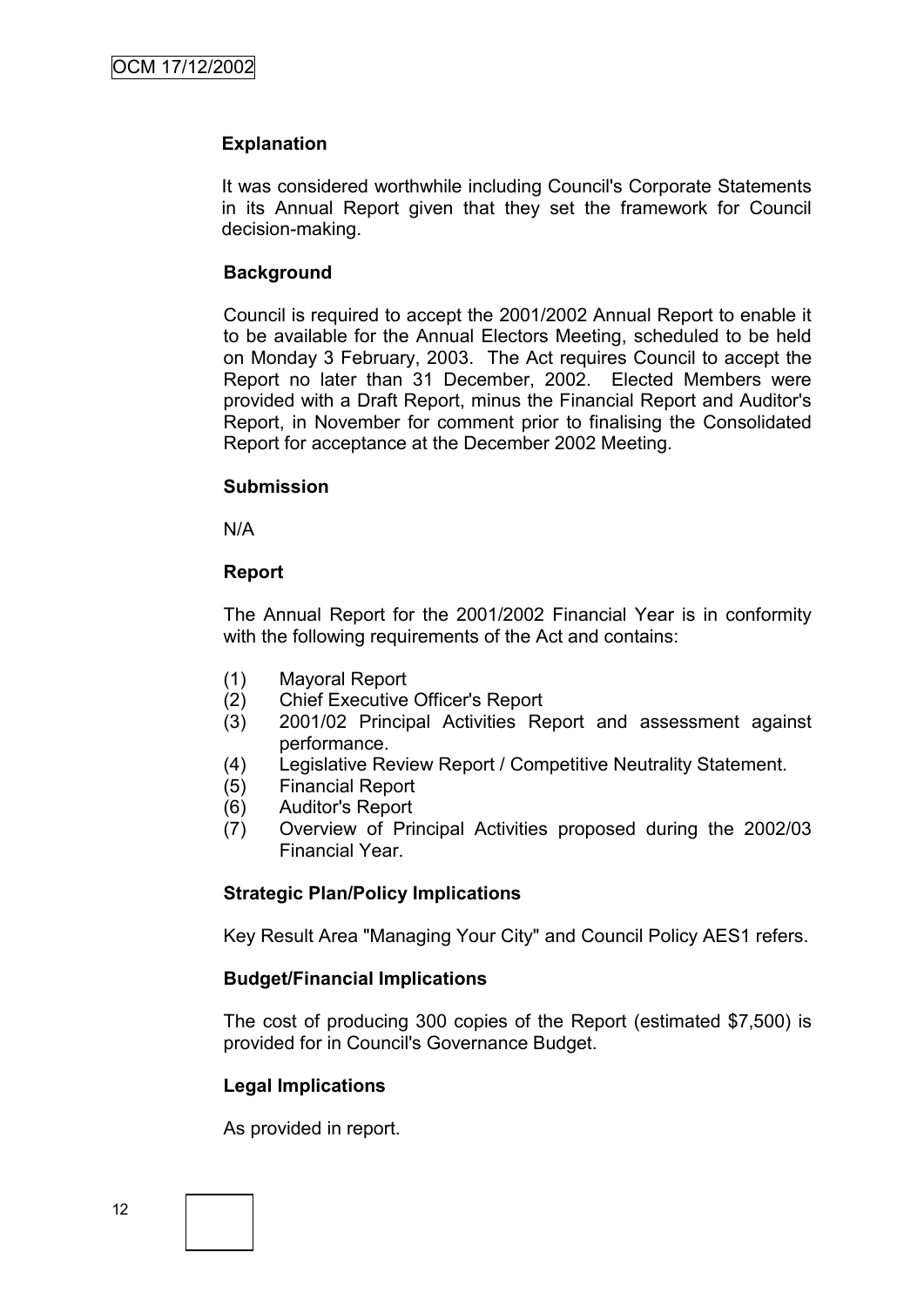**Explanation**

It was considered worthwhile including Council's Corporate Statements in its Annual Report given that they set the framework for Council decision-making.

**Background**

Council is required to accept the 2001/2002 Annual Report to enable it to be available for the Annual Electors Meeting, scheduled to be held on Monday 3 February, 2003. The Act requires Council to accept the Report no later than 31 December, 2002. Elected Members were provided with a Draft Report, minus the Financial Report and Auditor's Report, in November for comment prior to finalising the Consolidated Report for acceptance at the December 2002 Meeting.

**Submission**

N/A

**Report**

The Annual Report for the 2001/2002 Financial Year is in conformity with the following requirements of the Act and contains:

(1) Mayoral Report
(2) Chief Executive Officer's Report
(3) 2001/02 Principal Activities Report and assessment against performance.
(4) Legislative Review Report / Competitive Neutrality Statement.
(5) Financial Report
(6) Auditor's Report
(7) Overview of Principal Activities proposed during the 2002/03 Financial Year.

**Strategic Plan/Policy Implications**

Key Result Area "Managing Your City" and Council Policy AES1 refers.

**Budget/Financial Implications**

The cost of producing 300 copies of the Report (estimated $7,500) is provided for in Council's Governance Budget.

**Legal Implications**

As provided in report.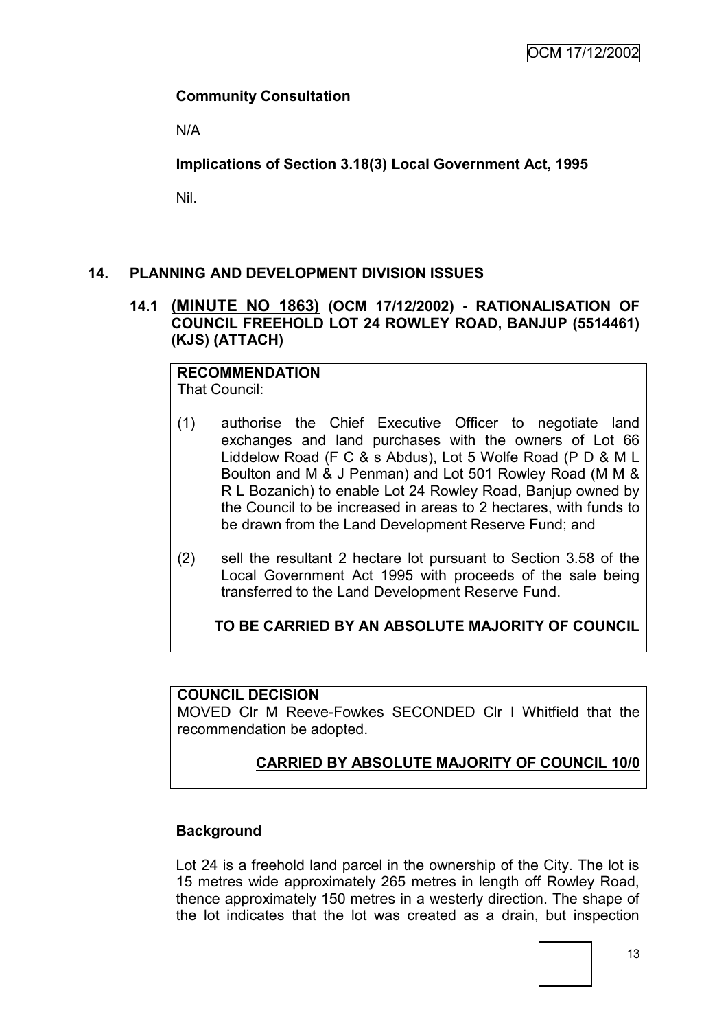**Community Consultation**

N/A

**Implications of Section 3.18(3) Local Government Act, 1995**

Nil.

## 14. PLANNING AND DEVELOPMENT DIVISION ISSUES

### 14.1 (MINUTE NO 1863) (OCM 17/12/2002) - RATIONALISATION OF COUNCIL FREEHOLD LOT 24 ROWLEY ROAD, BANJUP (5514461) (KJS) (ATTACH)

**RECOMMENDATION**
That Council:

(1) authorise the Chief Executive Officer to negotiate land exchanges and land purchases with the owners of Lot 66 Liddelow Road (F C & s Abdus), Lot 5 Wolfe Road (P D & M L Boulton and M & J Penman) and Lot 501 Rowley Road (M M & R L Bozanich) to enable Lot 24 Rowley Road, Banjup owned by the Council to be increased in areas to 2 hectares, with funds to be drawn from the Land Development Reserve Fund; and

(2) sell the resultant 2 hectare lot pursuant to Section 3.58 of the Local Government Act 1995 with proceeds of the sale being transferred to the Land Development Reserve Fund.

**TO BE CARRIED BY AN ABSOLUTE MAJORITY OF COUNCIL**

**COUNCIL DECISION**
MOVED Clr M Reeve-Fowkes SECONDED Clr I Whitfield that the recommendation be adopted.

**CARRIED BY ABSOLUTE MAJORITY OF COUNCIL 10/0**

**Background**

Lot 24 is a freehold land parcel in the ownership of the City. The lot is 15 metres wide approximately 265 metres in length off Rowley Road, thence approximately 150 metres in a westerly direction. The shape of the lot indicates that the lot was created as a drain, but inspection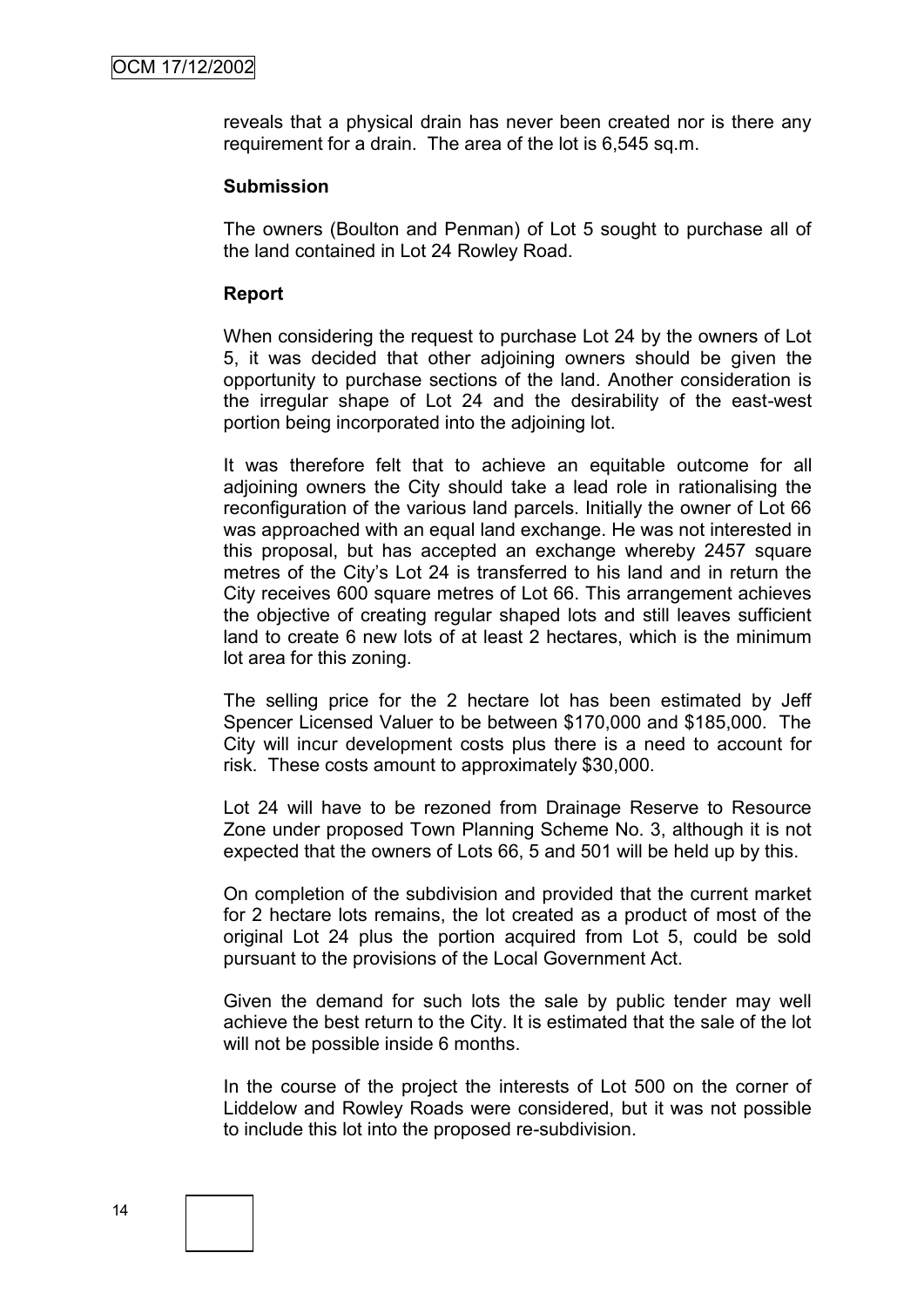reveals that a physical drain has never been created nor is there any requirement for a drain. The area of the lot is 6,545 sq.m.

**Submission**

The owners (Boulton and Penman) of Lot 5 sought to purchase all of the land contained in Lot 24 Rowley Road.

**Report**

When considering the request to purchase Lot 24 by the owners of Lot 5, it was decided that other adjoining owners should be given the opportunity to purchase sections of the land. Another consideration is the irregular shape of Lot 24 and the desirability of the east-west portion being incorporated into the adjoining lot.

It was therefore felt that to achieve an equitable outcome for all adjoining owners the City should take a lead role in rationalising the reconfiguration of the various land parcels. Initially the owner of Lot 66 was approached with an equal land exchange. He was not interested in this proposal, but has accepted an exchange whereby 2457 square metres of the City's Lot 24 is transferred to his land and in return the City receives 600 square metres of Lot 66. This arrangement achieves the objective of creating regular shaped lots and still leaves sufficient land to create 6 new lots of at least 2 hectares, which is the minimum lot area for this zoning.

The selling price for the 2 hectare lot has been estimated by Jeff Spencer Licensed Valuer to be between $170,000 and $185,000. The City will incur development costs plus there is a need to account for risk. These costs amount to approximately $30,000.

Lot 24 will have to be rezoned from Drainage Reserve to Resource Zone under proposed Town Planning Scheme No. 3, although it is not expected that the owners of Lots 66, 5 and 501 will be held up by this.

On completion of the subdivision and provided that the current market for 2 hectare lots remains, the lot created as a product of most of the original Lot 24 plus the portion acquired from Lot 5, could be sold pursuant to the provisions of the Local Government Act.

Given the demand for such lots the sale by public tender may well achieve the best return to the City. It is estimated that the sale of the lot will not be possible inside 6 months.

In the course of the project the interests of Lot 500 on the corner of Liddelow and Rowley Roads were considered, but it was not possible to include this lot into the proposed re-subdivision.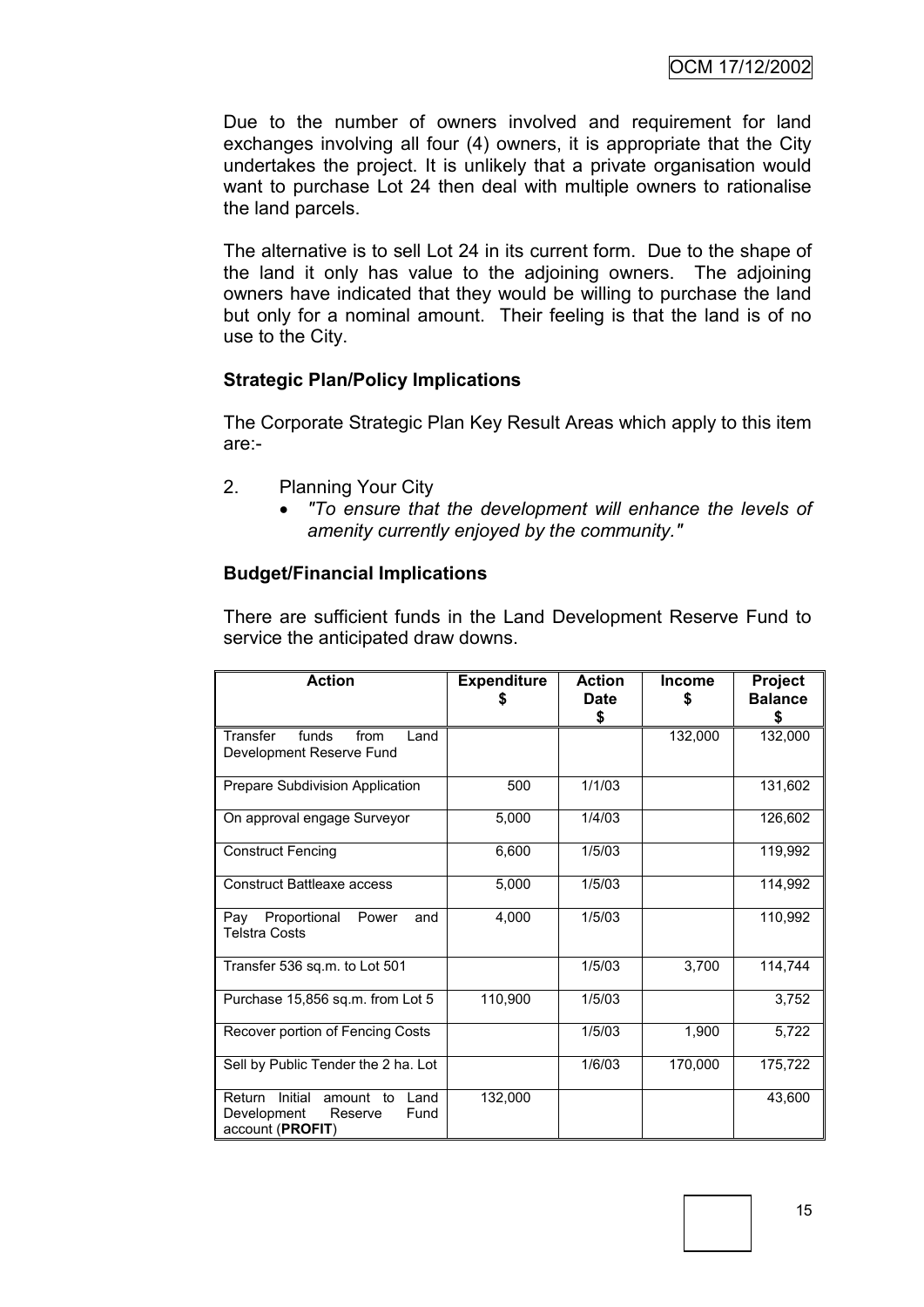Due to the number of owners involved and requirement for land exchanges involving all four (4) owners, it is appropriate that the City undertakes the project. It is unlikely that a private organisation would want to purchase Lot 24 then deal with multiple owners to rationalise the land parcels.

The alternative is to sell Lot 24 in its current form. Due to the shape of the land it only has value to the adjoining owners. The adjoining owners have indicated that they would be willing to purchase the land but only for a nominal amount. Their feeling is that the land is of no use to the City.

### Strategic Plan/Policy Implications

The Corporate Strategic Plan Key Result Areas which apply to this item are:-

2. Planning Your City
   - *"To ensure that the development will enhance the levels of amenity currently enjoyed by the community."*

### Budget/Financial Implications

There are sufficient funds in the Land Development Reserve Fund to service the anticipated draw downs.

| Action | Expenditure $ | Action Date $ | Income $ | Project Balance $ |
|---|---|---|---|---|
| Transfer funds from Land Development Reserve Fund | | | 132,000 | 132,000 |
| Prepare Subdivision Application | 500 | 1/1/03 | | 131,602 |
| On approval engage Surveyor | 5,000 | 1/4/03 | | 126,602 |
| Construct Fencing | 6,600 | 1/5/03 | | 119,992 |
| Construct Battleaxe access | 5,000 | 1/5/03 | | 114,992 |
| Pay Proportional Power and Telstra Costs | 4,000 | 1/5/03 | | 110,992 |
| Transfer 536 sq.m. to Lot 501 | | 1/5/03 | 3,700 | 114,744 |
| Purchase 15,856 sq.m. from Lot 5 | 110,900 | 1/5/03 | | 3,752 |
| Recover portion of Fencing Costs | | 1/5/03 | 1,900 | 5,722 |
| Sell by Public Tender the 2 ha. Lot | | 1/6/03 | 170,000 | 175,722 |
| Return Initial amount to Land Development Reserve Fund account (**PROFIT**) | 132,000 | | | 43,600 |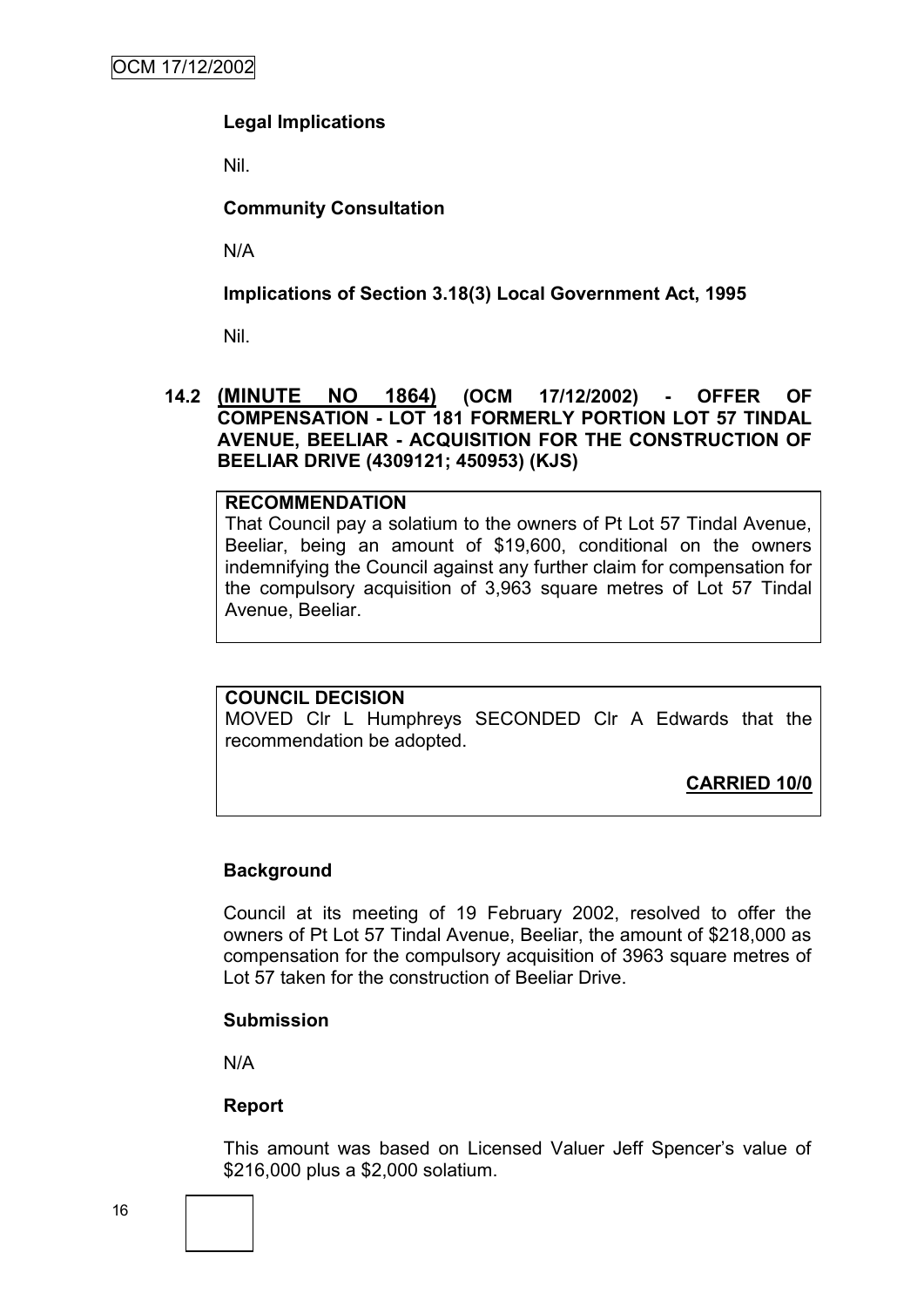**Legal Implications**

Nil.

**Community Consultation**

N/A

**Implications of Section 3.18(3) Local Government Act, 1995**

Nil.

## 14.2 (MINUTE NO 1864) (OCM 17/12/2002) - OFFER OF COMPENSATION - LOT 181 FORMERLY PORTION LOT 57 TINDAL AVENUE, BEELIAR - ACQUISITION FOR THE CONSTRUCTION OF BEELIAR DRIVE (4309121; 450953) (KJS)

**RECOMMENDATION**

That Council pay a solatium to the owners of Pt Lot 57 Tindal Avenue, Beeliar, being an amount of $19,600, conditional on the owners indemnifying the Council against any further claim for compensation for the compulsory acquisition of 3,963 square metres of Lot 57 Tindal Avenue, Beeliar.

**COUNCIL DECISION**

MOVED Clr L Humphreys SECONDED Clr A Edwards that the recommendation be adopted.

**CARRIED 10/0**

**Background**

Council at its meeting of 19 February 2002, resolved to offer the owners of Pt Lot 57 Tindal Avenue, Beeliar, the amount of $218,000 as compensation for the compulsory acquisition of 3963 square metres of Lot 57 taken for the construction of Beeliar Drive.

**Submission**

N/A

**Report**

This amount was based on Licensed Valuer Jeff Spencer's value of $216,000 plus a $2,000 solatium.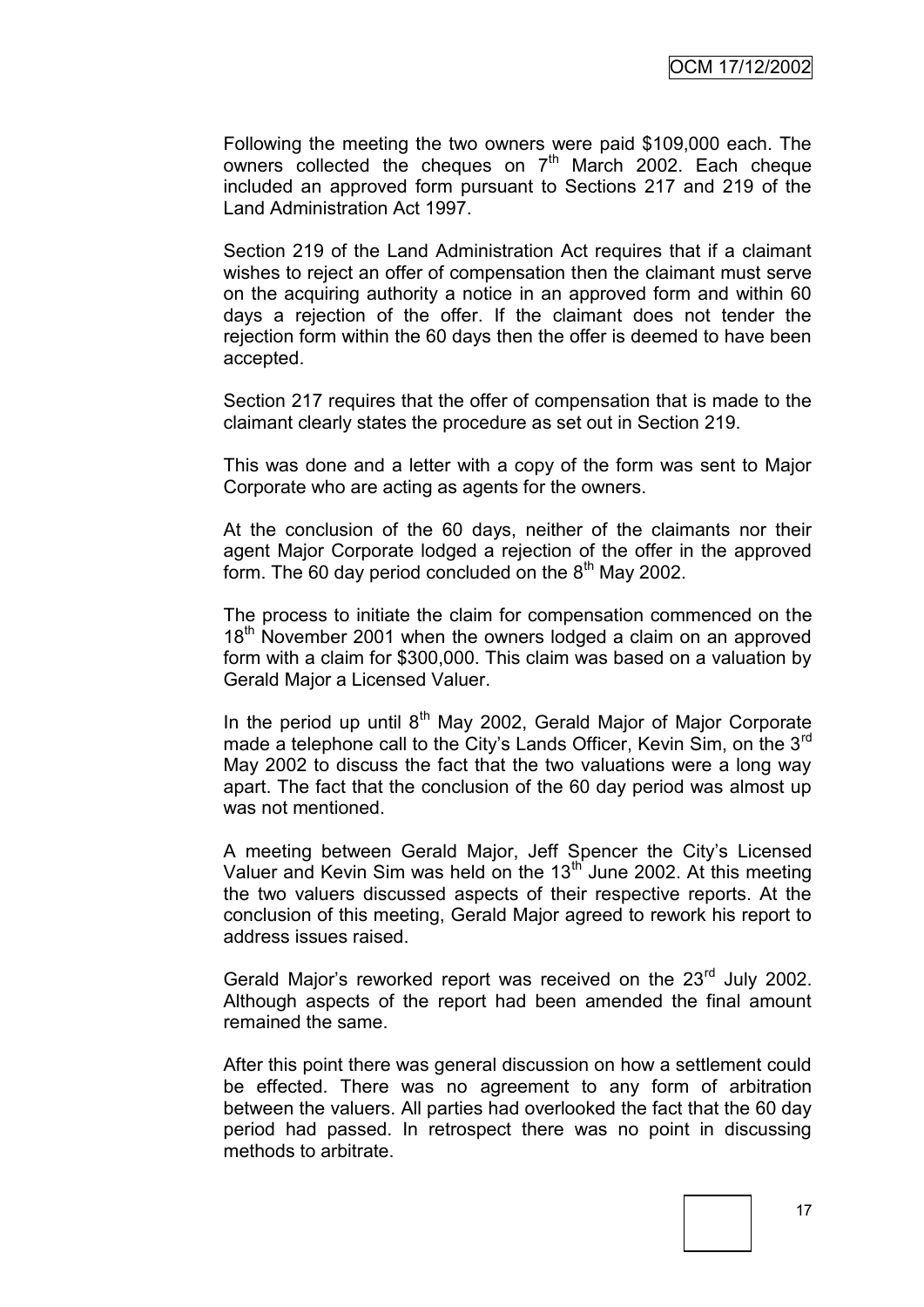Following the meeting the two owners were paid $109,000 each. The owners collected the cheques on 7th March 2002. Each cheque included an approved form pursuant to Sections 217 and 219 of the Land Administration Act 1997.

Section 219 of the Land Administration Act requires that if a claimant wishes to reject an offer of compensation then the claimant must serve on the acquiring authority a notice in an approved form and within 60 days a rejection of the offer. If the claimant does not tender the rejection form within the 60 days then the offer is deemed to have been accepted.

Section 217 requires that the offer of compensation that is made to the claimant clearly states the procedure as set out in Section 219.

This was done and a letter with a copy of the form was sent to Major Corporate who are acting as agents for the owners.

At the conclusion of the 60 days, neither of the claimants nor their agent Major Corporate lodged a rejection of the offer in the approved form. The 60 day period concluded on the 8th May 2002.

The process to initiate the claim for compensation commenced on the 18th November 2001 when the owners lodged a claim on an approved form with a claim for $300,000. This claim was based on a valuation by Gerald Major a Licensed Valuer.

In the period up until 8th May 2002, Gerald Major of Major Corporate made a telephone call to the City's Lands Officer, Kevin Sim, on the 3rd May 2002 to discuss the fact that the two valuations were a long way apart. The fact that the conclusion of the 60 day period was almost up was not mentioned.

A meeting between Gerald Major, Jeff Spencer the City's Licensed Valuer and Kevin Sim was held on the 13th June 2002. At this meeting the two valuers discussed aspects of their respective reports. At the conclusion of this meeting, Gerald Major agreed to rework his report to address issues raised.

Gerald Major's reworked report was received on the 23rd July 2002. Although aspects of the report had been amended the final amount remained the same.

After this point there was general discussion on how a settlement could be effected. There was no agreement to any form of arbitration between the valuers. All parties had overlooked the fact that the 60 day period had passed. In retrospect there was no point in discussing methods to arbitrate.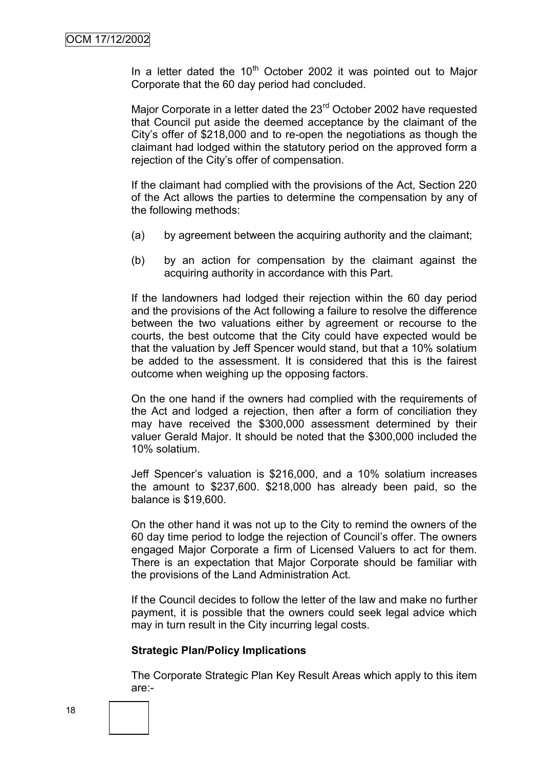In a letter dated the 10th October 2002 it was pointed out to Major Corporate that the 60 day period had concluded.

Major Corporate in a letter dated the 23rd October 2002 have requested that Council put aside the deemed acceptance by the claimant of the City's offer of $218,000 and to re-open the negotiations as though the claimant had lodged within the statutory period on the approved form a rejection of the City's offer of compensation.

If the claimant had complied with the provisions of the Act, Section 220 of the Act allows the parties to determine the compensation by any of the following methods:

(a) by agreement between the acquiring authority and the claimant;

(b) by an action for compensation by the claimant against the acquiring authority in accordance with this Part.

If the landowners had lodged their rejection within the 60 day period and the provisions of the Act following a failure to resolve the difference between the two valuations either by agreement or recourse to the courts, the best outcome that the City could have expected would be that the valuation by Jeff Spencer would stand, but that a 10% solatium be added to the assessment. It is considered that this is the fairest outcome when weighing up the opposing factors.

On the one hand if the owners had complied with the requirements of the Act and lodged a rejection, then after a form of conciliation they may have received the $300,000 assessment determined by their valuer Gerald Major. It should be noted that the $300,000 included the 10% solatium.

Jeff Spencer's valuation is $216,000, and a 10% solatium increases the amount to $237,600. $218,000 has already been paid, so the balance is $19,600.

On the other hand it was not up to the City to remind the owners of the 60 day time period to lodge the rejection of Council's offer. The owners engaged Major Corporate a firm of Licensed Valuers to act for them. There is an expectation that Major Corporate should be familiar with the provisions of the Land Administration Act.

If the Council decides to follow the letter of the law and make no further payment, it is possible that the owners could seek legal advice which may in turn result in the City incurring legal costs.

**Strategic Plan/Policy Implications**

The Corporate Strategic Plan Key Result Areas which apply to this item are:-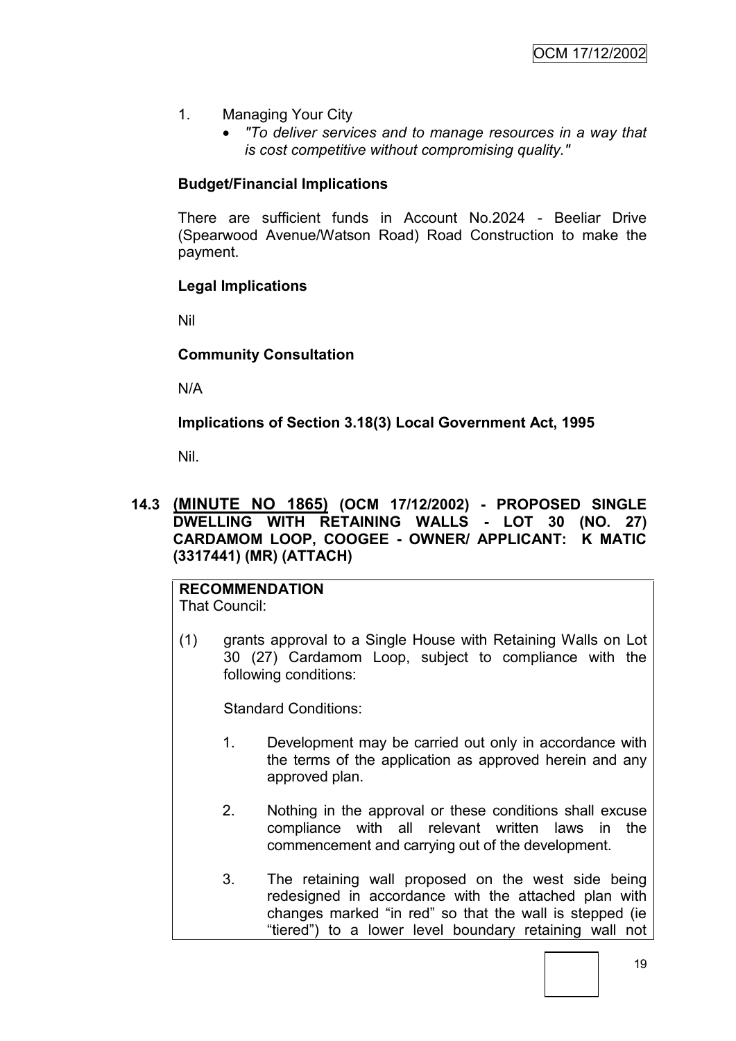1. Managing Your City
   - *"To deliver services and to manage resources in a way that is cost competitive without compromising quality."*

**Budget/Financial Implications**

There are sufficient funds in Account No.2024 - Beeliar Drive (Spearwood Avenue/Watson Road) Road Construction to make the payment.

**Legal Implications**

Nil

**Community Consultation**

N/A

**Implications of Section 3.18(3) Local Government Act, 1995**

Nil.

### 14.3 (MINUTE NO 1865) (OCM 17/12/2002) - PROPOSED SINGLE DWELLING WITH RETAINING WALLS - LOT 30 (NO. 27) CARDAMOM LOOP, COOGEE - OWNER/ APPLICANT: K MATIC (3317441) (MR) (ATTACH)

**RECOMMENDATION**
That Council:

(1) grants approval to a Single House with Retaining Walls on Lot 30 (27) Cardamom Loop, subject to compliance with the following conditions:

Standard Conditions:

1. Development may be carried out only in accordance with the terms of the application as approved herein and any approved plan.

2. Nothing in the approval or these conditions shall excuse compliance with all relevant written laws in the commencement and carrying out of the development.

3. The retaining wall proposed on the west side being redesigned in accordance with the attached plan with changes marked "in red" so that the wall is stepped (ie "tiered") to a lower level boundary retaining wall not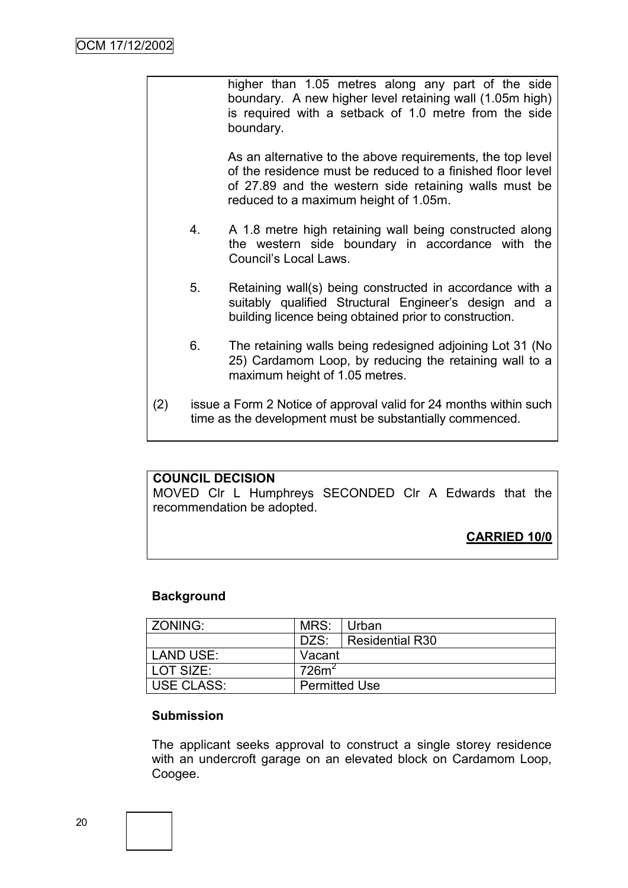higher than 1.05 metres along any part of the side boundary. A new higher level retaining wall (1.05m high) is required with a setback of 1.0 metre from the side boundary.

As an alternative to the above requirements, the top level of the residence must be reduced to a finished floor level of 27.89 and the western side retaining walls must be reduced to a maximum height of 1.05m.

4. A 1.8 metre high retaining wall being constructed along the western side boundary in accordance with the Council's Local Laws.

5. Retaining wall(s) being constructed in accordance with a suitably qualified Structural Engineer's design and a building licence being obtained prior to construction.

6. The retaining walls being redesigned adjoining Lot 31 (No 25) Cardamom Loop, by reducing the retaining wall to a maximum height of 1.05 metres.

(2) issue a Form 2 Notice of approval valid for 24 months within such time as the development must be substantially commenced.

**COUNCIL DECISION**

MOVED Clr L Humphreys SECONDED Clr A Edwards that the recommendation be adopted.

**CARRIED 10/0**

**Background**

| | | |
|---|---|---|
| ZONING: | MRS: | Urban |
| | DZS: | Residential R30 |
| LAND USE: | Vacant | |
| LOT SIZE: | 726m$^2$ | |
| USE CLASS: | Permitted Use | |

**Submission**

The applicant seeks approval to construct a single storey residence with an undercroft garage on an elevated block on Cardamom Loop, Coogee.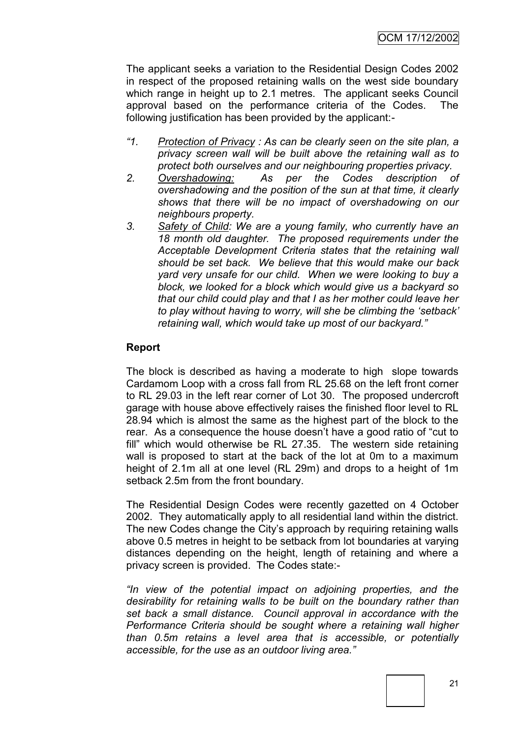The applicant seeks a variation to the Residential Design Codes 2002 in respect of the proposed retaining walls on the west side boundary which range in height up to 2.1 metres. The applicant seeks Council approval based on the performance criteria of the Codes. The following justification has been provided by the applicant:-

*"1. <u>Protection of Privacy</u> : As can be clearly seen on the site plan, a privacy screen wall will be built above the retaining wall as to protect both ourselves and our neighbouring properties privacy.*

*2. <u>Overshadowing:</u> As per the Codes description of overshadowing and the position of the sun at that time, it clearly shows that there will be no impact of overshadowing on our neighbours property.*

*3. <u>Safety of Child</u>: We are a young family, who currently have an 18 month old daughter. The proposed requirements under the Acceptable Development Criteria states that the retaining wall should be set back. We believe that this would make our back yard very unsafe for our child. When we were looking to buy a block, we looked for a block which would give us a backyard so that our child could play and that I as her mother could leave her to play without having to worry, will she be climbing the 'setback' retaining wall, which would take up most of our backyard."*

**Report**

The block is described as having a moderate to high slope towards Cardamom Loop with a cross fall from RL 25.68 on the left front corner to RL 29.03 in the left rear corner of Lot 30. The proposed undercroft garage with house above effectively raises the finished floor level to RL 28.94 which is almost the same as the highest part of the block to the rear. As a consequence the house doesn't have a good ratio of "cut to fill" which would otherwise be RL 27.35. The western side retaining wall is proposed to start at the back of the lot at 0m to a maximum height of 2.1m all at one level (RL 29m) and drops to a height of 1m setback 2.5m from the front boundary.

The Residential Design Codes were recently gazetted on 4 October 2002. They automatically apply to all residential land within the district. The new Codes change the City's approach by requiring retaining walls above 0.5 metres in height to be setback from lot boundaries at varying distances depending on the height, length of retaining and where a privacy screen is provided. The Codes state:-

*"In view of the potential impact on adjoining properties, and the desirability for retaining walls to be built on the boundary rather than set back a small distance. Council approval in accordance with the Performance Criteria should be sought where a retaining wall higher than 0.5m retains a level area that is accessible, or potentially accessible, for the use as an outdoor living area."*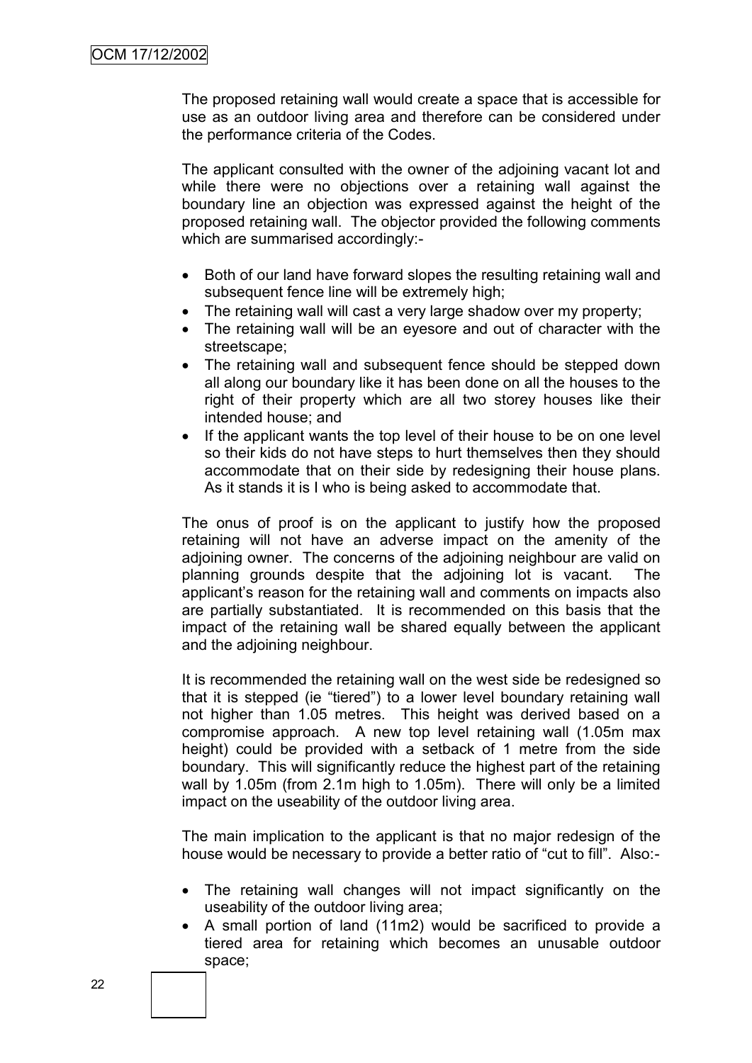The proposed retaining wall would create a space that is accessible for use as an outdoor living area and therefore can be considered under the performance criteria of the Codes.

The applicant consulted with the owner of the adjoining vacant lot and while there were no objections over a retaining wall against the boundary line an objection was expressed against the height of the proposed retaining wall. The objector provided the following comments which are summarised accordingly:-

- Both of our land have forward slopes the resulting retaining wall and subsequent fence line will be extremely high;
- The retaining wall will cast a very large shadow over my property;
- The retaining wall will be an eyesore and out of character with the streetscape;
- The retaining wall and subsequent fence should be stepped down all along our boundary like it has been done on all the houses to the right of their property which are all two storey houses like their intended house; and
- If the applicant wants the top level of their house to be on one level so their kids do not have steps to hurt themselves then they should accommodate that on their side by redesigning their house plans. As it stands it is I who is being asked to accommodate that.

The onus of proof is on the applicant to justify how the proposed retaining will not have an adverse impact on the amenity of the adjoining owner. The concerns of the adjoining neighbour are valid on planning grounds despite that the adjoining lot is vacant. The applicant's reason for the retaining wall and comments on impacts also are partially substantiated. It is recommended on this basis that the impact of the retaining wall be shared equally between the applicant and the adjoining neighbour.

It is recommended the retaining wall on the west side be redesigned so that it is stepped (ie "tiered") to a lower level boundary retaining wall not higher than 1.05 metres. This height was derived based on a compromise approach. A new top level retaining wall (1.05m max height) could be provided with a setback of 1 metre from the side boundary. This will significantly reduce the highest part of the retaining wall by 1.05m (from 2.1m high to 1.05m). There will only be a limited impact on the useability of the outdoor living area.

The main implication to the applicant is that no major redesign of the house would be necessary to provide a better ratio of "cut to fill". Also:-

- The retaining wall changes will not impact significantly on the useability of the outdoor living area;
- A small portion of land (11m2) would be sacrificed to provide a tiered area for retaining which becomes an unusable outdoor space;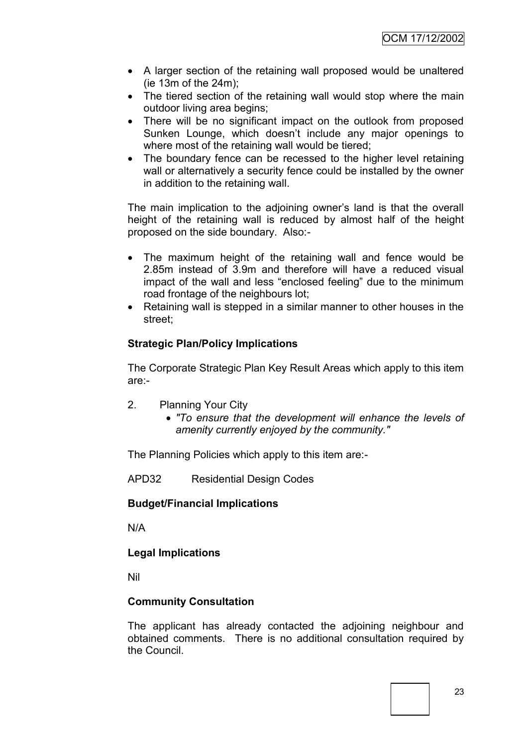- A larger section of the retaining wall proposed would be unaltered (ie 13m of the 24m);
- The tiered section of the retaining wall would stop where the main outdoor living area begins;
- There will be no significant impact on the outlook from proposed Sunken Lounge, which doesn't include any major openings to where most of the retaining wall would be tiered;
- The boundary fence can be recessed to the higher level retaining wall or alternatively a security fence could be installed by the owner in addition to the retaining wall.

The main implication to the adjoining owner's land is that the overall height of the retaining wall is reduced by almost half of the height proposed on the side boundary. Also:-

- The maximum height of the retaining wall and fence would be 2.85m instead of 3.9m and therefore will have a reduced visual impact of the wall and less "enclosed feeling" due to the minimum road frontage of the neighbours lot;
- Retaining wall is stepped in a similar manner to other houses in the street;

**Strategic Plan/Policy Implications**

The Corporate Strategic Plan Key Result Areas which apply to this item are:-

2. Planning Your City
   - *"To ensure that the development will enhance the levels of amenity currently enjoyed by the community."*

The Planning Policies which apply to this item are:-

APD32 Residential Design Codes

**Budget/Financial Implications**

N/A

**Legal Implications**

Nil

**Community Consultation**

The applicant has already contacted the adjoining neighbour and obtained comments. There is no additional consultation required by the Council.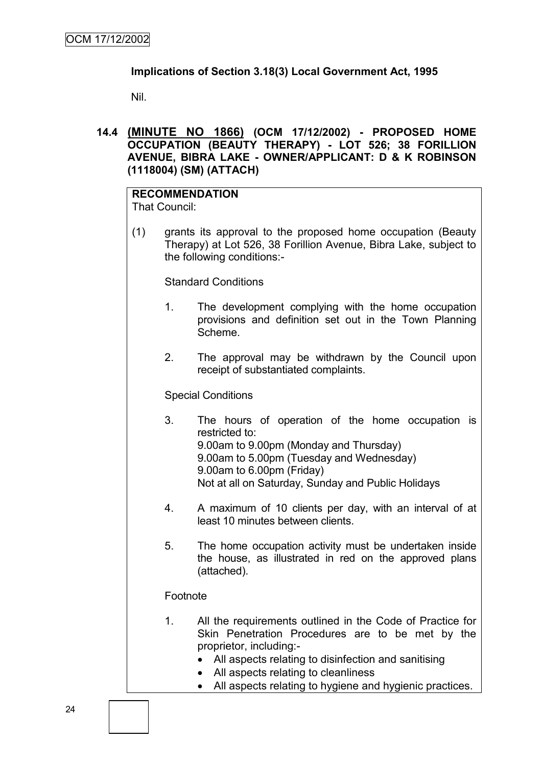**Implications of Section 3.18(3) Local Government Act, 1995**

Nil.

## 14.4 (MINUTE NO 1866) (OCM 17/12/2002) - PROPOSED HOME OCCUPATION (BEAUTY THERAPY) - LOT 526; 38 FORILLION AVENUE, BIBRA LAKE - OWNER/APPLICANT: D & K ROBINSON (1118004) (SM) (ATTACH)

**RECOMMENDATION**

That Council:

(1) grants its approval to the proposed home occupation (Beauty Therapy) at Lot 526, 38 Forillion Avenue, Bibra Lake, subject to the following conditions:-

Standard Conditions

1. The development complying with the home occupation provisions and definition set out in the Town Planning Scheme.

2. The approval may be withdrawn by the Council upon receipt of substantiated complaints.

Special Conditions

3. The hours of operation of the home occupation is restricted to:
   9.00am to 9.00pm (Monday and Thursday)
   9.00am to 5.00pm (Tuesday and Wednesday)
   9.00am to 6.00pm (Friday)
   Not at all on Saturday, Sunday and Public Holidays

4. A maximum of 10 clients per day, with an interval of at least 10 minutes between clients.

5. The home occupation activity must be undertaken inside the house, as illustrated in red on the approved plans (attached).

Footnote

1. All the requirements outlined in the Code of Practice for Skin Penetration Procedures are to be met by the proprietor, including:-
   - All aspects relating to disinfection and sanitising
   - All aspects relating to cleanliness
   - All aspects relating to hygiene and hygienic practices.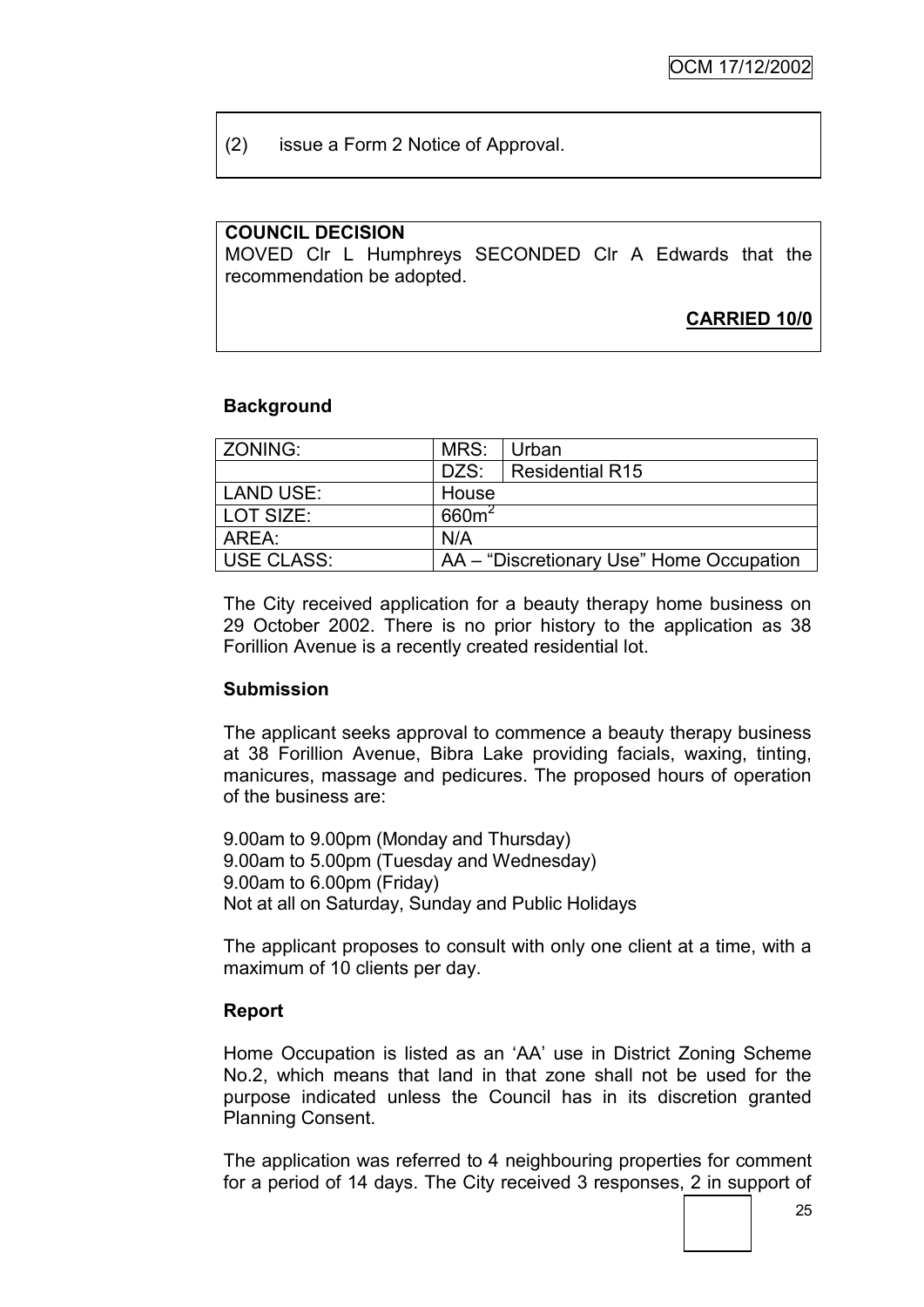(2) issue a Form 2 Notice of Approval.

**COUNCIL DECISION**
MOVED Clr L Humphreys SECONDED Clr A Edwards that the recommendation be adopted.

**CARRIED 10/0**

## Background

| | | |
|---|---|---|
| ZONING: | MRS: | Urban |
| | DZS: | Residential R15 |
| LAND USE: | House | |
| LOT SIZE: | 660m$^2$ | |
| AREA: | N/A | |
| USE CLASS: | AA – "Discretionary Use" Home Occupation | |

The City received application for a beauty therapy home business on 29 October 2002. There is no prior history to the application as 38 Forillion Avenue is a recently created residential lot.

## Submission

The applicant seeks approval to commence a beauty therapy business at 38 Forillion Avenue, Bibra Lake providing facials, waxing, tinting, manicures, massage and pedicures. The proposed hours of operation of the business are:

9.00am to 9.00pm (Monday and Thursday)
9.00am to 5.00pm (Tuesday and Wednesday)
9.00am to 6.00pm (Friday)
Not at all on Saturday, Sunday and Public Holidays

The applicant proposes to consult with only one client at a time, with a maximum of 10 clients per day.

## Report

Home Occupation is listed as an 'AA' use in District Zoning Scheme No.2, which means that land in that zone shall not be used for the purpose indicated unless the Council has in its discretion granted Planning Consent.

The application was referred to 4 neighbouring properties for comment for a period of 14 days. The City received 3 responses, 2 in support of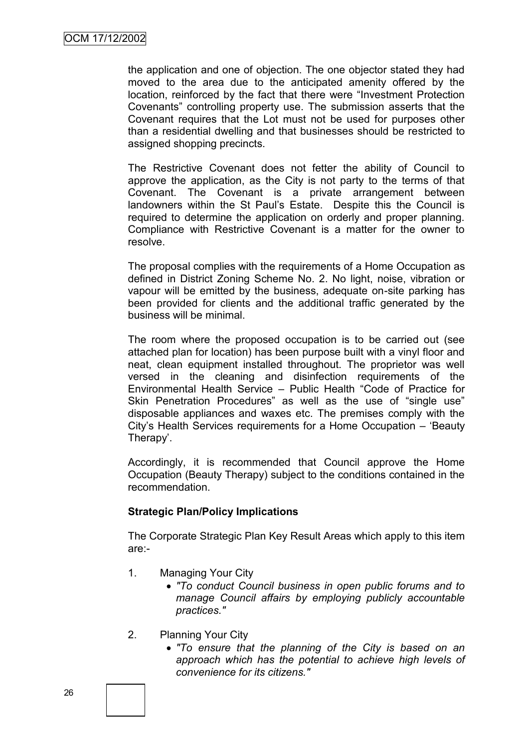the application and one of objection. The one objector stated they had moved to the area due to the anticipated amenity offered by the location, reinforced by the fact that there were "Investment Protection Covenants" controlling property use. The submission asserts that the Covenant requires that the Lot must not be used for purposes other than a residential dwelling and that businesses should be restricted to assigned shopping precincts.

The Restrictive Covenant does not fetter the ability of Council to approve the application, as the City is not party to the terms of that Covenant. The Covenant is a private arrangement between landowners within the St Paul's Estate. Despite this the Council is required to determine the application on orderly and proper planning. Compliance with Restrictive Covenant is a matter for the owner to resolve.

The proposal complies with the requirements of a Home Occupation as defined in District Zoning Scheme No. 2. No light, noise, vibration or vapour will be emitted by the business, adequate on-site parking has been provided for clients and the additional traffic generated by the business will be minimal.

The room where the proposed occupation is to be carried out (see attached plan for location) has been purpose built with a vinyl floor and neat, clean equipment installed throughout. The proprietor was well versed in the cleaning and disinfection requirements of the Environmental Health Service – Public Health "Code of Practice for Skin Penetration Procedures" as well as the use of "single use" disposable appliances and waxes etc. The premises comply with the City's Health Services requirements for a Home Occupation – 'Beauty Therapy'.

Accordingly, it is recommended that Council approve the Home Occupation (Beauty Therapy) subject to the conditions contained in the recommendation.

**Strategic Plan/Policy Implications**

The Corporate Strategic Plan Key Result Areas which apply to this item are:-

1. Managing Your City
   - *"To conduct Council business in open public forums and to manage Council affairs by employing publicly accountable practices."*

2. Planning Your City
   - *"To ensure that the planning of the City is based on an approach which has the potential to achieve high levels of convenience for its citizens."*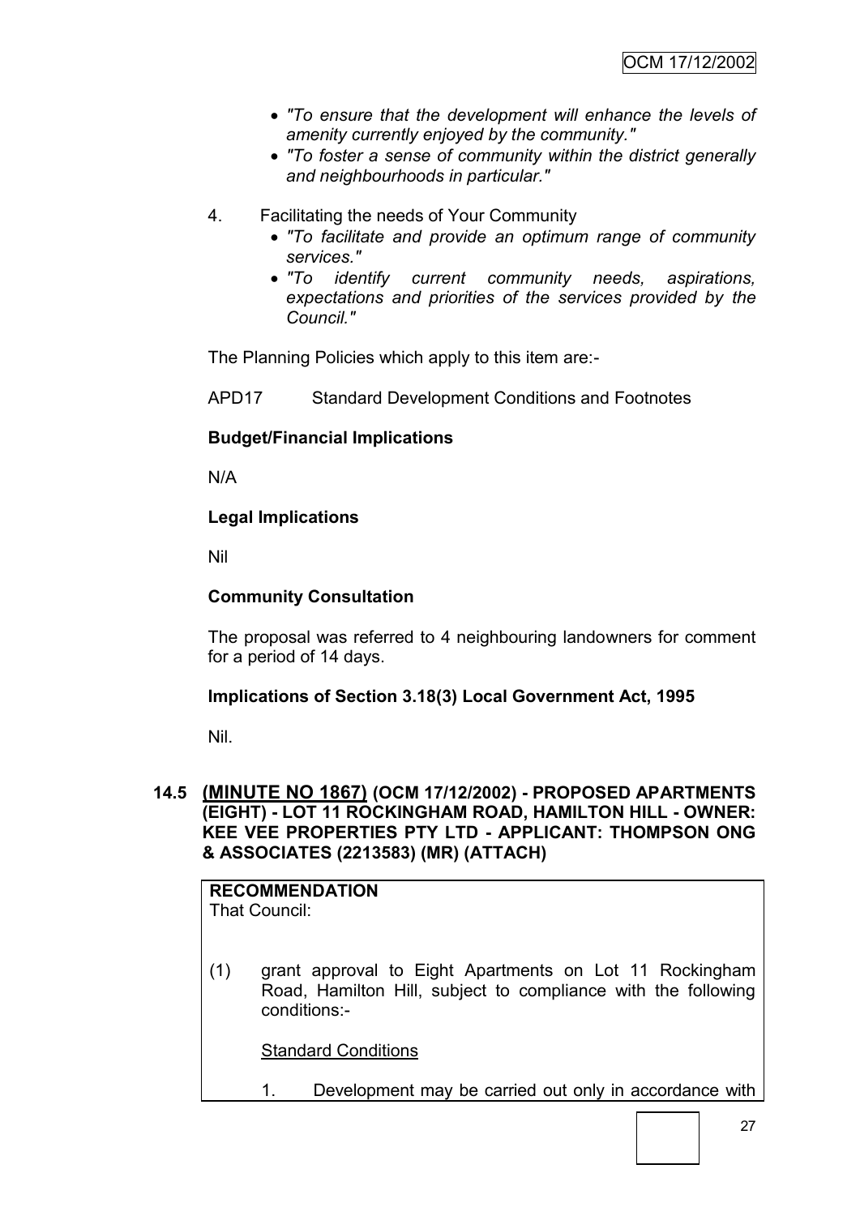- *"To ensure that the development will enhance the levels of amenity currently enjoyed by the community."*
- *"To foster a sense of community within the district generally and neighbourhoods in particular."*

4. Facilitating the needs of Your Community
   - *"To facilitate and provide an optimum range of community services."*
   - *"To identify current community needs, aspirations, expectations and priorities of the services provided by the Council."*

The Planning Policies which apply to this item are:-

APD17 Standard Development Conditions and Footnotes

**Budget/Financial Implications**

N/A

**Legal Implications**

Nil

**Community Consultation**

The proposal was referred to 4 neighbouring landowners for comment for a period of 14 days.

**Implications of Section 3.18(3) Local Government Act, 1995**

Nil.

## 14.5 (MINUTE NO 1867) (OCM 17/12/2002) - PROPOSED APARTMENTS (EIGHT) - LOT 11 ROCKINGHAM ROAD, HAMILTON HILL - OWNER: KEE VEE PROPERTIES PTY LTD - APPLICANT: THOMPSON ONG & ASSOCIATES (2213583) (MR) (ATTACH)

**RECOMMENDATION**
That Council:

(1) grant approval to Eight Apartments on Lot 11 Rockingham Road, Hamilton Hill, subject to compliance with the following conditions:-

Standard Conditions

1. Development may be carried out only in accordance with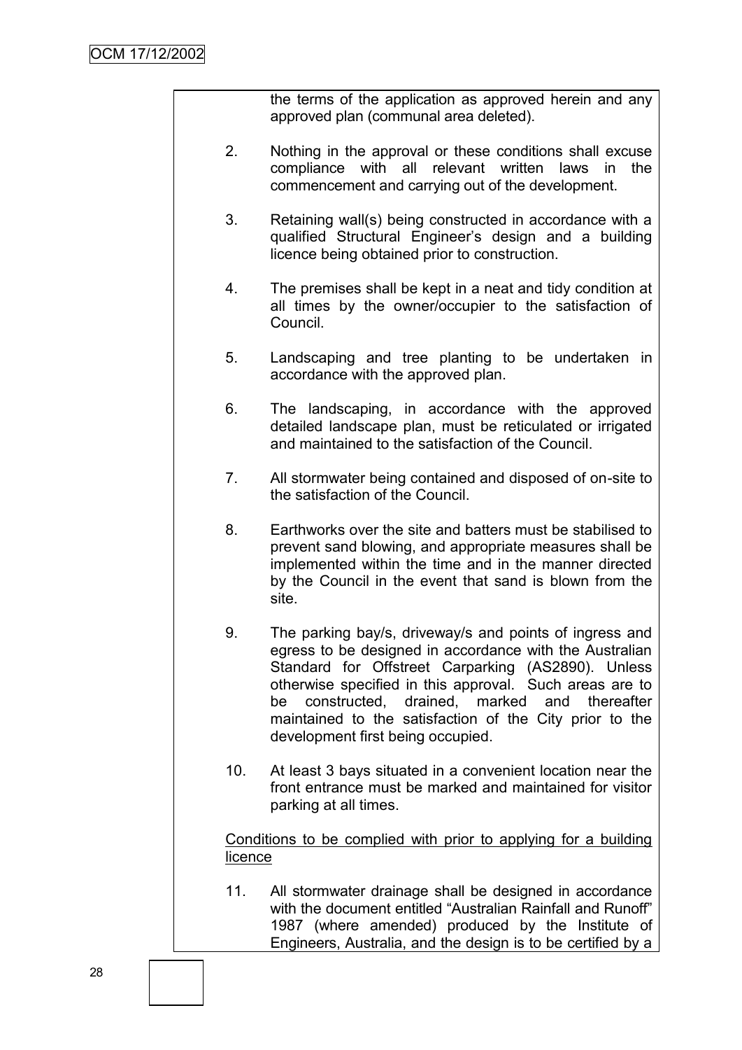the terms of the application as approved herein and any approved plan (communal area deleted).

2. Nothing in the approval or these conditions shall excuse compliance with all relevant written laws in the commencement and carrying out of the development.

3. Retaining wall(s) being constructed in accordance with a qualified Structural Engineer's design and a building licence being obtained prior to construction.

4. The premises shall be kept in a neat and tidy condition at all times by the owner/occupier to the satisfaction of Council.

5. Landscaping and tree planting to be undertaken in accordance with the approved plan.

6. The landscaping, in accordance with the approved detailed landscape plan, must be reticulated or irrigated and maintained to the satisfaction of the Council.

7. All stormwater being contained and disposed of on-site to the satisfaction of the Council.

8. Earthworks over the site and batters must be stabilised to prevent sand blowing, and appropriate measures shall be implemented within the time and in the manner directed by the Council in the event that sand is blown from the site.

9. The parking bay/s, driveway/s and points of ingress and egress to be designed in accordance with the Australian Standard for Offstreet Carparking (AS2890). Unless otherwise specified in this approval. Such areas are to be constructed, drained, marked and thereafter maintained to the satisfaction of the City prior to the development first being occupied.

10. At least 3 bays situated in a convenient location near the front entrance must be marked and maintained for visitor parking at all times.

<u>Conditions to be complied with prior to applying for a building licence</u>

11. All stormwater drainage shall be designed in accordance with the document entitled "Australian Rainfall and Runoff" 1987 (where amended) produced by the Institute of Engineers, Australia, and the design is to be certified by a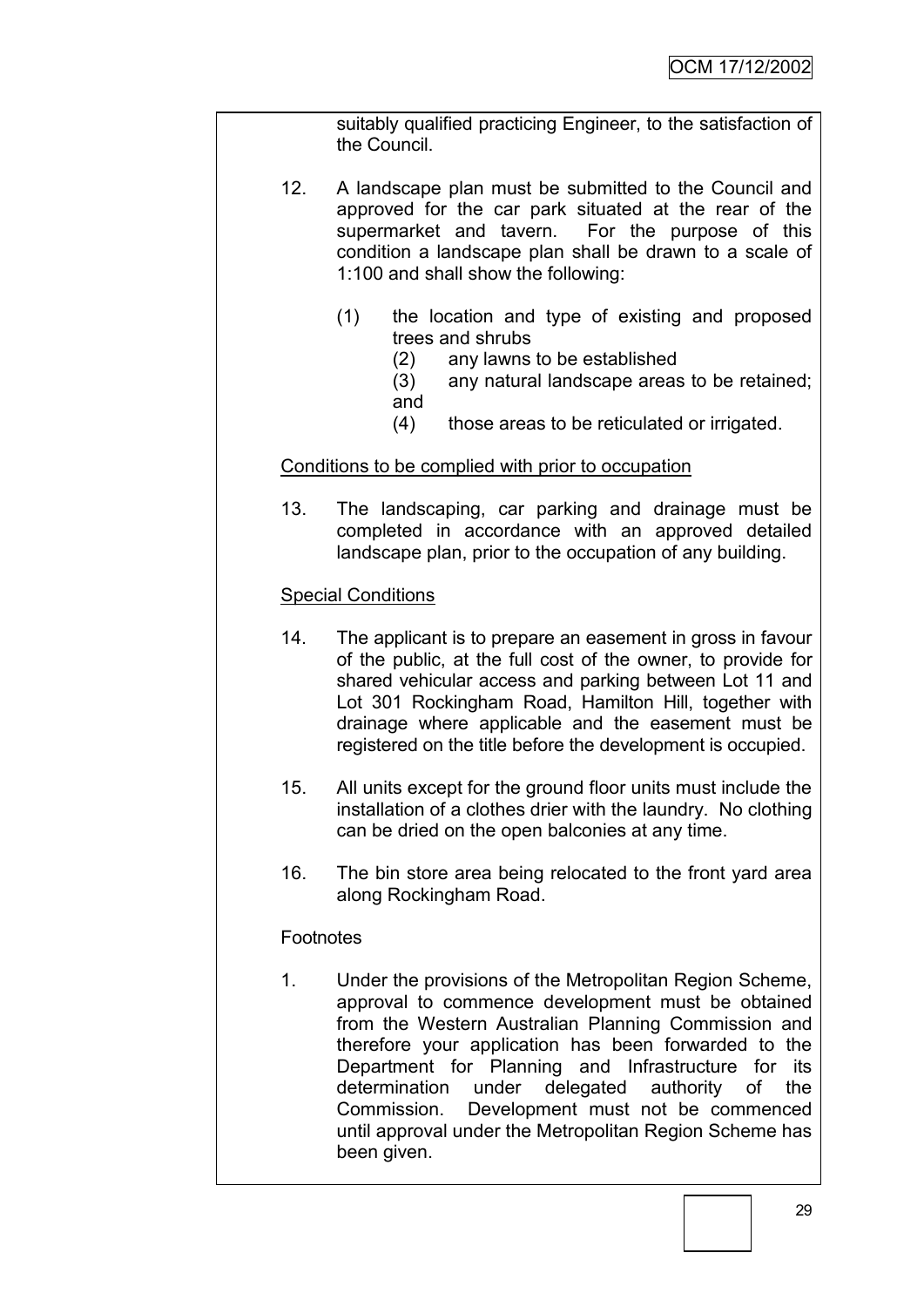suitably qualified practicing Engineer, to the satisfaction of the Council.

12. A landscape plan must be submitted to the Council and approved for the car park situated at the rear of the supermarket and tavern. For the purpose of this condition a landscape plan shall be drawn to a scale of 1:100 and shall show the following:

    (1) the location and type of existing and proposed trees and shrubs
    (2) any lawns to be established
    (3) any natural landscape areas to be retained; and
    (4) those areas to be reticulated or irrigated.

<u>Conditions to be complied with prior to occupation</u>

13. The landscaping, car parking and drainage must be completed in accordance with an approved detailed landscape plan, prior to the occupation of any building.

<u>Special Conditions</u>

14. The applicant is to prepare an easement in gross in favour of the public, at the full cost of the owner, to provide for shared vehicular access and parking between Lot 11 and Lot 301 Rockingham Road, Hamilton Hill, together with drainage where applicable and the easement must be registered on the title before the development is occupied.

15. All units except for the ground floor units must include the installation of a clothes drier with the laundry. No clothing can be dried on the open balconies at any time.

16. The bin store area being relocated to the front yard area along Rockingham Road.

Footnotes

1. Under the provisions of the Metropolitan Region Scheme, approval to commence development must be obtained from the Western Australian Planning Commission and therefore your application has been forwarded to the Department for Planning and Infrastructure for its determination under delegated authority of the Commission. Development must not be commenced until approval under the Metropolitan Region Scheme has been given.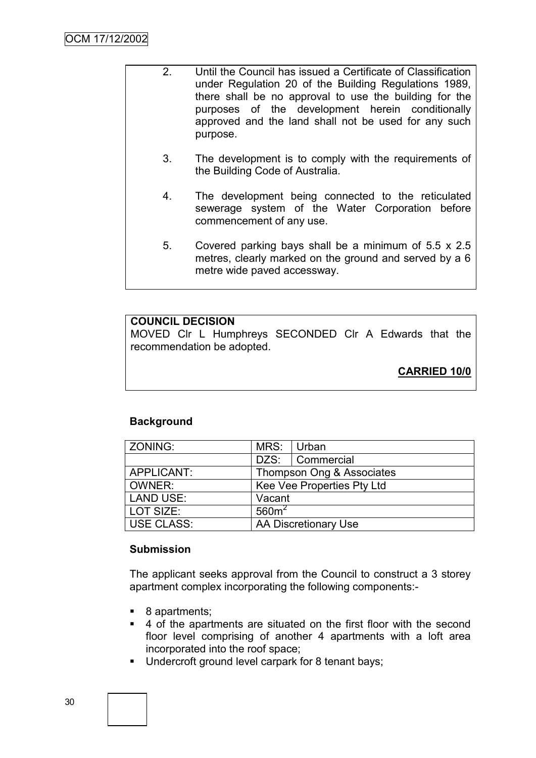2. Until the Council has issued a Certificate of Classification under Regulation 20 of the Building Regulations 1989, there shall be no approval to use the building for the purposes of the development herein conditionally approved and the land shall not be used for any such purpose.

3. The development is to comply with the requirements of the Building Code of Australia.

4. The development being connected to the reticulated sewerage system of the Water Corporation before commencement of any use.

5. Covered parking bays shall be a minimum of 5.5 x 2.5 metres, clearly marked on the ground and served by a 6 metre wide paved accessway.

**COUNCIL DECISION**

MOVED Clr L Humphreys SECONDED Clr A Edwards that the recommendation be adopted.

**CARRIED 10/0**

**Background**

| | | |
|---|---|---|
| ZONING: | MRS: | Urban |
| | DZS: | Commercial |
| APPLICANT: | Thompson Ong & Associates | |
| OWNER: | Kee Vee Properties Pty Ltd | |
| LAND USE: | Vacant | |
| LOT SIZE: | $560m^2$ | |
| USE CLASS: | AA Discretionary Use | |

**Submission**

The applicant seeks approval from the Council to construct a 3 storey apartment complex incorporating the following components:-

- 8 apartments;
- 4 of the apartments are situated on the first floor with the second floor level comprising of another 4 apartments with a loft area incorporated into the roof space;
- Undercroft ground level carpark for 8 tenant bays;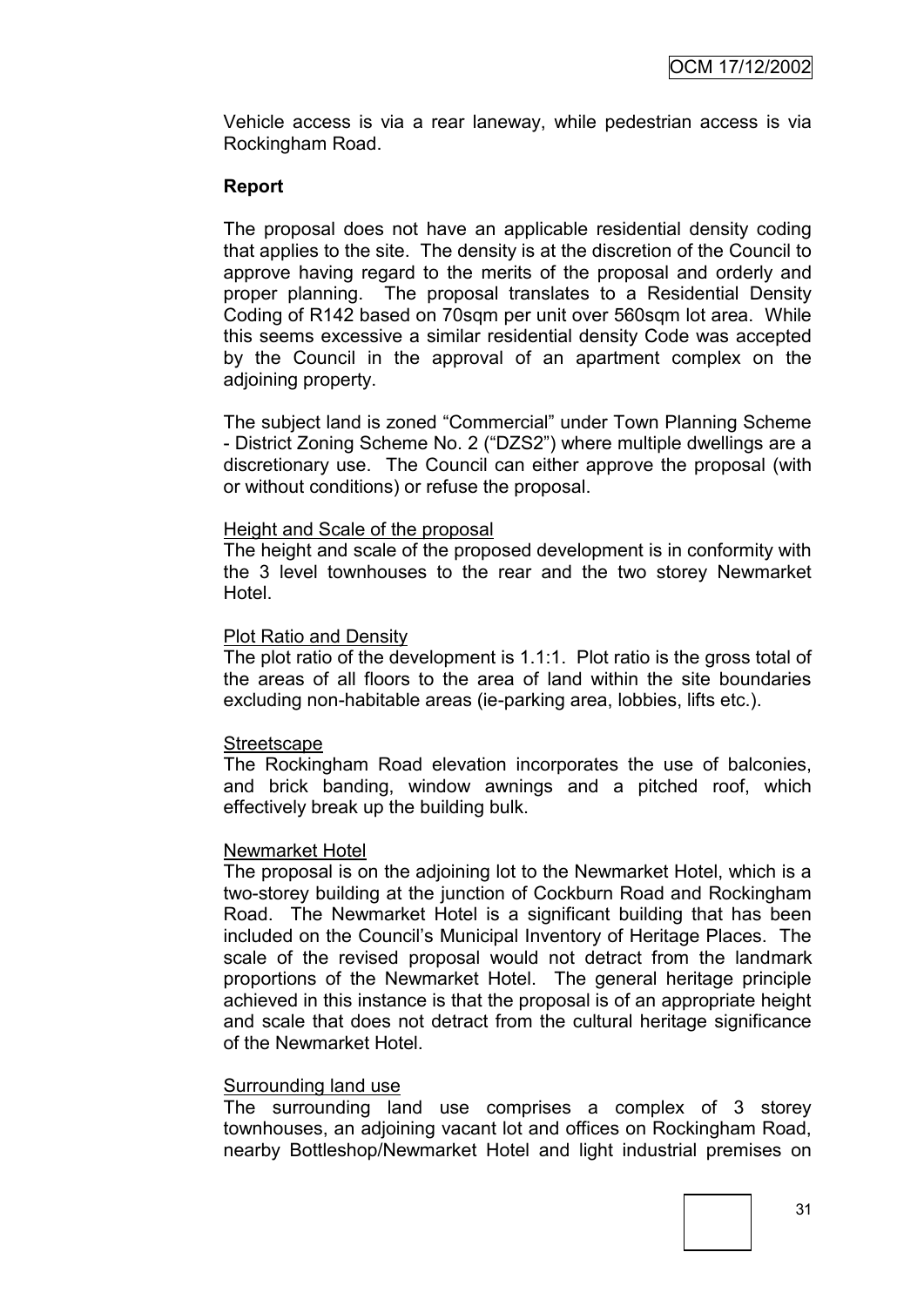Vehicle access is via a rear laneway, while pedestrian access is via Rockingham Road.

**Report**

The proposal does not have an applicable residential density coding that applies to the site. The density is at the discretion of the Council to approve having regard to the merits of the proposal and orderly and proper planning. The proposal translates to a Residential Density Coding of R142 based on 70sqm per unit over 560sqm lot area. While this seems excessive a similar residential density Code was accepted by the Council in the approval of an apartment complex on the adjoining property.

The subject land is zoned "Commercial" under Town Planning Scheme - District Zoning Scheme No. 2 ("DZS2") where multiple dwellings are a discretionary use. The Council can either approve the proposal (with or without conditions) or refuse the proposal.

Height and Scale of the proposal

The height and scale of the proposed development is in conformity with the 3 level townhouses to the rear and the two storey Newmarket Hotel.

Plot Ratio and Density

The plot ratio of the development is 1.1:1. Plot ratio is the gross total of the areas of all floors to the area of land within the site boundaries excluding non-habitable areas (ie-parking area, lobbies, lifts etc.).

Streetscape

The Rockingham Road elevation incorporates the use of balconies, and brick banding, window awnings and a pitched roof, which effectively break up the building bulk.

Newmarket Hotel

The proposal is on the adjoining lot to the Newmarket Hotel, which is a two-storey building at the junction of Cockburn Road and Rockingham Road. The Newmarket Hotel is a significant building that has been included on the Council's Municipal Inventory of Heritage Places. The scale of the revised proposal would not detract from the landmark proportions of the Newmarket Hotel. The general heritage principle achieved in this instance is that the proposal is of an appropriate height and scale that does not detract from the cultural heritage significance of the Newmarket Hotel.

Surrounding land use

The surrounding land use comprises a complex of 3 storey townhouses, an adjoining vacant lot and offices on Rockingham Road, nearby Bottleshop/Newmarket Hotel and light industrial premises on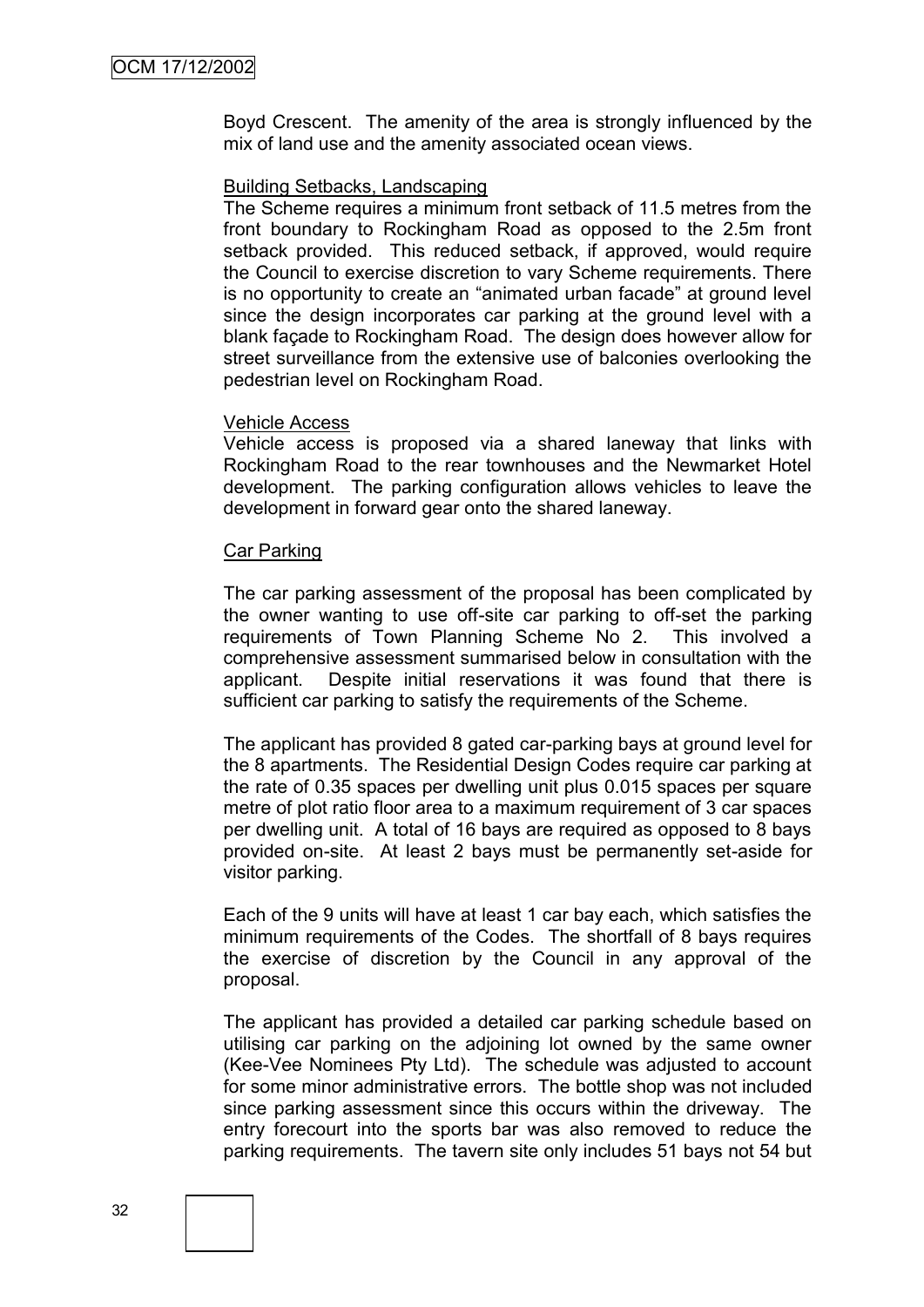Boyd Crescent. The amenity of the area is strongly influenced by the mix of land use and the amenity associated ocean views.

Building Setbacks, Landscaping

The Scheme requires a minimum front setback of 11.5 metres from the front boundary to Rockingham Road as opposed to the 2.5m front setback provided. This reduced setback, if approved, would require the Council to exercise discretion to vary Scheme requirements. There is no opportunity to create an "animated urban facade" at ground level since the design incorporates car parking at the ground level with a blank façade to Rockingham Road. The design does however allow for street surveillance from the extensive use of balconies overlooking the pedestrian level on Rockingham Road.

Vehicle Access

Vehicle access is proposed via a shared laneway that links with Rockingham Road to the rear townhouses and the Newmarket Hotel development. The parking configuration allows vehicles to leave the development in forward gear onto the shared laneway.

Car Parking

The car parking assessment of the proposal has been complicated by the owner wanting to use off-site car parking to off-set the parking requirements of Town Planning Scheme No 2. This involved a comprehensive assessment summarised below in consultation with the applicant. Despite initial reservations it was found that there is sufficient car parking to satisfy the requirements of the Scheme.

The applicant has provided 8 gated car-parking bays at ground level for the 8 apartments. The Residential Design Codes require car parking at the rate of 0.35 spaces per dwelling unit plus 0.015 spaces per square metre of plot ratio floor area to a maximum requirement of 3 car spaces per dwelling unit. A total of 16 bays are required as opposed to 8 bays provided on-site. At least 2 bays must be permanently set-aside for visitor parking.

Each of the 9 units will have at least 1 car bay each, which satisfies the minimum requirements of the Codes. The shortfall of 8 bays requires the exercise of discretion by the Council in any approval of the proposal.

The applicant has provided a detailed car parking schedule based on utilising car parking on the adjoining lot owned by the same owner (Kee-Vee Nominees Pty Ltd). The schedule was adjusted to account for some minor administrative errors. The bottle shop was not included since parking assessment since this occurs within the driveway. The entry forecourt into the sports bar was also removed to reduce the parking requirements. The tavern site only includes 51 bays not 54 but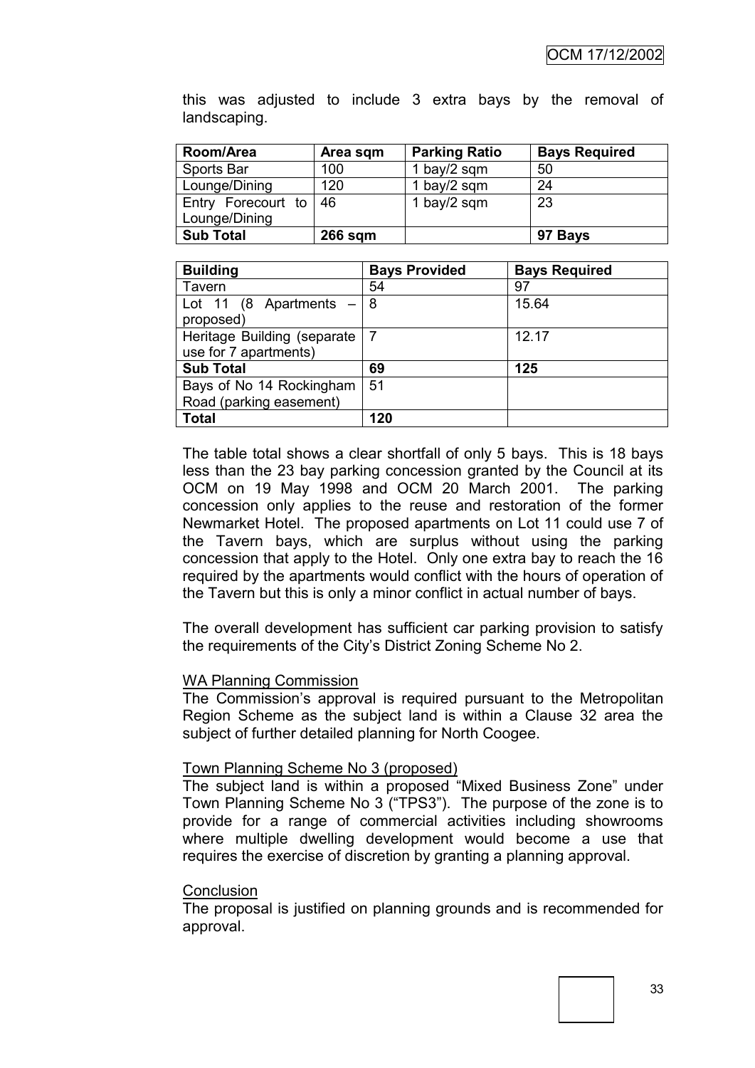this was adjusted to include 3 extra bays by the removal of landscaping.

| Room/Area | Area sqm | Parking Ratio | Bays Required |
|---|---|---|---|
| Sports Bar | 100 | 1 bay/2 sqm | 50 |
| Lounge/Dining | 120 | 1 bay/2 sqm | 24 |
| Entry Forecourt to Lounge/Dining | 46 | 1 bay/2 sqm | 23 |
| **Sub Total** | **266 sqm** | | **97 Bays** |

| Building | Bays Provided | Bays Required |
|---|---|---|
| Tavern | 54 | 97 |
| Lot 11 (8 Apartments – proposed) | 8 | 15.64 |
| Heritage Building (separate use for 7 apartments) | 7 | 12.17 |
| **Sub Total** | **69** | **125** |
| Bays of No 14 Rockingham Road (parking easement) | 51 | |
| **Total** | **120** | |

The table total shows a clear shortfall of only 5 bays. This is 18 bays less than the 23 bay parking concession granted by the Council at its OCM on 19 May 1998 and OCM 20 March 2001. The parking concession only applies to the reuse and restoration of the former Newmarket Hotel. The proposed apartments on Lot 11 could use 7 of the Tavern bays, which are surplus without using the parking concession that apply to the Hotel. Only one extra bay to reach the 16 required by the apartments would conflict with the hours of operation of the Tavern but this is only a minor conflict in actual number of bays.

The overall development has sufficient car parking provision to satisfy the requirements of the City's District Zoning Scheme No 2.

WA Planning Commission

The Commission's approval is required pursuant to the Metropolitan Region Scheme as the subject land is within a Clause 32 area the subject of further detailed planning for North Coogee.

Town Planning Scheme No 3 (proposed)

The subject land is within a proposed "Mixed Business Zone" under Town Planning Scheme No 3 ("TPS3"). The purpose of the zone is to provide for a range of commercial activities including showrooms where multiple dwelling development would become a use that requires the exercise of discretion by granting a planning approval.

Conclusion

The proposal is justified on planning grounds and is recommended for approval.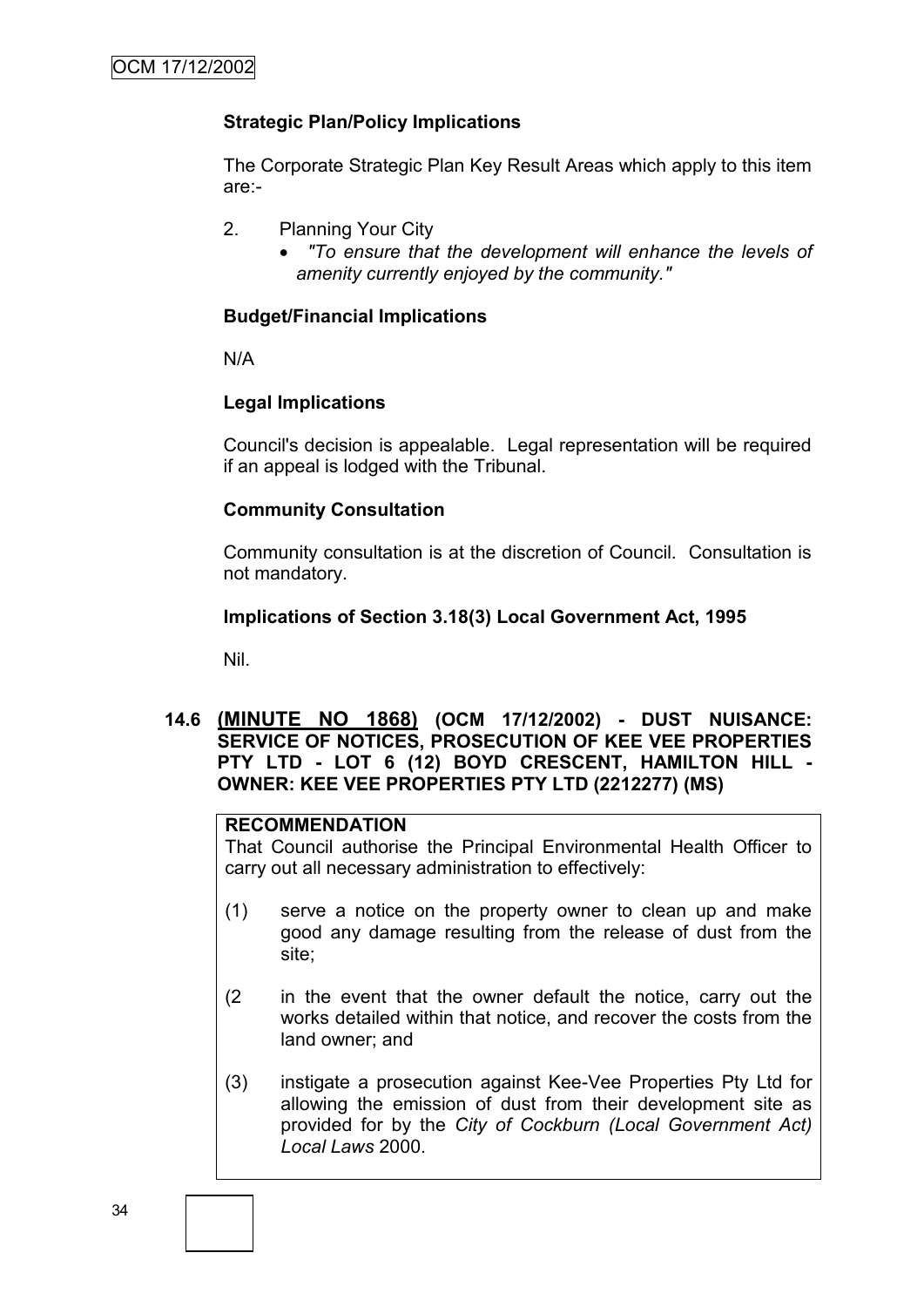**Strategic Plan/Policy Implications**

The Corporate Strategic Plan Key Result Areas which apply to this item are:-

2. Planning Your City
   - *"To ensure that the development will enhance the levels of amenity currently enjoyed by the community."*

**Budget/Financial Implications**

N/A

**Legal Implications**

Council's decision is appealable. Legal representation will be required if an appeal is lodged with the Tribunal.

**Community Consultation**

Community consultation is at the discretion of Council. Consultation is not mandatory.

**Implications of Section 3.18(3) Local Government Act, 1995**

Nil.

## 14.6 <u>(MINUTE NO 1868)</u> (OCM 17/12/2002) - DUST NUISANCE: SERVICE OF NOTICES, PROSECUTION OF KEE VEE PROPERTIES PTY LTD - LOT 6 (12) BOYD CRESCENT, HAMILTON HILL - OWNER: KEE VEE PROPERTIES PTY LTD (2212277) (MS)

**RECOMMENDATION**

That Council authorise the Principal Environmental Health Officer to carry out all necessary administration to effectively:

(1) serve a notice on the property owner to clean up and make good any damage resulting from the release of dust from the site;

(2 in the event that the owner default the notice, carry out the works detailed within that notice, and recover the costs from the land owner; and

(3) instigate a prosecution against Kee-Vee Properties Pty Ltd for allowing the emission of dust from their development site as provided for by the *City of Cockburn (Local Government Act) Local Laws* 2000.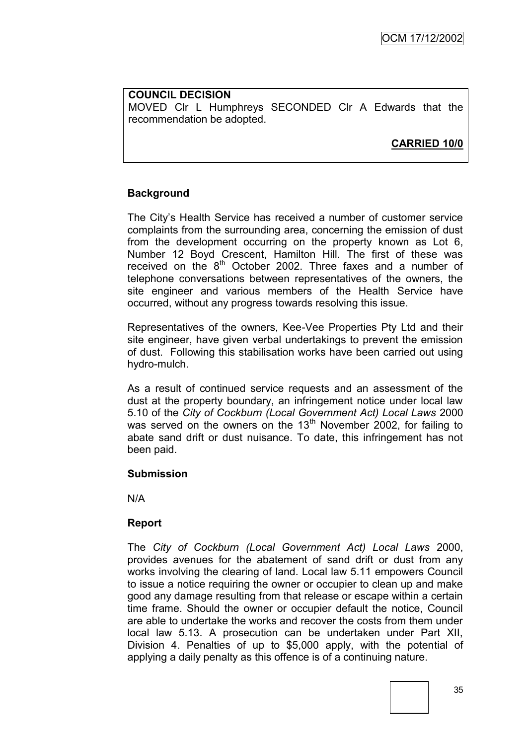**COUNCIL DECISION**

MOVED Clr L Humphreys SECONDED Clr A Edwards that the recommendation be adopted.

**CARRIED 10/0**

**Background**

The City's Health Service has received a number of customer service complaints from the surrounding area, concerning the emission of dust from the development occurring on the property known as Lot 6, Number 12 Boyd Crescent, Hamilton Hill. The first of these was received on the 8th October 2002. Three faxes and a number of telephone conversations between representatives of the owners, the site engineer and various members of the Health Service have occurred, without any progress towards resolving this issue.

Representatives of the owners, Kee-Vee Properties Pty Ltd and their site engineer, have given verbal undertakings to prevent the emission of dust. Following this stabilisation works have been carried out using hydro-mulch.

As a result of continued service requests and an assessment of the dust at the property boundary, an infringement notice under local law 5.10 of the *City of Cockburn (Local Government Act) Local Laws* 2000 was served on the owners on the 13th November 2002, for failing to abate sand drift or dust nuisance. To date, this infringement has not been paid.

**Submission**

N/A

**Report**

The *City of Cockburn (Local Government Act) Local Laws* 2000, provides avenues for the abatement of sand drift or dust from any works involving the clearing of land. Local law 5.11 empowers Council to issue a notice requiring the owner or occupier to clean up and make good any damage resulting from that release or escape within a certain time frame. Should the owner or occupier default the notice, Council are able to undertake the works and recover the costs from them under local law 5.13. A prosecution can be undertaken under Part XII, Division 4. Penalties of up to $5,000 apply, with the potential of applying a daily penalty as this offence is of a continuing nature.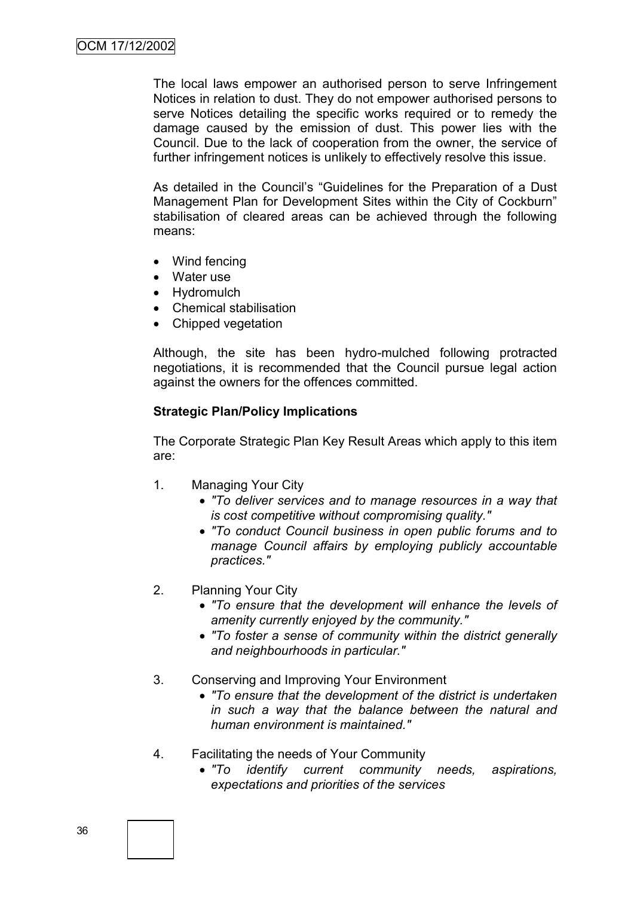The local laws empower an authorised person to serve Infringement Notices in relation to dust. They do not empower authorised persons to serve Notices detailing the specific works required or to remedy the damage caused by the emission of dust. This power lies with the Council. Due to the lack of cooperation from the owner, the service of further infringement notices is unlikely to effectively resolve this issue.

As detailed in the Council's "Guidelines for the Preparation of a Dust Management Plan for Development Sites within the City of Cockburn" stabilisation of cleared areas can be achieved through the following means:

- Wind fencing
- Water use
- Hydromulch
- Chemical stabilisation
- Chipped vegetation

Although, the site has been hydro-mulched following protracted negotiations, it is recommended that the Council pursue legal action against the owners for the offences committed.

**Strategic Plan/Policy Implications**

The Corporate Strategic Plan Key Result Areas which apply to this item are:

1. Managing Your City
   - *"To deliver services and to manage resources in a way that is cost competitive without compromising quality."*
   - *"To conduct Council business in open public forums and to manage Council affairs by employing publicly accountable practices."*

2. Planning Your City
   - *"To ensure that the development will enhance the levels of amenity currently enjoyed by the community."*
   - *"To foster a sense of community within the district generally and neighbourhoods in particular."*

3. Conserving and Improving Your Environment
   - *"To ensure that the development of the district is undertaken in such a way that the balance between the natural and human environment is maintained."*

4. Facilitating the needs of Your Community
   - *"To identify current community needs, aspirations, expectations and priorities of the services*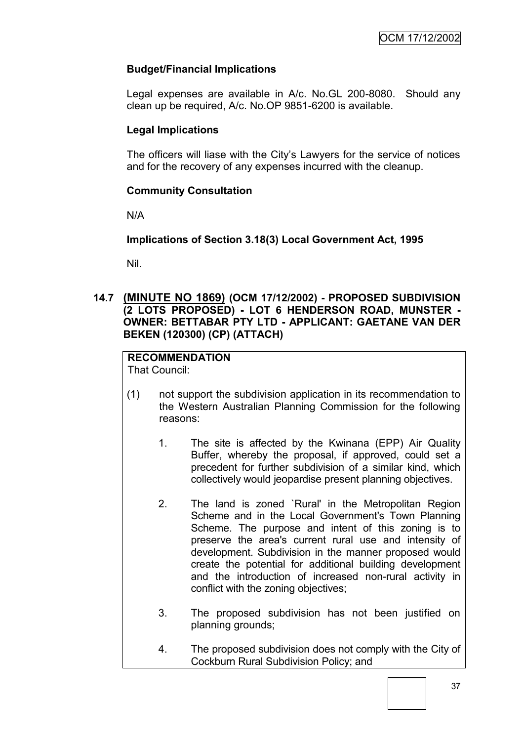**Budget/Financial Implications**

Legal expenses are available in A/c. No.GL 200-8080. Should any clean up be required, A/c. No.OP 9851-6200 is available.

**Legal Implications**

The officers will liase with the City's Lawyers for the service of notices and for the recovery of any expenses incurred with the cleanup.

**Community Consultation**

N/A

**Implications of Section 3.18(3) Local Government Act, 1995**

Nil.

### 14.7 (MINUTE NO 1869) (OCM 17/12/2002) - PROPOSED SUBDIVISION (2 LOTS PROPOSED) - LOT 6 HENDERSON ROAD, MUNSTER - OWNER: BETTABAR PTY LTD - APPLICANT: GAETANE VAN DER BEKEN (120300) (CP) (ATTACH)

**RECOMMENDATION**

That Council:

(1) not support the subdivision application in its recommendation to the Western Australian Planning Commission for the following reasons:

1. The site is affected by the Kwinana (EPP) Air Quality Buffer, whereby the proposal, if approved, could set a precedent for further subdivision of a similar kind, which collectively would jeopardise present planning objectives.

2. The land is zoned `Rural' in the Metropolitan Region Scheme and in the Local Government's Town Planning Scheme. The purpose and intent of this zoning is to preserve the area's current rural use and intensity of development. Subdivision in the manner proposed would create the potential for additional building development and the introduction of increased non-rural activity in conflict with the zoning objectives;

3. The proposed subdivision has not been justified on planning grounds;

4. The proposed subdivision does not comply with the City of Cockburn Rural Subdivision Policy; and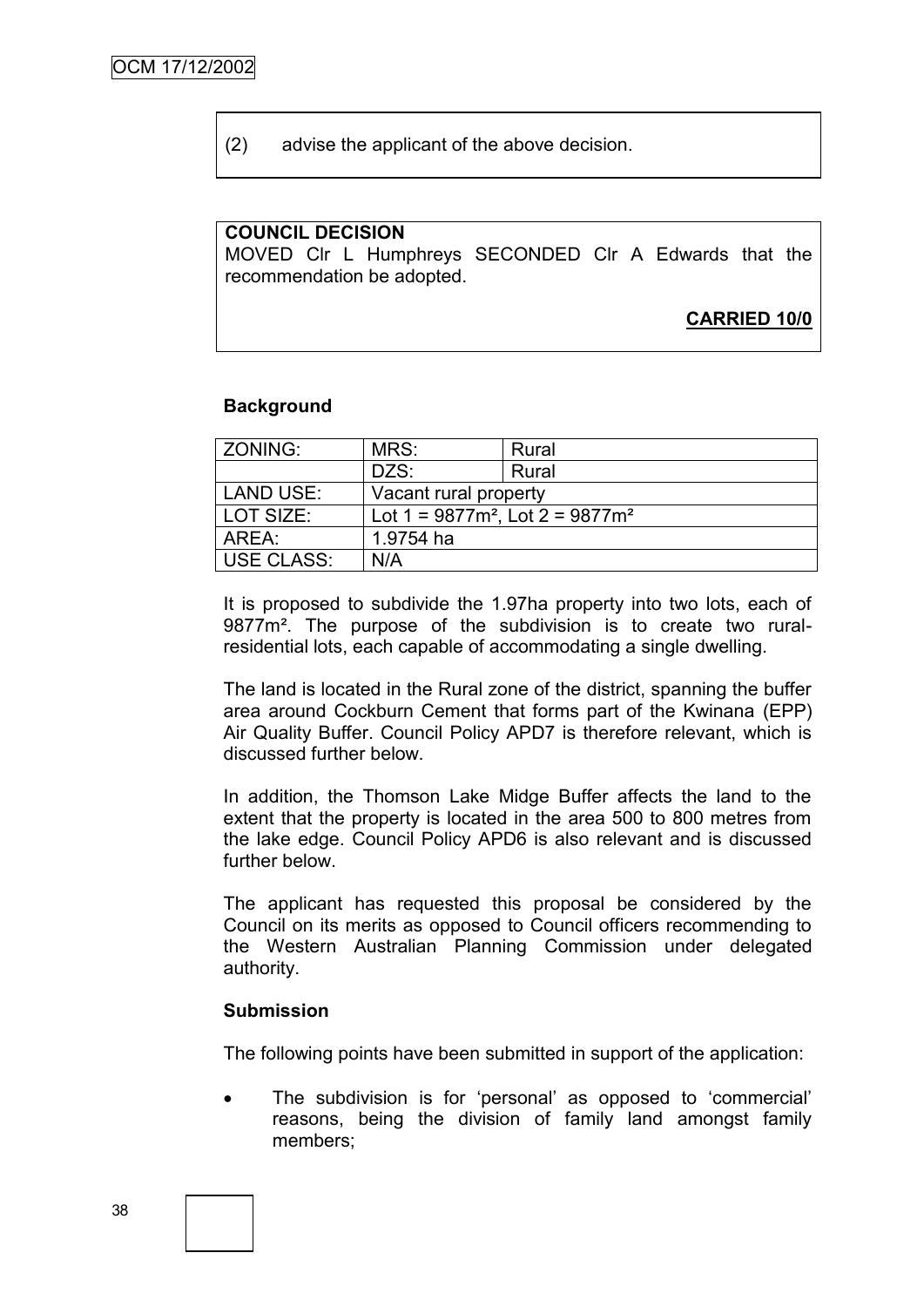(2) advise the applicant of the above decision.

**COUNCIL DECISION**
MOVED Clr L Humphreys SECONDED Clr A Edwards that the recommendation be adopted.

**CARRIED 10/0**

**Background**

| | | |
|---|---|---|
| ZONING: | MRS: | Rural |
| | DZS: | Rural |
| LAND USE: | Vacant rural property | |
| LOT SIZE: | Lot 1 = 9877m², Lot 2 = 9877m² | |
| AREA: | 1.9754 ha | |
| USE CLASS: | N/A | |

It is proposed to subdivide the 1.97ha property into two lots, each of 9877m². The purpose of the subdivision is to create two rural-residential lots, each capable of accommodating a single dwelling.

The land is located in the Rural zone of the district, spanning the buffer area around Cockburn Cement that forms part of the Kwinana (EPP) Air Quality Buffer. Council Policy APD7 is therefore relevant, which is discussed further below.

In addition, the Thomson Lake Midge Buffer affects the land to the extent that the property is located in the area 500 to 800 metres from the lake edge. Council Policy APD6 is also relevant and is discussed further below.

The applicant has requested this proposal be considered by the Council on its merits as opposed to Council officers recommending to the Western Australian Planning Commission under delegated authority.

**Submission**

The following points have been submitted in support of the application:

- The subdivision is for 'personal' as opposed to 'commercial' reasons, being the division of family land amongst family members;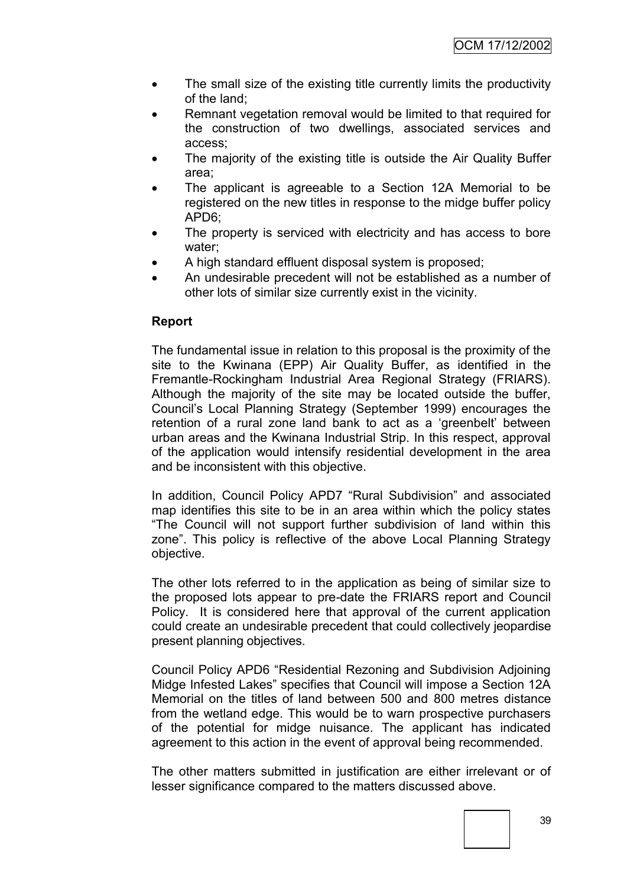- The small size of the existing title currently limits the productivity of the land;
- Remnant vegetation removal would be limited to that required for the construction of two dwellings, associated services and access;
- The majority of the existing title is outside the Air Quality Buffer area;
- The applicant is agreeable to a Section 12A Memorial to be registered on the new titles in response to the midge buffer policy APD6;
- The property is serviced with electricity and has access to bore water;
- A high standard effluent disposal system is proposed;
- An undesirable precedent will not be established as a number of other lots of similar size currently exist in the vicinity.

**Report**

The fundamental issue in relation to this proposal is the proximity of the site to the Kwinana (EPP) Air Quality Buffer, as identified in the Fremantle-Rockingham Industrial Area Regional Strategy (FRIARS). Although the majority of the site may be located outside the buffer, Council's Local Planning Strategy (September 1999) encourages the retention of a rural zone land bank to act as a 'greenbelt' between urban areas and the Kwinana Industrial Strip. In this respect, approval of the application would intensify residential development in the area and be inconsistent with this objective.

In addition, Council Policy APD7 "Rural Subdivision" and associated map identifies this site to be in an area within which the policy states "The Council will not support further subdivision of land within this zone". This policy is reflective of the above Local Planning Strategy objective.

The other lots referred to in the application as being of similar size to the proposed lots appear to pre-date the FRIARS report and Council Policy. It is considered here that approval of the current application could create an undesirable precedent that could collectively jeopardise present planning objectives.

Council Policy APD6 "Residential Rezoning and Subdivision Adjoining Midge Infested Lakes" specifies that Council will impose a Section 12A Memorial on the titles of land between 500 and 800 metres distance from the wetland edge. This would be to warn prospective purchasers of the potential for midge nuisance. The applicant has indicated agreement to this action in the event of approval being recommended.

The other matters submitted in justification are either irrelevant or of lesser significance compared to the matters discussed above.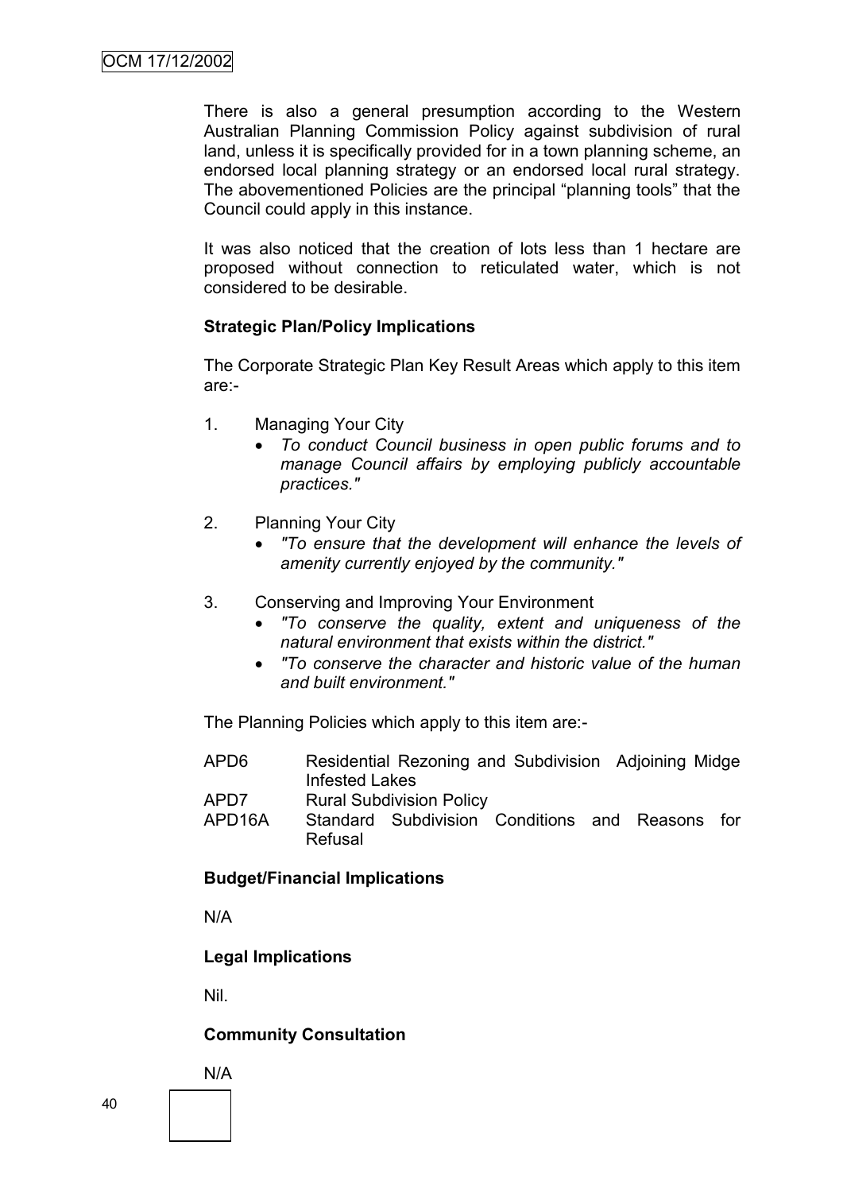There is also a general presumption according to the Western Australian Planning Commission Policy against subdivision of rural land, unless it is specifically provided for in a town planning scheme, an endorsed local planning strategy or an endorsed local rural strategy. The abovementioned Policies are the principal "planning tools" that the Council could apply in this instance.

It was also noticed that the creation of lots less than 1 hectare are proposed without connection to reticulated water, which is not considered to be desirable.

**Strategic Plan/Policy Implications**

The Corporate Strategic Plan Key Result Areas which apply to this item are:-

1. Managing Your City
   - *To conduct Council business in open public forums and to manage Council affairs by employing publicly accountable practices."*
2. Planning Your City
   - *"To ensure that the development will enhance the levels of amenity currently enjoyed by the community."*
3. Conserving and Improving Your Environment
   - *"To conserve the quality, extent and uniqueness of the natural environment that exists within the district."*
   - *"To conserve the character and historic value of the human and built environment."*

The Planning Policies which apply to this item are:-

| | |
|---|---|
| APD6 | Residential Rezoning and Subdivision Adjoining Midge Infested Lakes |
| APD7 | Rural Subdivision Policy |
| APD16A | Standard Subdivision Conditions and Reasons for Refusal |

**Budget/Financial Implications**

N/A

**Legal Implications**

Nil.

**Community Consultation**

N/A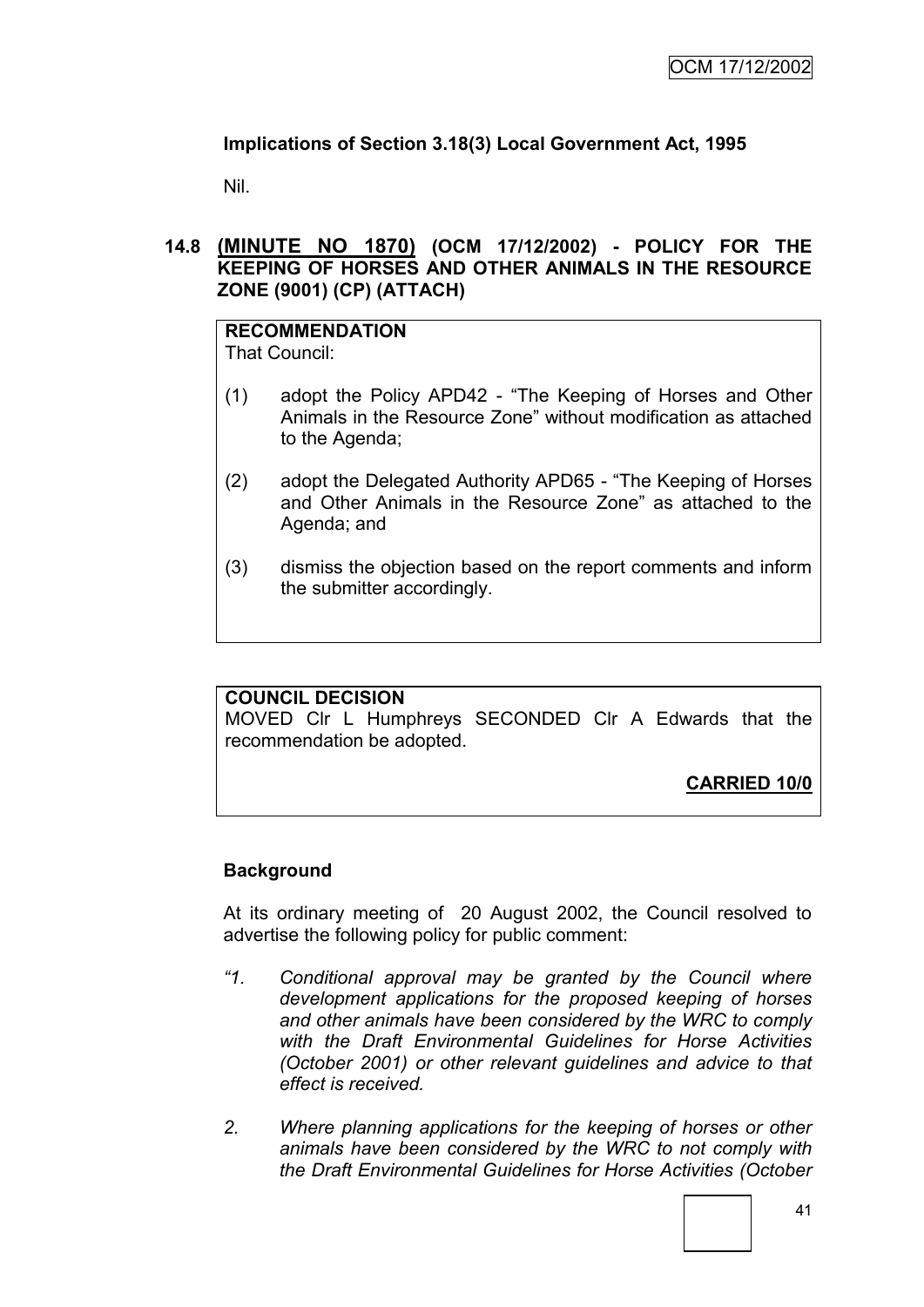**Implications of Section 3.18(3) Local Government Act, 1995**

Nil.

## 14.8 (MINUTE NO 1870) (OCM 17/12/2002) - POLICY FOR THE KEEPING OF HORSES AND OTHER ANIMALS IN THE RESOURCE ZONE (9001) (CP) (ATTACH)

**RECOMMENDATION**
That Council:

(1) adopt the Policy APD42 - "The Keeping of Horses and Other Animals in the Resource Zone" without modification as attached to the Agenda;

(2) adopt the Delegated Authority APD65 - "The Keeping of Horses and Other Animals in the Resource Zone" as attached to the Agenda; and

(3) dismiss the objection based on the report comments and inform the submitter accordingly.

**COUNCIL DECISION**
MOVED Clr L Humphreys SECONDED Clr A Edwards that the recommendation be adopted.

**CARRIED 10/0**

**Background**

At its ordinary meeting of 20 August 2002, the Council resolved to advertise the following policy for public comment:

*"1. Conditional approval may be granted by the Council where development applications for the proposed keeping of horses and other animals have been considered by the WRC to comply with the Draft Environmental Guidelines for Horse Activities (October 2001) or other relevant guidelines and advice to that effect is received.*

*2. Where planning applications for the keeping of horses or other animals have been considered by the WRC to not comply with the Draft Environmental Guidelines for Horse Activities (October*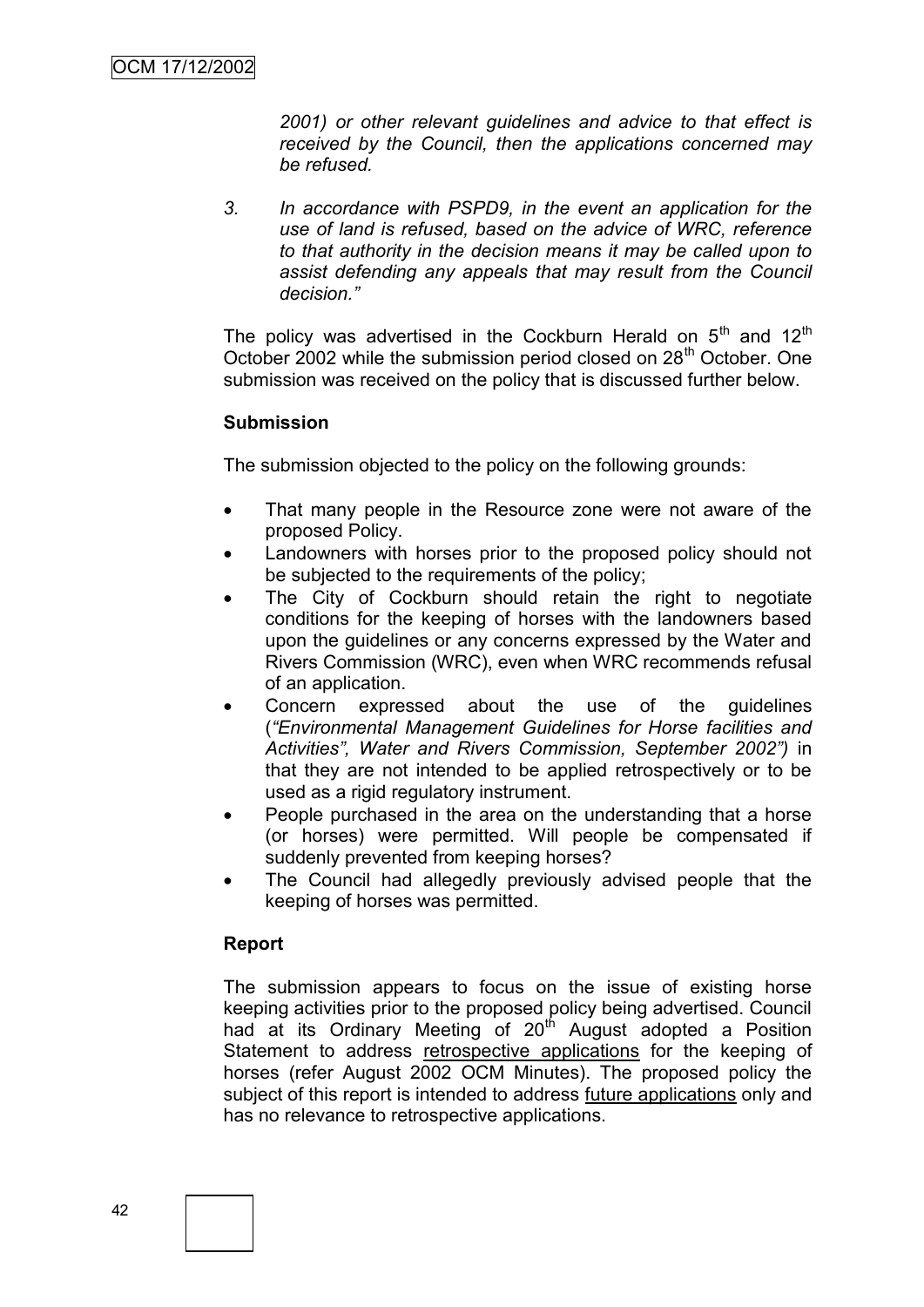*2001) or other relevant guidelines and advice to that effect is received by the Council, then the applications concerned may be refused.*

3. *In accordance with PSPD9, in the event an application for the use of land is refused, based on the advice of WRC, reference to that authority in the decision means it may be called upon to assist defending any appeals that may result from the Council decision."*

The policy was advertised in the Cockburn Herald on 5th and 12th October 2002 while the submission period closed on 28th October. One submission was received on the policy that is discussed further below.

**Submission**

The submission objected to the policy on the following grounds:

- That many people in the Resource zone were not aware of the proposed Policy.
- Landowners with horses prior to the proposed policy should not be subjected to the requirements of the policy;
- The City of Cockburn should retain the right to negotiate conditions for the keeping of horses with the landowners based upon the guidelines or any concerns expressed by the Water and Rivers Commission (WRC), even when WRC recommends refusal of an application.
- Concern expressed about the use of the guidelines (*"Environmental Management Guidelines for Horse facilities and Activities", Water and Rivers Commission, September 2002")* in that they are not intended to be applied retrospectively or to be used as a rigid regulatory instrument.
- People purchased in the area on the understanding that a horse (or horses) were permitted. Will people be compensated if suddenly prevented from keeping horses?
- The Council had allegedly previously advised people that the keeping of horses was permitted.

**Report**

The submission appears to focus on the issue of existing horse keeping activities prior to the proposed policy being advertised. Council had at its Ordinary Meeting of 20th August adopted a Position Statement to address retrospective applications for the keeping of horses (refer August 2002 OCM Minutes). The proposed policy the subject of this report is intended to address future applications only and has no relevance to retrospective applications.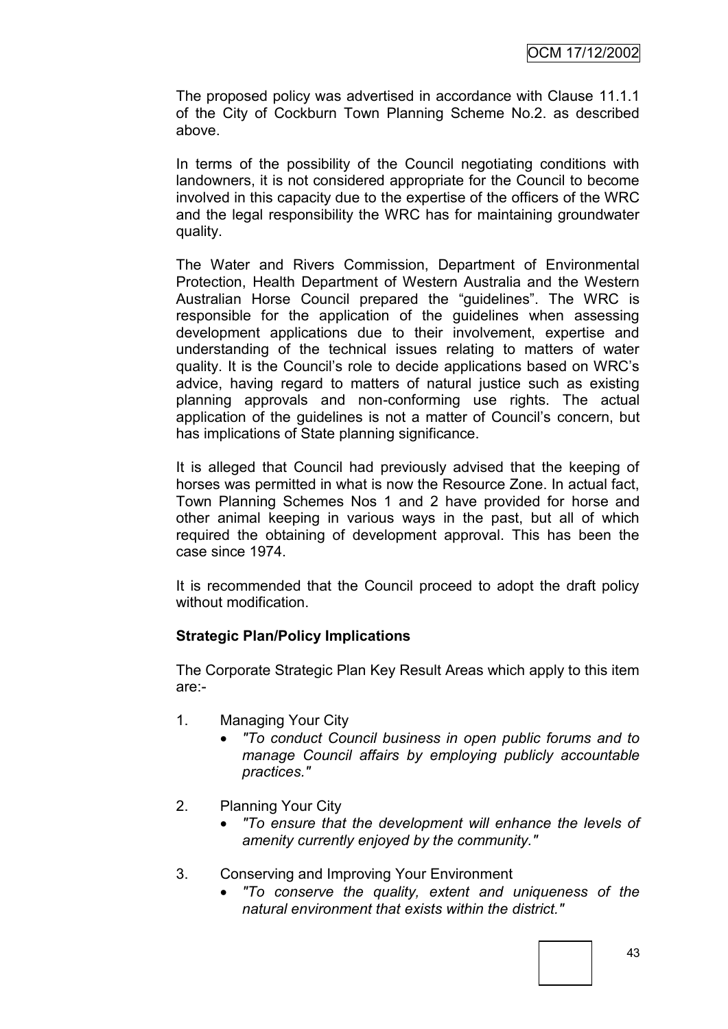The proposed policy was advertised in accordance with Clause 11.1.1 of the City of Cockburn Town Planning Scheme No.2. as described above.

In terms of the possibility of the Council negotiating conditions with landowners, it is not considered appropriate for the Council to become involved in this capacity due to the expertise of the officers of the WRC and the legal responsibility the WRC has for maintaining groundwater quality.

The Water and Rivers Commission, Department of Environmental Protection, Health Department of Western Australia and the Western Australian Horse Council prepared the "guidelines". The WRC is responsible for the application of the guidelines when assessing development applications due to their involvement, expertise and understanding of the technical issues relating to matters of water quality. It is the Council's role to decide applications based on WRC's advice, having regard to matters of natural justice such as existing planning approvals and non-conforming use rights. The actual application of the guidelines is not a matter of Council's concern, but has implications of State planning significance.

It is alleged that Council had previously advised that the keeping of horses was permitted in what is now the Resource Zone. In actual fact, Town Planning Schemes Nos 1 and 2 have provided for horse and other animal keeping in various ways in the past, but all of which required the obtaining of development approval. This has been the case since 1974.

It is recommended that the Council proceed to adopt the draft policy without modification.

**Strategic Plan/Policy Implications**

The Corporate Strategic Plan Key Result Areas which apply to this item are:-

1. Managing Your City
   - *"To conduct Council business in open public forums and to manage Council affairs by employing publicly accountable practices."*

2. Planning Your City
   - *"To ensure that the development will enhance the levels of amenity currently enjoyed by the community."*

3. Conserving and Improving Your Environment
   - *"To conserve the quality, extent and uniqueness of the natural environment that exists within the district."*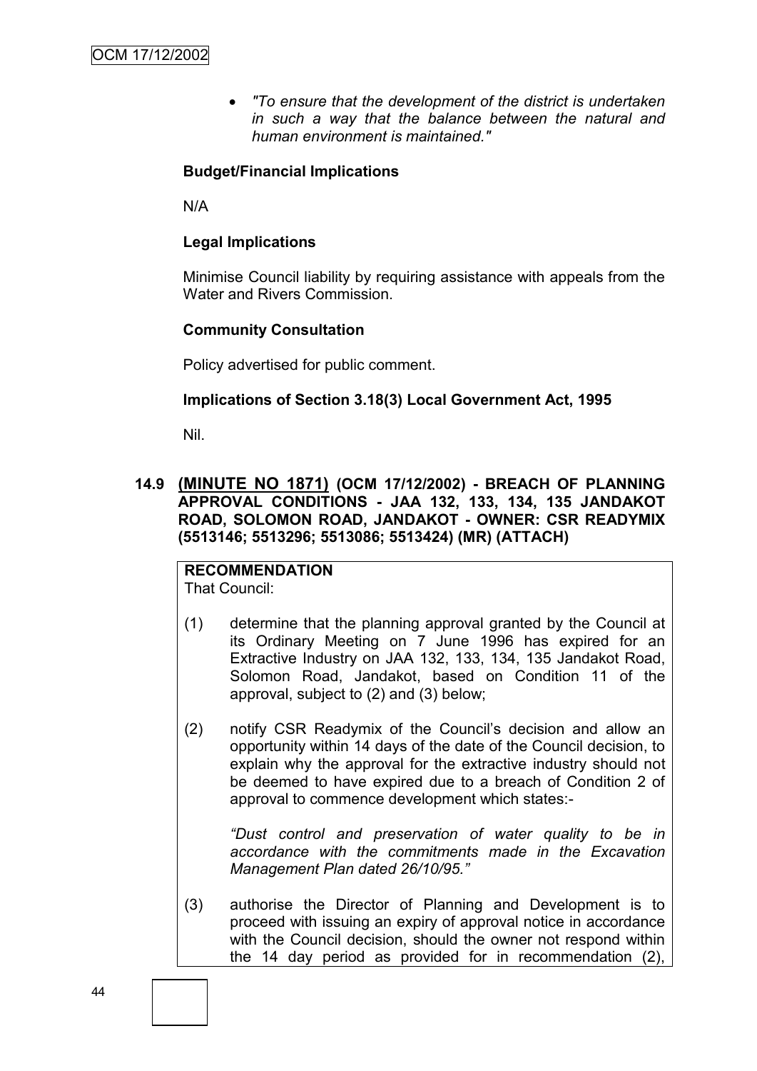- *"To ensure that the development of the district is undertaken in such a way that the balance between the natural and human environment is maintained."*

**Budget/Financial Implications**

N/A

**Legal Implications**

Minimise Council liability by requiring assistance with appeals from the Water and Rivers Commission.

**Community Consultation**

Policy advertised for public comment.

**Implications of Section 3.18(3) Local Government Act, 1995**

Nil.

### 14.9 (MINUTE NO 1871) (OCM 17/12/2002) - BREACH OF PLANNING APPROVAL CONDITIONS - JAA 132, 133, 134, 135 JANDAKOT ROAD, SOLOMON ROAD, JANDAKOT - OWNER: CSR READYMIX (5513146; 5513296; 5513086; 5513424) (MR) (ATTACH)

**RECOMMENDATION**
That Council:

(1) determine that the planning approval granted by the Council at its Ordinary Meeting on 7 June 1996 has expired for an Extractive Industry on JAA 132, 133, 134, 135 Jandakot Road, Solomon Road, Jandakot, based on Condition 11 of the approval, subject to (2) and (3) below;

(2) notify CSR Readymix of the Council's decision and allow an opportunity within 14 days of the date of the Council decision, to explain why the approval for the extractive industry should not be deemed to have expired due to a breach of Condition 2 of approval to commence development which states:-

*"Dust control and preservation of water quality to be in accordance with the commitments made in the Excavation Management Plan dated 26/10/95."*

(3) authorise the Director of Planning and Development is to proceed with issuing an expiry of approval notice in accordance with the Council decision, should the owner not respond within the 14 day period as provided for in recommendation (2),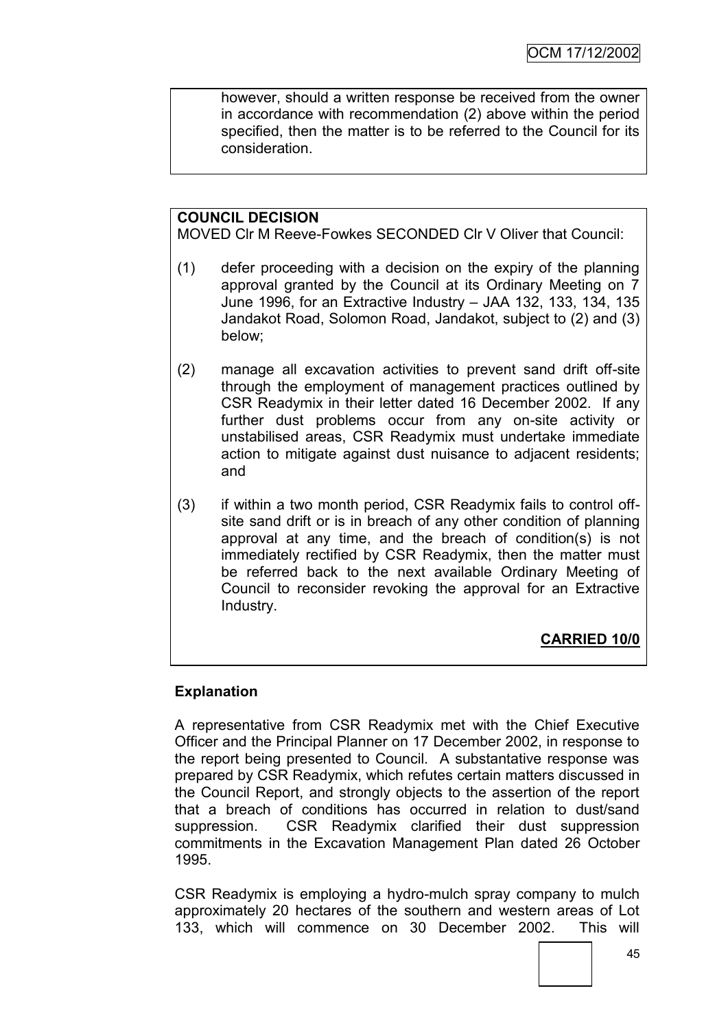however, should a written response be received from the owner in accordance with recommendation (2) above within the period specified, then the matter is to be referred to the Council for its consideration.

**COUNCIL DECISION**

MOVED Clr M Reeve-Fowkes SECONDED Clr V Oliver that Council:

(1) defer proceeding with a decision on the expiry of the planning approval granted by the Council at its Ordinary Meeting on 7 June 1996, for an Extractive Industry – JAA 132, 133, 134, 135 Jandakot Road, Solomon Road, Jandakot, subject to (2) and (3) below;

(2) manage all excavation activities to prevent sand drift off-site through the employment of management practices outlined by CSR Readymix in their letter dated 16 December 2002. If any further dust problems occur from any on-site activity or unstabilised areas, CSR Readymix must undertake immediate action to mitigate against dust nuisance to adjacent residents; and

(3) if within a two month period, CSR Readymix fails to control off-site sand drift or is in breach of any other condition of planning approval at any time, and the breach of condition(s) is not immediately rectified by CSR Readymix, then the matter must be referred back to the next available Ordinary Meeting of Council to reconsider revoking the approval for an Extractive Industry.

**CARRIED 10/0**

**Explanation**

A representative from CSR Readymix met with the Chief Executive Officer and the Principal Planner on 17 December 2002, in response to the report being presented to Council. A substantative response was prepared by CSR Readymix, which refutes certain matters discussed in the Council Report, and strongly objects to the assertion of the report that a breach of conditions has occurred in relation to dust/sand suppression. CSR Readymix clarified their dust suppression commitments in the Excavation Management Plan dated 26 October 1995.

CSR Readymix is employing a hydro-mulch spray company to mulch approximately 20 hectares of the southern and western areas of Lot 133, which will commence on 30 December 2002. This will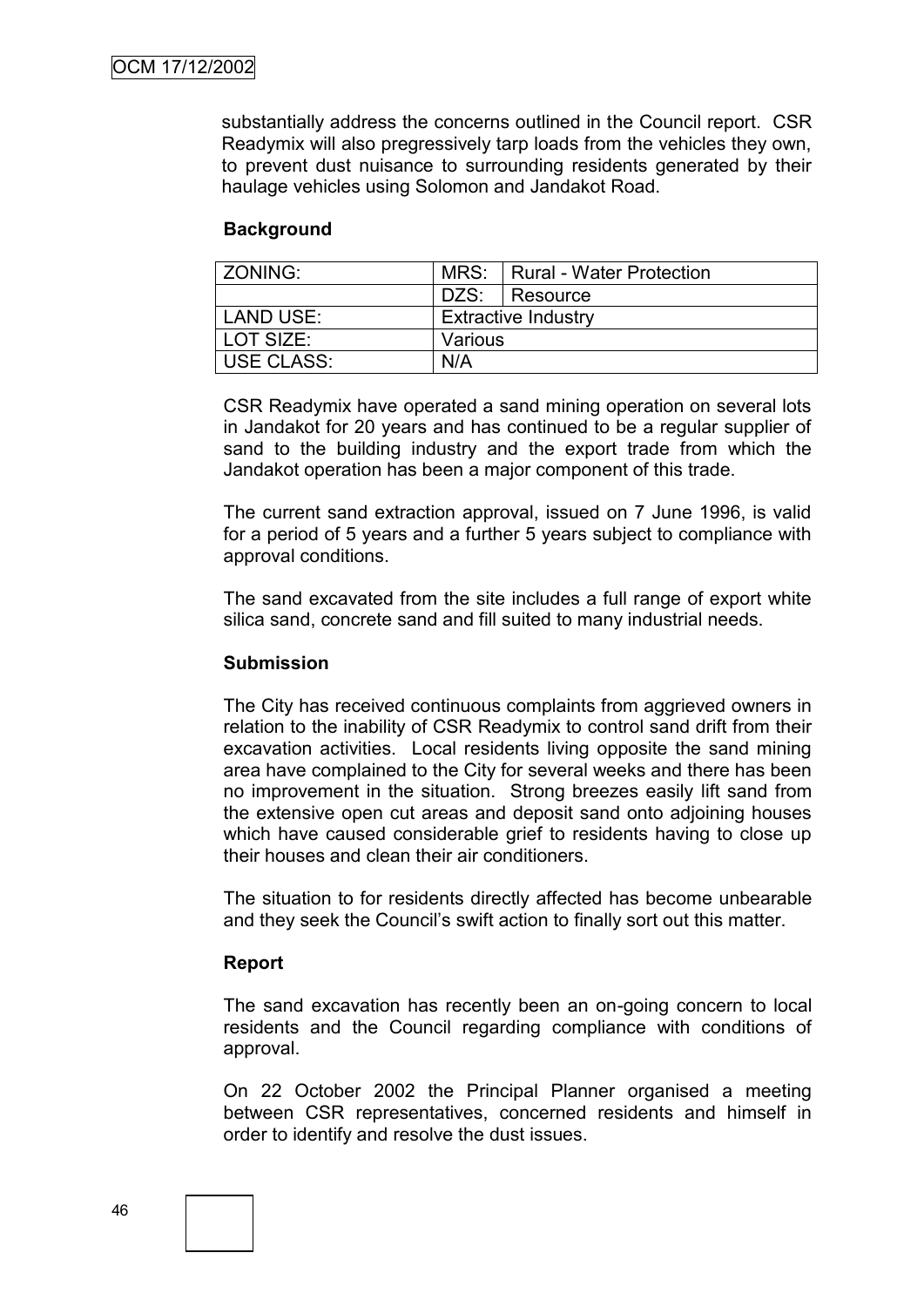substantially address the concerns outlined in the Council report. CSR Readymix will also pregressively tarp loads from the vehicles they own, to prevent dust nuisance to surrounding residents generated by their haulage vehicles using Solomon and Jandakot Road.

**Background**

| | | |
|---|---|---|
| ZONING: | MRS: | Rural - Water Protection |
| | DZS: | Resource |
| LAND USE: | Extractive Industry | |
| LOT SIZE: | Various | |
| USE CLASS: | N/A | |

CSR Readymix have operated a sand mining operation on several lots in Jandakot for 20 years and has continued to be a regular supplier of sand to the building industry and the export trade from which the Jandakot operation has been a major component of this trade.

The current sand extraction approval, issued on 7 June 1996, is valid for a period of 5 years and a further 5 years subject to compliance with approval conditions.

The sand excavated from the site includes a full range of export white silica sand, concrete sand and fill suited to many industrial needs.

**Submission**

The City has received continuous complaints from aggrieved owners in relation to the inability of CSR Readymix to control sand drift from their excavation activities. Local residents living opposite the sand mining area have complained to the City for several weeks and there has been no improvement in the situation. Strong breezes easily lift sand from the extensive open cut areas and deposit sand onto adjoining houses which have caused considerable grief to residents having to close up their houses and clean their air conditioners.

The situation to for residents directly affected has become unbearable and they seek the Council's swift action to finally sort out this matter.

**Report**

The sand excavation has recently been an on-going concern to local residents and the Council regarding compliance with conditions of approval.

On 22 October 2002 the Principal Planner organised a meeting between CSR representatives, concerned residents and himself in order to identify and resolve the dust issues.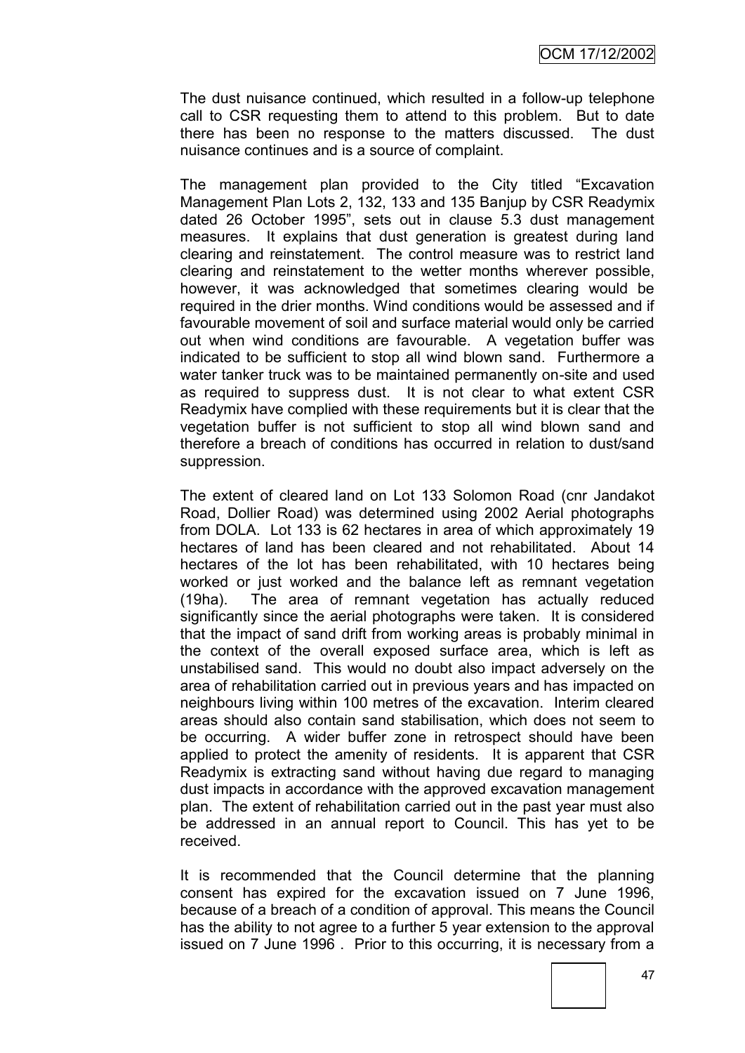The dust nuisance continued, which resulted in a follow-up telephone call to CSR requesting them to attend to this problem. But to date there has been no response to the matters discussed. The dust nuisance continues and is a source of complaint.

The management plan provided to the City titled "Excavation Management Plan Lots 2, 132, 133 and 135 Banjup by CSR Readymix dated 26 October 1995", sets out in clause 5.3 dust management measures. It explains that dust generation is greatest during land clearing and reinstatement. The control measure was to restrict land clearing and reinstatement to the wetter months wherever possible, however, it was acknowledged that sometimes clearing would be required in the drier months. Wind conditions would be assessed and if favourable movement of soil and surface material would only be carried out when wind conditions are favourable. A vegetation buffer was indicated to be sufficient to stop all wind blown sand. Furthermore a water tanker truck was to be maintained permanently on-site and used as required to suppress dust. It is not clear to what extent CSR Readymix have complied with these requirements but it is clear that the vegetation buffer is not sufficient to stop all wind blown sand and therefore a breach of conditions has occurred in relation to dust/sand suppression.

The extent of cleared land on Lot 133 Solomon Road (cnr Jandakot Road, Dollier Road) was determined using 2002 Aerial photographs from DOLA. Lot 133 is 62 hectares in area of which approximately 19 hectares of land has been cleared and not rehabilitated. About 14 hectares of the lot has been rehabilitated, with 10 hectares being worked or just worked and the balance left as remnant vegetation (19ha). The area of remnant vegetation has actually reduced significantly since the aerial photographs were taken. It is considered that the impact of sand drift from working areas is probably minimal in the context of the overall exposed surface area, which is left as unstabilised sand. This would no doubt also impact adversely on the area of rehabilitation carried out in previous years and has impacted on neighbours living within 100 metres of the excavation. Interim cleared areas should also contain sand stabilisation, which does not seem to be occurring. A wider buffer zone in retrospect should have been applied to protect the amenity of residents. It is apparent that CSR Readymix is extracting sand without having due regard to managing dust impacts in accordance with the approved excavation management plan. The extent of rehabilitation carried out in the past year must also be addressed in an annual report to Council. This has yet to be received.

It is recommended that the Council determine that the planning consent has expired for the excavation issued on 7 June 1996, because of a breach of a condition of approval. This means the Council has the ability to not agree to a further 5 year extension to the approval issued on 7 June 1996 . Prior to this occurring, it is necessary from a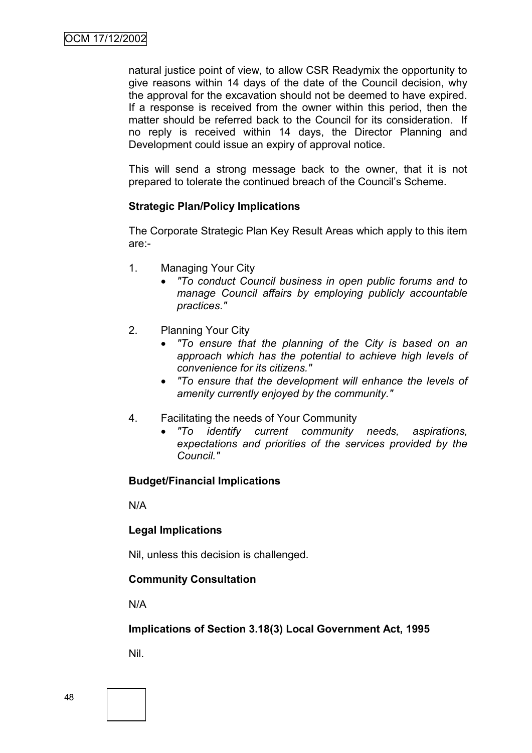natural justice point of view, to allow CSR Readymix the opportunity to give reasons within 14 days of the date of the Council decision, why the approval for the excavation should not be deemed to have expired. If a response is received from the owner within this period, then the matter should be referred back to the Council for its consideration. If no reply is received within 14 days, the Director Planning and Development could issue an expiry of approval notice.

This will send a strong message back to the owner, that it is not prepared to tolerate the continued breach of the Council's Scheme.

**Strategic Plan/Policy Implications**

The Corporate Strategic Plan Key Result Areas which apply to this item are:-

1. Managing Your City
   - *"To conduct Council business in open public forums and to manage Council affairs by employing publicly accountable practices."*

2. Planning Your City
   - *"To ensure that the planning of the City is based on an approach which has the potential to achieve high levels of convenience for its citizens."*
   - *"To ensure that the development will enhance the levels of amenity currently enjoyed by the community."*

4. Facilitating the needs of Your Community
   - *"To identify current community needs, aspirations, expectations and priorities of the services provided by the Council."*

**Budget/Financial Implications**

N/A

**Legal Implications**

Nil, unless this decision is challenged.

**Community Consultation**

N/A

**Implications of Section 3.18(3) Local Government Act, 1995**

Nil.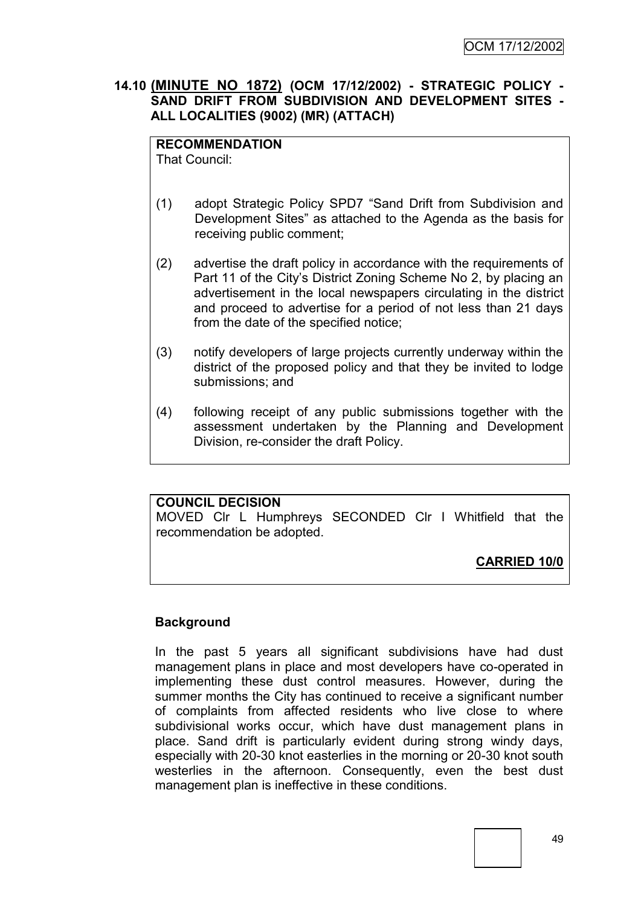## 14.10 **(MINUTE NO 1872)** (OCM 17/12/2002) - STRATEGIC POLICY - SAND DRIFT FROM SUBDIVISION AND DEVELOPMENT SITES - ALL LOCALITIES (9002) (MR) (ATTACH)

**RECOMMENDATION**
That Council:

(1) adopt Strategic Policy SPD7 "Sand Drift from Subdivision and Development Sites" as attached to the Agenda as the basis for receiving public comment;

(2) advertise the draft policy in accordance with the requirements of Part 11 of the City's District Zoning Scheme No 2, by placing an advertisement in the local newspapers circulating in the district and proceed to advertise for a period of not less than 21 days from the date of the specified notice;

(3) notify developers of large projects currently underway within the district of the proposed policy and that they be invited to lodge submissions; and

(4) following receipt of any public submissions together with the assessment undertaken by the Planning and Development Division, re-consider the draft Policy.

**COUNCIL DECISION**
MOVED Clr L Humphreys SECONDED Clr I Whitfield that the recommendation be adopted.

**CARRIED 10/0**

**Background**

In the past 5 years all significant subdivisions have had dust management plans in place and most developers have co-operated in implementing these dust control measures. However, during the summer months the City has continued to receive a significant number of complaints from affected residents who live close to where subdivisional works occur, which have dust management plans in place. Sand drift is particularly evident during strong windy days, especially with 20-30 knot easterlies in the morning or 20-30 knot south westerlies in the afternoon. Consequently, even the best dust management plan is ineffective in these conditions.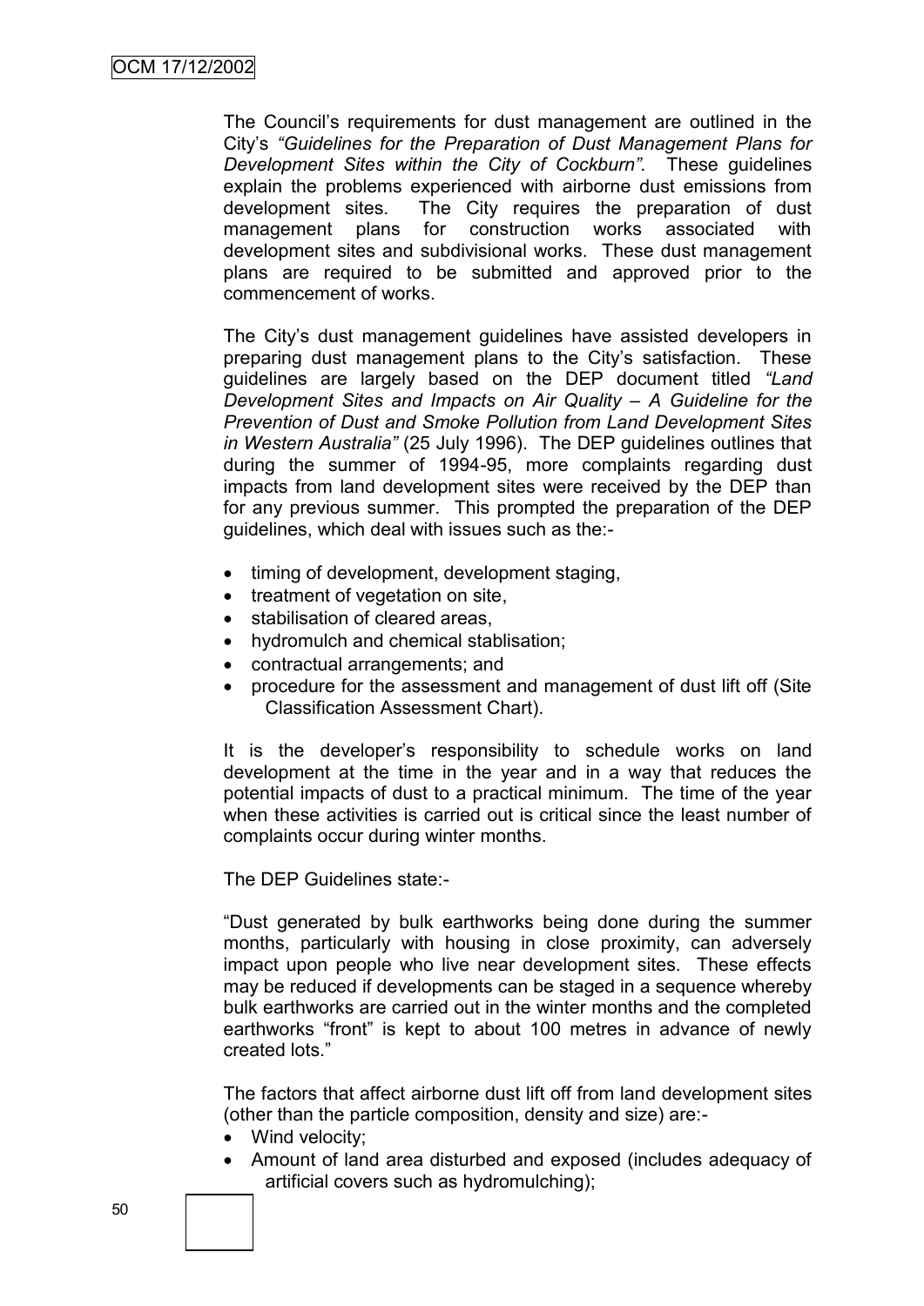The Council's requirements for dust management are outlined in the City's *"Guidelines for the Preparation of Dust Management Plans for Development Sites within the City of Cockburn".* These guidelines explain the problems experienced with airborne dust emissions from development sites. The City requires the preparation of dust management plans for construction works associated with development sites and subdivisional works. These dust management plans are required to be submitted and approved prior to the commencement of works.

The City's dust management guidelines have assisted developers in preparing dust management plans to the City's satisfaction. These guidelines are largely based on the DEP document titled *"Land Development Sites and Impacts on Air Quality – A Guideline for the Prevention of Dust and Smoke Pollution from Land Development Sites in Western Australia"* (25 July 1996). The DEP guidelines outlines that during the summer of 1994-95, more complaints regarding dust impacts from land development sites were received by the DEP than for any previous summer. This prompted the preparation of the DEP guidelines, which deal with issues such as the:-

- timing of development, development staging,
- treatment of vegetation on site,
- stabilisation of cleared areas,
- hydromulch and chemical stablisation;
- contractual arrangements; and
- procedure for the assessment and management of dust lift off (Site Classification Assessment Chart).

It is the developer's responsibility to schedule works on land development at the time in the year and in a way that reduces the potential impacts of dust to a practical minimum. The time of the year when these activities is carried out is critical since the least number of complaints occur during winter months.

The DEP Guidelines state:-

"Dust generated by bulk earthworks being done during the summer months, particularly with housing in close proximity, can adversely impact upon people who live near development sites. These effects may be reduced if developments can be staged in a sequence whereby bulk earthworks are carried out in the winter months and the completed earthworks "front" is kept to about 100 metres in advance of newly created lots."

The factors that affect airborne dust lift off from land development sites (other than the particle composition, density and size) are:-

- Wind velocity;
- Amount of land area disturbed and exposed (includes adequacy of artificial covers such as hydromulching);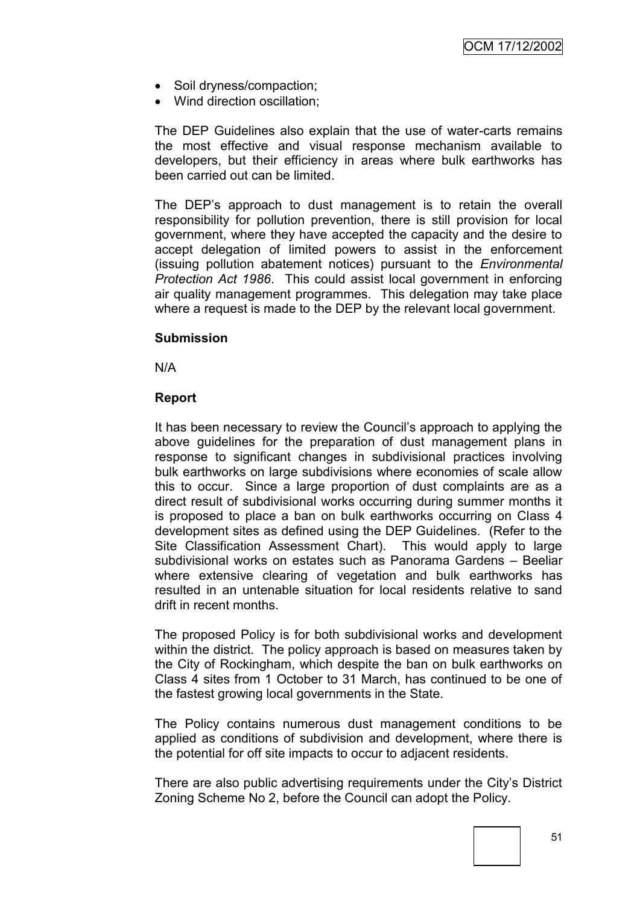- Soil dryness/compaction;
- Wind direction oscillation;

The DEP Guidelines also explain that the use of water-carts remains the most effective and visual response mechanism available to developers, but their efficiency in areas where bulk earthworks has been carried out can be limited.

The DEP's approach to dust management is to retain the overall responsibility for pollution prevention, there is still provision for local government, where they have accepted the capacity and the desire to accept delegation of limited powers to assist in the enforcement (issuing pollution abatement notices) pursuant to the *Environmental Protection Act 1986*. This could assist local government in enforcing air quality management programmes. This delegation may take place where a request is made to the DEP by the relevant local government.

**Submission**

N/A

**Report**

It has been necessary to review the Council's approach to applying the above guidelines for the preparation of dust management plans in response to significant changes in subdivisional practices involving bulk earthworks on large subdivisions where economies of scale allow this to occur. Since a large proportion of dust complaints are as a direct result of subdivisional works occurring during summer months it is proposed to place a ban on bulk earthworks occurring on Class 4 development sites as defined using the DEP Guidelines. (Refer to the Site Classification Assessment Chart). This would apply to large subdivisional works on estates such as Panorama Gardens – Beeliar where extensive clearing of vegetation and bulk earthworks has resulted in an untenable situation for local residents relative to sand drift in recent months.

The proposed Policy is for both subdivisional works and development within the district. The policy approach is based on measures taken by the City of Rockingham, which despite the ban on bulk earthworks on Class 4 sites from 1 October to 31 March, has continued to be one of the fastest growing local governments in the State.

The Policy contains numerous dust management conditions to be applied as conditions of subdivision and development, where there is the potential for off site impacts to occur to adjacent residents.

There are also public advertising requirements under the City's District Zoning Scheme No 2, before the Council can adopt the Policy.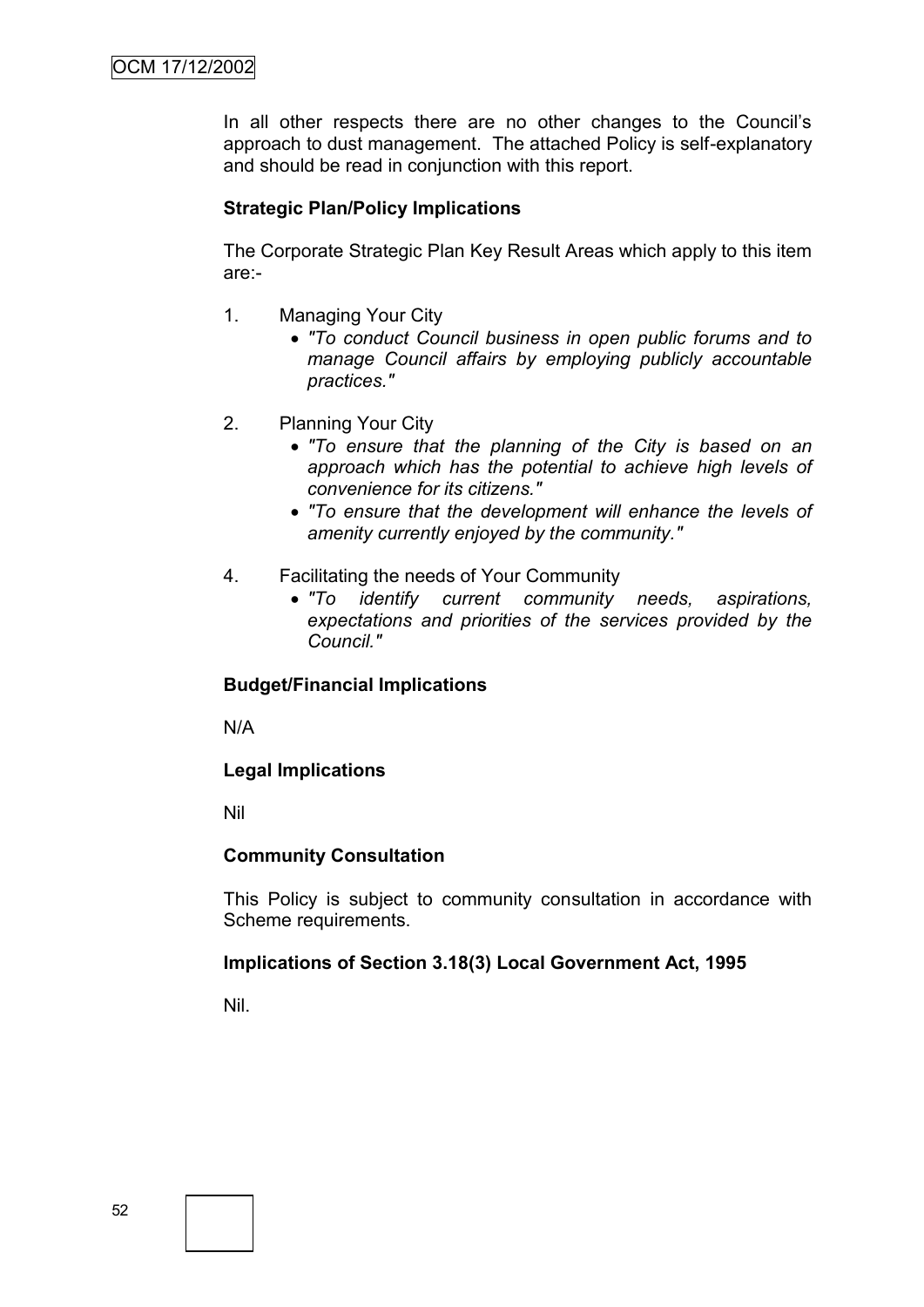In all other respects there are no other changes to the Council's approach to dust management. The attached Policy is self-explanatory and should be read in conjunction with this report.

**Strategic Plan/Policy Implications**

The Corporate Strategic Plan Key Result Areas which apply to this item are:-

1. Managing Your City
   - *"To conduct Council business in open public forums and to manage Council affairs by employing publicly accountable practices."*

2. Planning Your City
   - *"To ensure that the planning of the City is based on an approach which has the potential to achieve high levels of convenience for its citizens."*
   - *"To ensure that the development will enhance the levels of amenity currently enjoyed by the community."*

4. Facilitating the needs of Your Community
   - *"To identify current community needs, aspirations, expectations and priorities of the services provided by the Council."*

**Budget/Financial Implications**

N/A

**Legal Implications**

Nil

**Community Consultation**

This Policy is subject to community consultation in accordance with Scheme requirements.

**Implications of Section 3.18(3) Local Government Act, 1995**

Nil.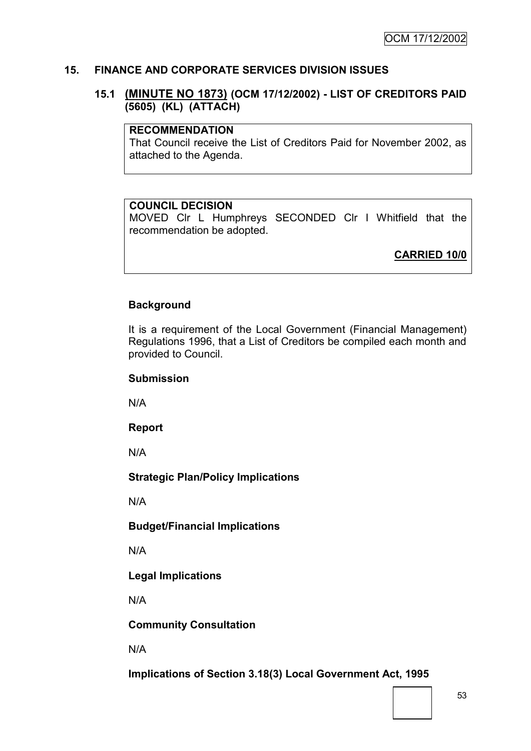## 15. FINANCE AND CORPORATE SERVICES DIVISION ISSUES

### 15.1 (MINUTE NO 1873) (OCM 17/12/2002) - LIST OF CREDITORS PAID (5605) (KL) (ATTACH)

**RECOMMENDATION**
That Council receive the List of Creditors Paid for November 2002, as attached to the Agenda.

**COUNCIL DECISION**
MOVED Clr L Humphreys SECONDED Clr I Whitfield that the recommendation be adopted.

**CARRIED 10/0**

**Background**

It is a requirement of the Local Government (Financial Management) Regulations 1996, that a List of Creditors be compiled each month and provided to Council.

**Submission**

N/A

**Report**

N/A

**Strategic Plan/Policy Implications**

N/A

**Budget/Financial Implications**

N/A

**Legal Implications**

N/A

**Community Consultation**

N/A

**Implications of Section 3.18(3) Local Government Act, 1995**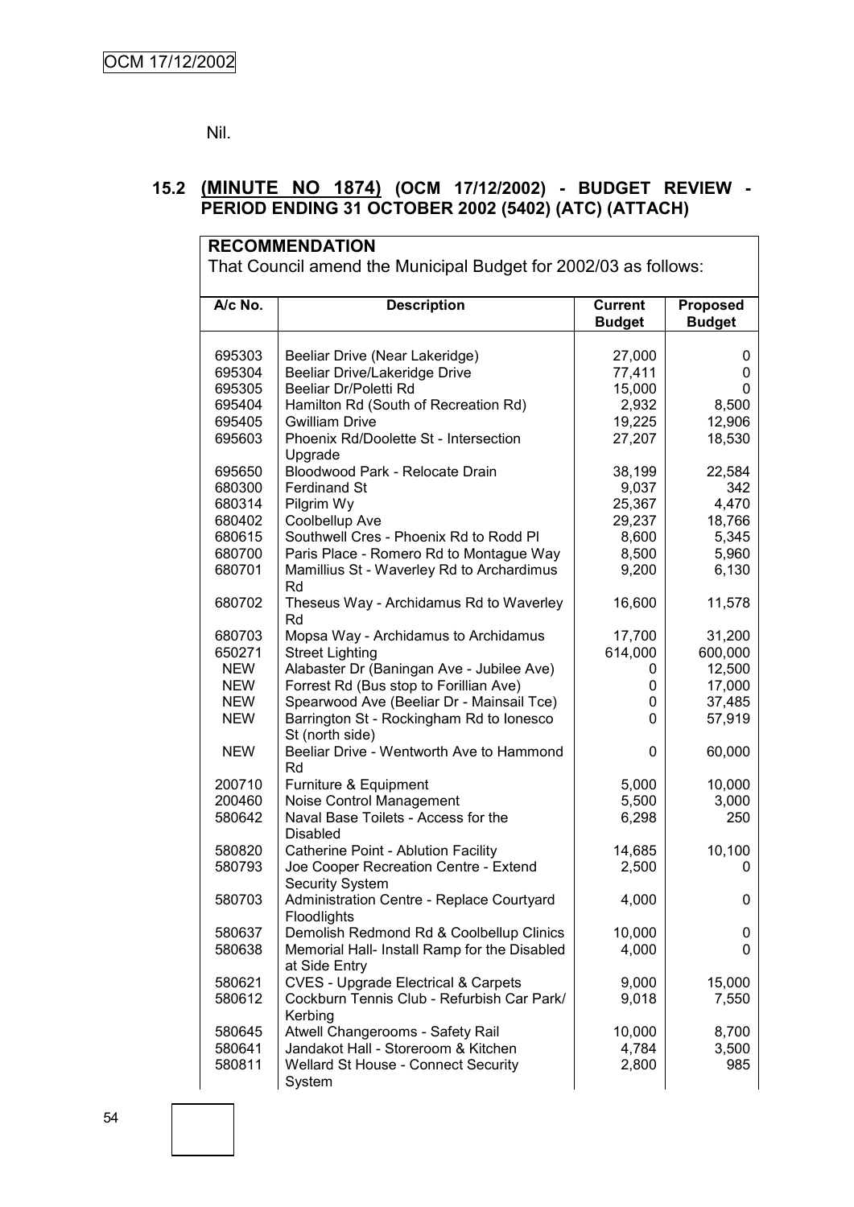Nil.

## 15.2 (MINUTE NO 1874) (OCM 17/12/2002) - BUDGET REVIEW - PERIOD ENDING 31 OCTOBER 2002 (5402) (ATC) (ATTACH)

**RECOMMENDATION**

That Council amend the Municipal Budget for 2002/03 as follows:

| A/c No. | Description | Current Budget | Proposed Budget |
|---|---|---|---|
| 695303 | Beeliar Drive (Near Lakeridge) | 27,000 | 0 |
| 695304 | Beeliar Drive/Lakeridge Drive | 77,411 | 0 |
| 695305 | Beeliar Dr/Poletti Rd | 15,000 | 0 |
| 695404 | Hamilton Rd (South of Recreation Rd) | 2,932 | 8,500 |
| 695405 | Gwilliam Drive | 19,225 | 12,906 |
| 695603 | Phoenix Rd/Doolette St - Intersection Upgrade | 27,207 | 18,530 |
| 695650 | Bloodwood Park - Relocate Drain | 38,199 | 22,584 |
| 680300 | Ferdinand St | 9,037 | 342 |
| 680314 | Pilgrim Wy | 25,367 | 4,470 |
| 680402 | Coolbellup Ave | 29,237 | 18,766 |
| 680615 | Southwell Cres - Phoenix Rd to Rodd Pl | 8,600 | 5,345 |
| 680700 | Paris Place - Romero Rd to Montague Way | 8,500 | 5,960 |
| 680701 | Mamillius St - Waverley Rd to Archardimus Rd | 9,200 | 6,130 |
| 680702 | Theseus Way - Archidamus Rd to Waverley Rd | 16,600 | 11,578 |
| 680703 | Mopsa Way - Archidamus to Archidamus | 17,700 | 31,200 |
| 650271 | Street Lighting | 614,000 | 600,000 |
| NEW | Alabaster Dr (Baningan Ave - Jubilee Ave) | 0 | 12,500 |
| NEW | Forrest Rd (Bus stop to Forillian Ave) | 0 | 17,000 |
| NEW | Spearwood Ave (Beeliar Dr - Mainsail Tce) | 0 | 37,485 |
| NEW | Barrington St - Rockingham Rd to Ionesco St (north side) | 0 | 57,919 |
| NEW | Beeliar Drive - Wentworth Ave to Hammond Rd | 0 | 60,000 |
| 200710 | Furniture & Equipment | 5,000 | 10,000 |
| 200460 | Noise Control Management | 5,500 | 3,000 |
| 580642 | Naval Base Toilets - Access for the Disabled | 6,298 | 250 |
| 580820 | Catherine Point - Ablution Facility | 14,685 | 10,100 |
| 580793 | Joe Cooper Recreation Centre - Extend Security System | 2,500 | 0 |
| 580703 | Administration Centre - Replace Courtyard Floodlights | 4,000 | 0 |
| 580637 | Demolish Redmond Rd & Coolbellup Clinics | 10,000 | 0 |
| 580638 | Memorial Hall- Install Ramp for the Disabled at Side Entry | 4,000 | 0 |
| 580621 | CVES - Upgrade Electrical & Carpets | 9,000 | 15,000 |
| 580612 | Cockburn Tennis Club - Refurbish Car Park/ Kerbing | 9,018 | 7,550 |
| 580645 | Atwell Changerooms - Safety Rail | 10,000 | 8,700 |
| 580641 | Jandakot Hall - Storeroom & Kitchen | 4,784 | 3,500 |
| 580811 | Wellard St House - Connect Security System | 2,800 | 985 |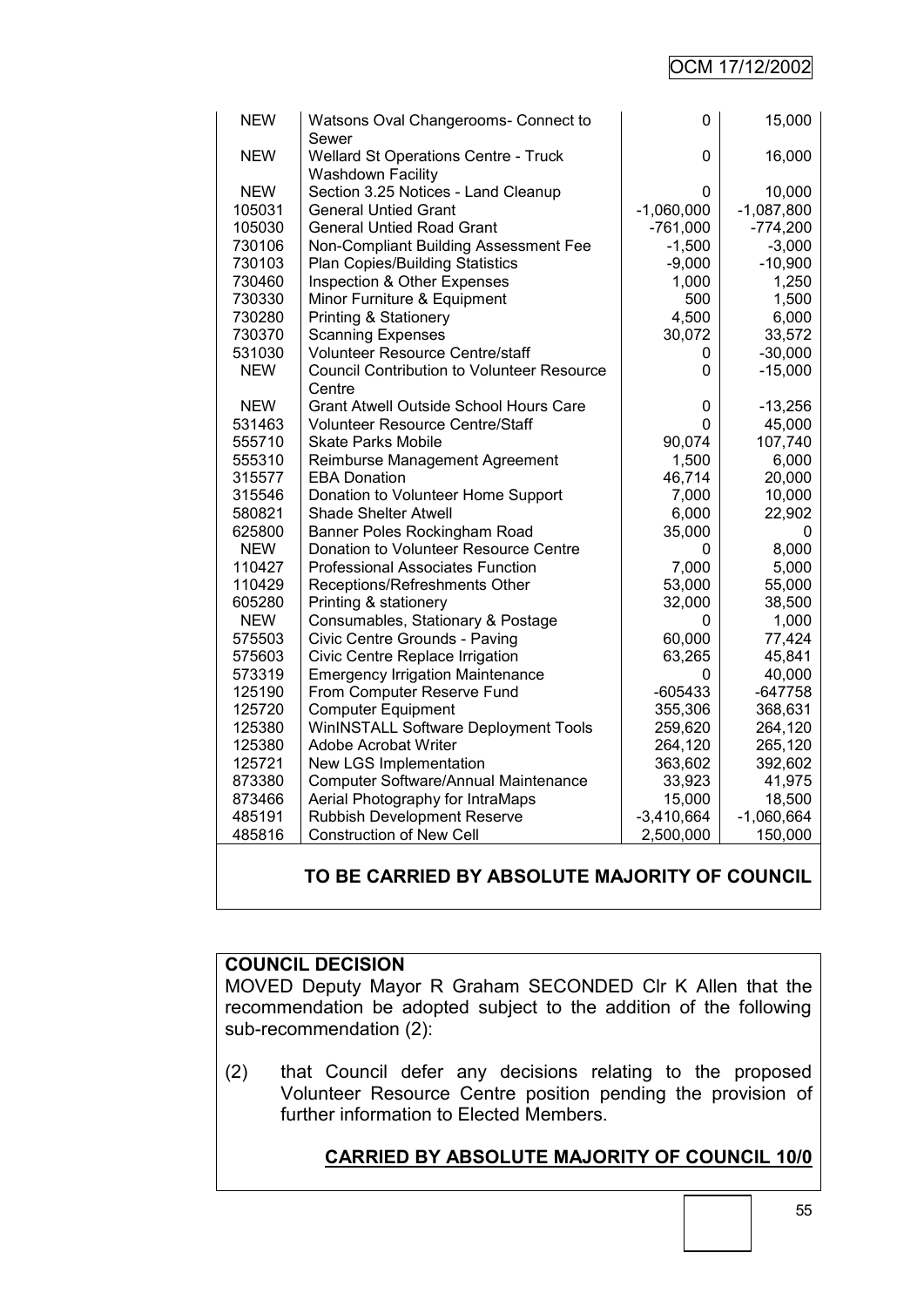| | | | |
|---|---|---|---|
| NEW | Watsons Oval Changerooms- Connect to Sewer | 0 | 15,000 |
| NEW | Wellard St Operations Centre - Truck Washdown Facility | 0 | 16,000 |
| NEW | Section 3.25 Notices - Land Cleanup | 0 | 10,000 |
| 105031 | General Untied Grant | -1,060,000 | -1,087,800 |
| 105030 | General Untied Road Grant | -761,000 | -774,200 |
| 730106 | Non-Compliant Building Assessment Fee | -1,500 | -3,000 |
| 730103 | Plan Copies/Building Statistics | -9,000 | -10,900 |
| 730460 | Inspection & Other Expenses | 1,000 | 1,250 |
| 730330 | Minor Furniture & Equipment | 500 | 1,500 |
| 730280 | Printing & Stationery | 4,500 | 6,000 |
| 730370 | Scanning Expenses | 30,072 | 33,572 |
| 531030 | Volunteer Resource Centre/staff | 0 | -30,000 |
| NEW | Council Contribution to Volunteer Resource Centre | 0 | -15,000 |
| NEW | Grant Atwell Outside School Hours Care | 0 | -13,256 |
| 531463 | Volunteer Resource Centre/Staff | 0 | 45,000 |
| 555710 | Skate Parks Mobile | 90,074 | 107,740 |
| 555310 | Reimburse Management Agreement | 1,500 | 6,000 |
| 315577 | EBA Donation | 46,714 | 20,000 |
| 315546 | Donation to Volunteer Home Support | 7,000 | 10,000 |
| 580821 | Shade Shelter Atwell | 6,000 | 22,902 |
| 625800 | Banner Poles Rockingham Road | 35,000 | 0 |
| NEW | Donation to Volunteer Resource Centre | 0 | 8,000 |
| 110427 | Professional Associates Function | 7,000 | 5,000 |
| 110429 | Receptions/Refreshments Other | 53,000 | 55,000 |
| 605280 | Printing & stationery | 32,000 | 38,500 |
| NEW | Consumables, Stationary & Postage | 0 | 1,000 |
| 575503 | Civic Centre Grounds - Paving | 60,000 | 77,424 |
| 575603 | Civic Centre Replace Irrigation | 63,265 | 45,841 |
| 573319 | Emergency Irrigation Maintenance | 0 | 40,000 |
| 125190 | From Computer Reserve Fund | -605433 | -647758 |
| 125720 | Computer Equipment | 355,306 | 368,631 |
| 125380 | WinINSTALL Software Deployment Tools | 259,620 | 264,120 |
| 125380 | Adobe Acrobat Writer | 264,120 | 265,120 |
| 125721 | New LGS Implementation | 363,602 | 392,602 |
| 873380 | Computer Software/Annual Maintenance | 33,923 | 41,975 |
| 873466 | Aerial Photography for IntraMaps | 15,000 | 18,500 |
| 485191 | Rubbish Development Reserve | -3,410,664 | -1,060,664 |
| 485816 | Construction of New Cell | 2,500,000 | 150,000 |

**TO BE CARRIED BY ABSOLUTE MAJORITY OF COUNCIL**

**COUNCIL DECISION**

MOVED Deputy Mayor R Graham SECONDED Clr K Allen that the recommendation be adopted subject to the addition of the following sub-recommendation (2):

(2) that Council defer any decisions relating to the proposed Volunteer Resource Centre position pending the provision of further information to Elected Members.

**CARRIED BY ABSOLUTE MAJORITY OF COUNCIL 10/0**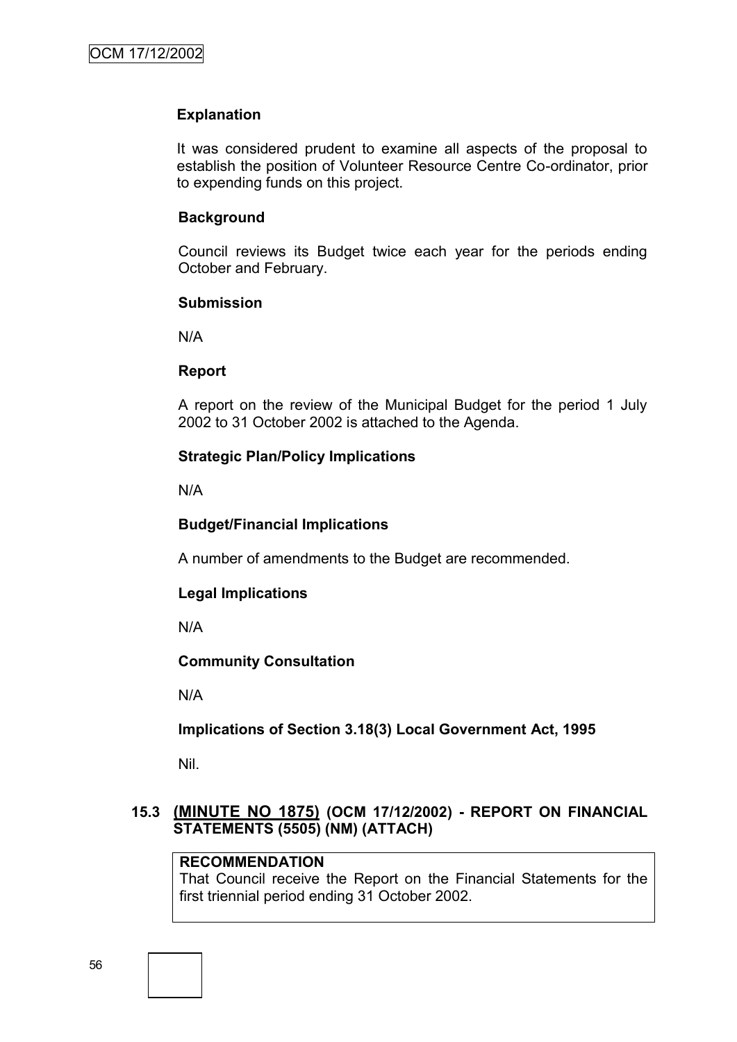**Explanation**

It was considered prudent to examine all aspects of the proposal to establish the position of Volunteer Resource Centre Co-ordinator, prior to expending funds on this project.

**Background**

Council reviews its Budget twice each year for the periods ending October and February.

**Submission**

N/A

**Report**

A report on the review of the Municipal Budget for the period 1 July 2002 to 31 October 2002 is attached to the Agenda.

**Strategic Plan/Policy Implications**

N/A

**Budget/Financial Implications**

A number of amendments to the Budget are recommended.

**Legal Implications**

N/A

**Community Consultation**

N/A

**Implications of Section 3.18(3) Local Government Act, 1995**

Nil.

### 15.3 (MINUTE NO 1875) (OCM 17/12/2002) - REPORT ON FINANCIAL STATEMENTS (5505) (NM) (ATTACH)

**RECOMMENDATION**
That Council receive the Report on the Financial Statements for the first triennial period ending 31 October 2002.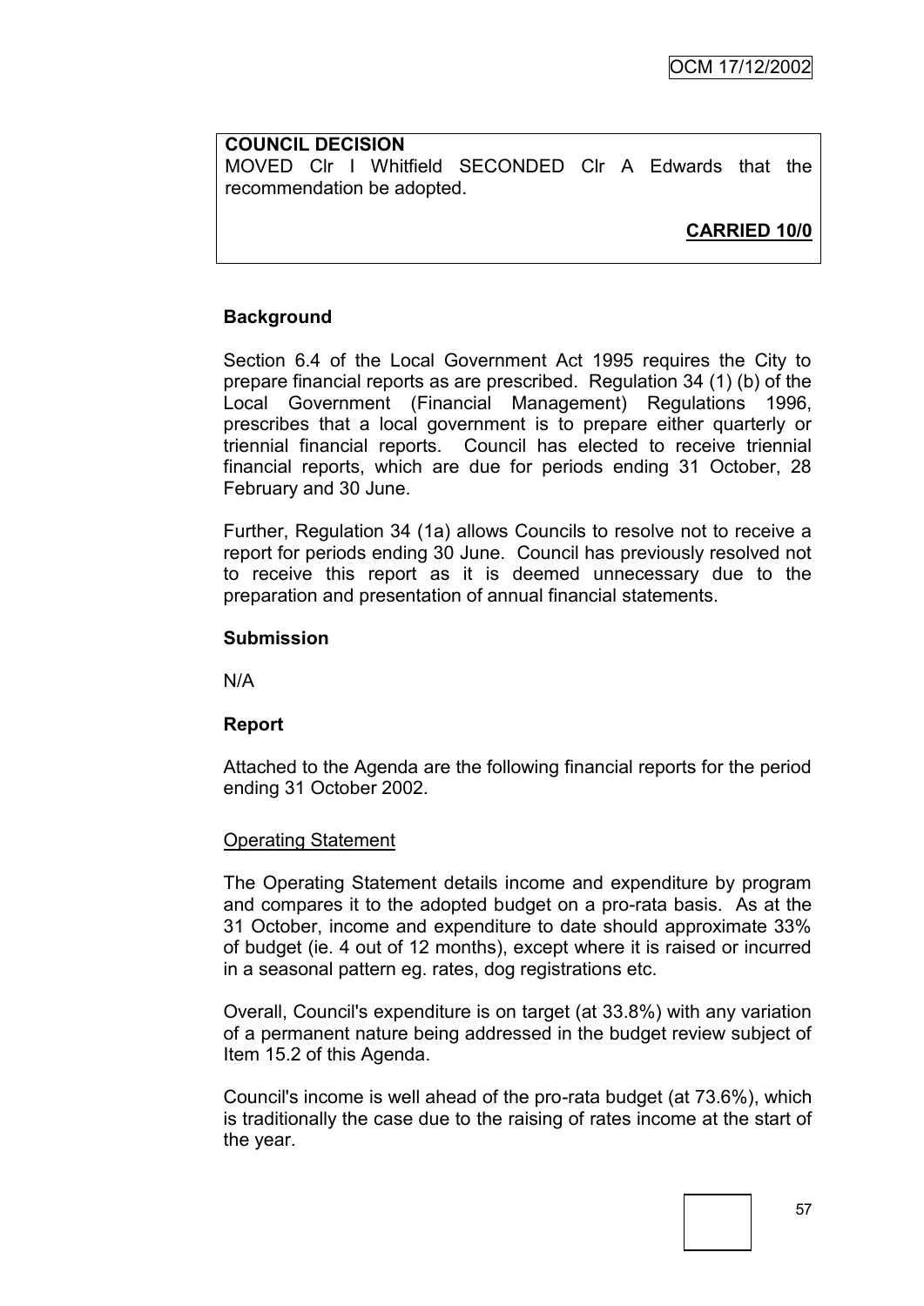**COUNCIL DECISION**

MOVED Clr I Whitfield SECONDED Clr A Edwards that the recommendation be adopted.

**CARRIED 10/0**

**Background**

Section 6.4 of the Local Government Act 1995 requires the City to prepare financial reports as are prescribed. Regulation 34 (1) (b) of the Local Government (Financial Management) Regulations 1996, prescribes that a local government is to prepare either quarterly or triennial financial reports. Council has elected to receive triennial financial reports, which are due for periods ending 31 October, 28 February and 30 June.

Further, Regulation 34 (1a) allows Councils to resolve not to receive a report for periods ending 30 June. Council has previously resolved not to receive this report as it is deemed unnecessary due to the preparation and presentation of annual financial statements.

**Submission**

N/A

**Report**

Attached to the Agenda are the following financial reports for the period ending 31 October 2002.

Operating Statement

The Operating Statement details income and expenditure by program and compares it to the adopted budget on a pro-rata basis. As at the 31 October, income and expenditure to date should approximate 33% of budget (ie. 4 out of 12 months), except where it is raised or incurred in a seasonal pattern eg. rates, dog registrations etc.

Overall, Council's expenditure is on target (at 33.8%) with any variation of a permanent nature being addressed in the budget review subject of Item 15.2 of this Agenda.

Council's income is well ahead of the pro-rata budget (at 73.6%), which is traditionally the case due to the raising of rates income at the start of the year.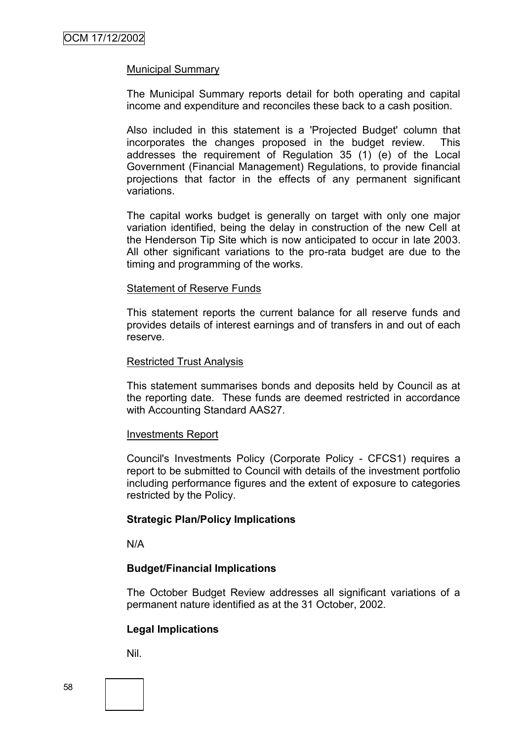Municipal Summary

The Municipal Summary reports detail for both operating and capital income and expenditure and reconciles these back to a cash position.

Also included in this statement is a 'Projected Budget' column that incorporates the changes proposed in the budget review. This addresses the requirement of Regulation 35 (1) (e) of the Local Government (Financial Management) Regulations, to provide financial projections that factor in the effects of any permanent significant variations.

The capital works budget is generally on target with only one major variation identified, being the delay in construction of the new Cell at the Henderson Tip Site which is now anticipated to occur in late 2003. All other significant variations to the pro-rata budget are due to the timing and programming of the works.

Statement of Reserve Funds

This statement reports the current balance for all reserve funds and provides details of interest earnings and of transfers in and out of each reserve.

Restricted Trust Analysis

This statement summarises bonds and deposits held by Council as at the reporting date. These funds are deemed restricted in accordance with Accounting Standard AAS27.

Investments Report

Council's Investments Policy (Corporate Policy - CFCS1) requires a report to be submitted to Council with details of the investment portfolio including performance figures and the extent of exposure to categories restricted by the Policy.

**Strategic Plan/Policy Implications**

N/A

**Budget/Financial Implications**

The October Budget Review addresses all significant variations of a permanent nature identified as at the 31 October, 2002.

**Legal Implications**

Nil.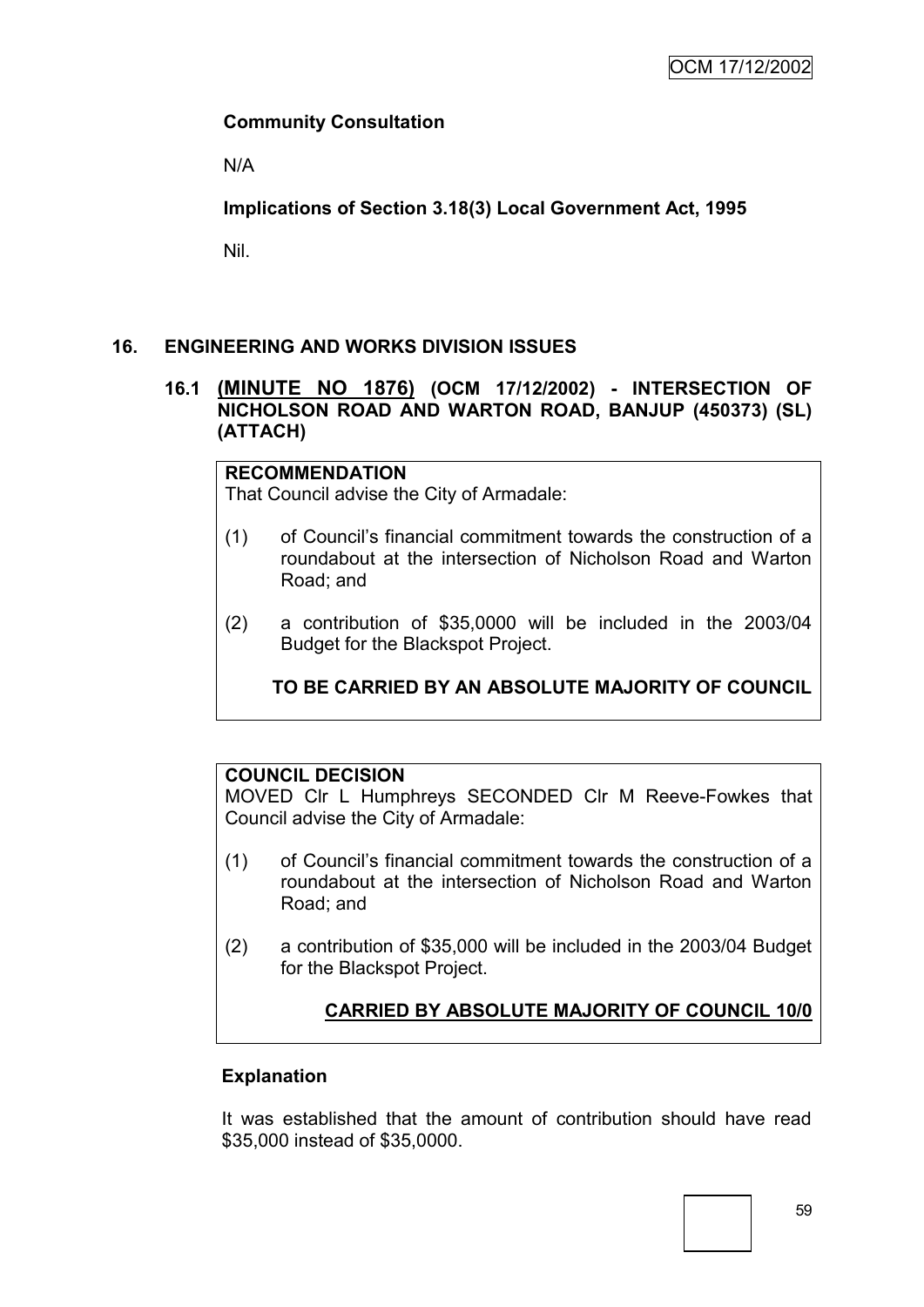**Community Consultation**

N/A

**Implications of Section 3.18(3) Local Government Act, 1995**

Nil.

## 16. ENGINEERING AND WORKS DIVISION ISSUES

### 16.1 (MINUTE NO 1876) (OCM 17/12/2002) - INTERSECTION OF NICHOLSON ROAD AND WARTON ROAD, BANJUP (450373) (SL) (ATTACH)

**RECOMMENDATION**

That Council advise the City of Armadale:

(1) of Council's financial commitment towards the construction of a roundabout at the intersection of Nicholson Road and Warton Road; and

(2) a contribution of $35,0000 will be included in the 2003/04 Budget for the Blackspot Project.

**TO BE CARRIED BY AN ABSOLUTE MAJORITY OF COUNCIL**

**COUNCIL DECISION**

MOVED Clr L Humphreys SECONDED Clr M Reeve-Fowkes that Council advise the City of Armadale:

(1) of Council's financial commitment towards the construction of a roundabout at the intersection of Nicholson Road and Warton Road; and

(2) a contribution of $35,000 will be included in the 2003/04 Budget for the Blackspot Project.

**CARRIED BY ABSOLUTE MAJORITY OF COUNCIL 10/0**

**Explanation**

It was established that the amount of contribution should have read $35,000 instead of $35,0000.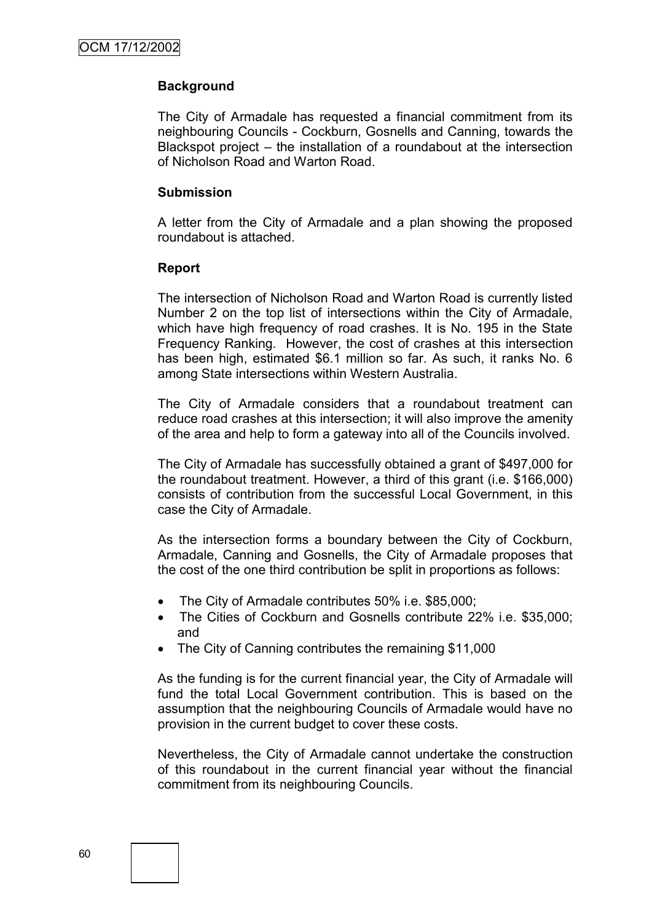**Background**

The City of Armadale has requested a financial commitment from its neighbouring Councils - Cockburn, Gosnells and Canning, towards the Blackspot project – the installation of a roundabout at the intersection of Nicholson Road and Warton Road.

**Submission**

A letter from the City of Armadale and a plan showing the proposed roundabout is attached.

**Report**

The intersection of Nicholson Road and Warton Road is currently listed Number 2 on the top list of intersections within the City of Armadale, which have high frequency of road crashes. It is No. 195 in the State Frequency Ranking. However, the cost of crashes at this intersection has been high, estimated $6.1 million so far. As such, it ranks No. 6 among State intersections within Western Australia.

The City of Armadale considers that a roundabout treatment can reduce road crashes at this intersection; it will also improve the amenity of the area and help to form a gateway into all of the Councils involved.

The City of Armadale has successfully obtained a grant of $497,000 for the roundabout treatment. However, a third of this grant (i.e. $166,000) consists of contribution from the successful Local Government, in this case the City of Armadale.

As the intersection forms a boundary between the City of Cockburn, Armadale, Canning and Gosnells, the City of Armadale proposes that the cost of the one third contribution be split in proportions as follows:

- The City of Armadale contributes 50% i.e. $85,000;
- The Cities of Cockburn and Gosnells contribute 22% i.e. $35,000; and
- The City of Canning contributes the remaining $11,000

As the funding is for the current financial year, the City of Armadale will fund the total Local Government contribution. This is based on the assumption that the neighbouring Councils of Armadale would have no provision in the current budget to cover these costs.

Nevertheless, the City of Armadale cannot undertake the construction of this roundabout in the current financial year without the financial commitment from its neighbouring Councils.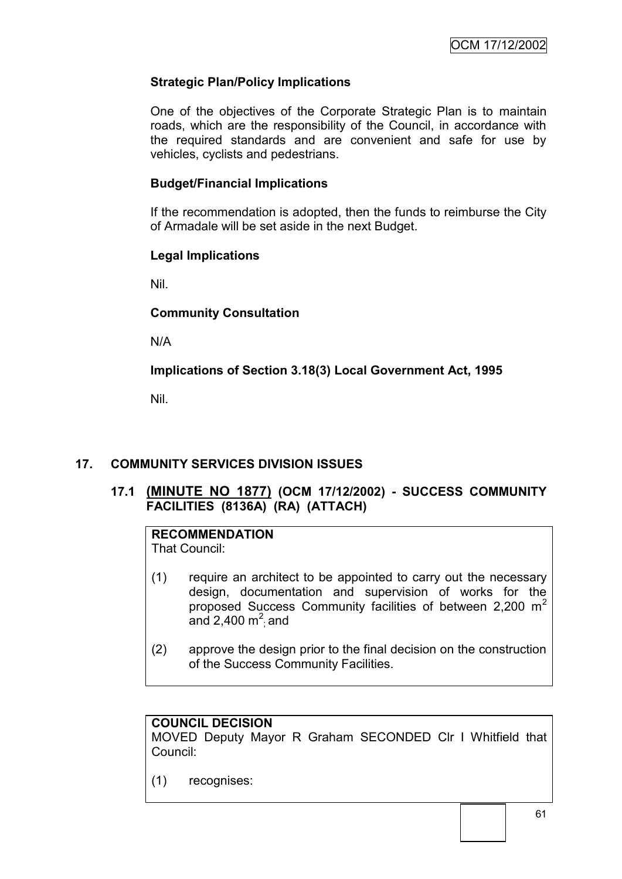### Strategic Plan/Policy Implications

One of the objectives of the Corporate Strategic Plan is to maintain roads, which are the responsibility of the Council, in accordance with the required standards and are convenient and safe for use by vehicles, cyclists and pedestrians.

### Budget/Financial Implications

If the recommendation is adopted, then the funds to reimburse the City of Armadale will be set aside in the next Budget.

### Legal Implications

Nil.

### Community Consultation

N/A

### Implications of Section 3.18(3) Local Government Act, 1995

Nil.

## 17. COMMUNITY SERVICES DIVISION ISSUES

### 17.1 (MINUTE NO 1877) (OCM 17/12/2002) - SUCCESS COMMUNITY FACILITIES (8136A) (RA) (ATTACH)

**RECOMMENDATION**
That Council:

(1) require an architect to be appointed to carry out the necessary design, documentation and supervision of works for the proposed Success Community facilities of between 2,200 $m^2$ and 2,400 $m^2$; and

(2) approve the design prior to the final decision on the construction of the Success Community Facilities.

**COUNCIL DECISION**
MOVED Deputy Mayor R Graham SECONDED Clr I Whitfield that Council:

(1) recognises: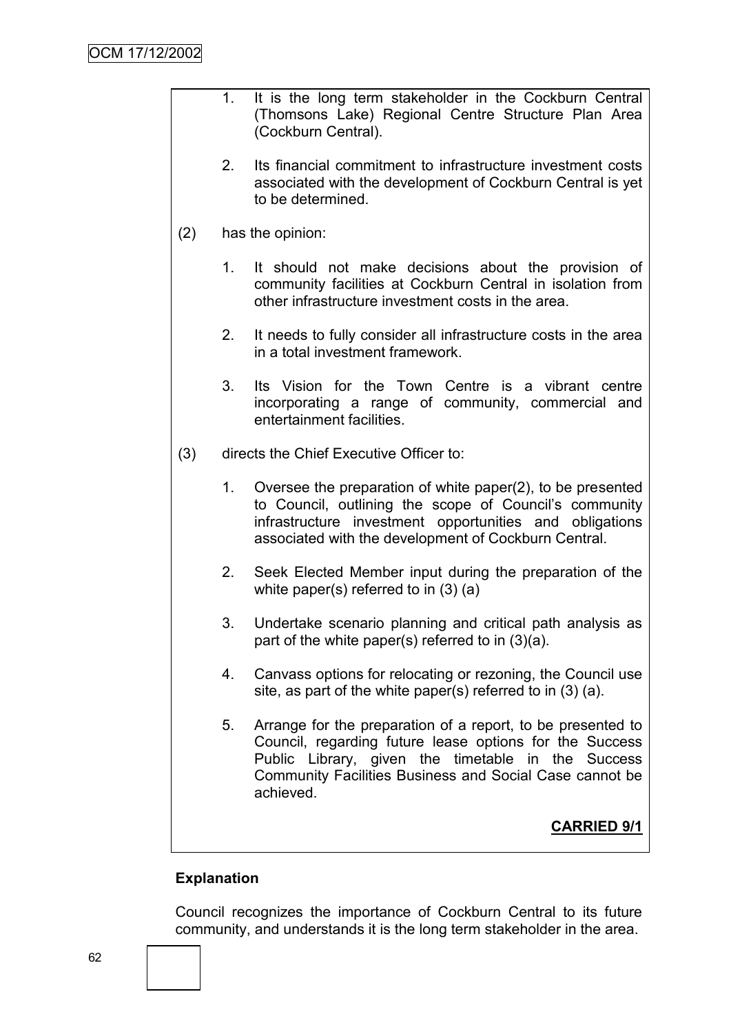1. It is the long term stakeholder in the Cockburn Central (Thomsons Lake) Regional Centre Structure Plan Area (Cockburn Central).

2. Its financial commitment to infrastructure investment costs associated with the development of Cockburn Central is yet to be determined.

(2) has the opinion:

1. It should not make decisions about the provision of community facilities at Cockburn Central in isolation from other infrastructure investment costs in the area.

2. It needs to fully consider all infrastructure costs in the area in a total investment framework.

3. Its Vision for the Town Centre is a vibrant centre incorporating a range of community, commercial and entertainment facilities.

(3) directs the Chief Executive Officer to:

1. Oversee the preparation of white paper(2), to be presented to Council, outlining the scope of Council's community infrastructure investment opportunities and obligations associated with the development of Cockburn Central.

2. Seek Elected Member input during the preparation of the white paper(s) referred to in (3) (a)

3. Undertake scenario planning and critical path analysis as part of the white paper(s) referred to in (3)(a).

4. Canvass options for relocating or rezoning, the Council use site, as part of the white paper(s) referred to in (3) (a).

5. Arrange for the preparation of a report, to be presented to Council, regarding future lease options for the Success Public Library, given the timetable in the Success Community Facilities Business and Social Case cannot be achieved.

**CARRIED 9/1**

**Explanation**

Council recognizes the importance of Cockburn Central to its future community, and understands it is the long term stakeholder in the area.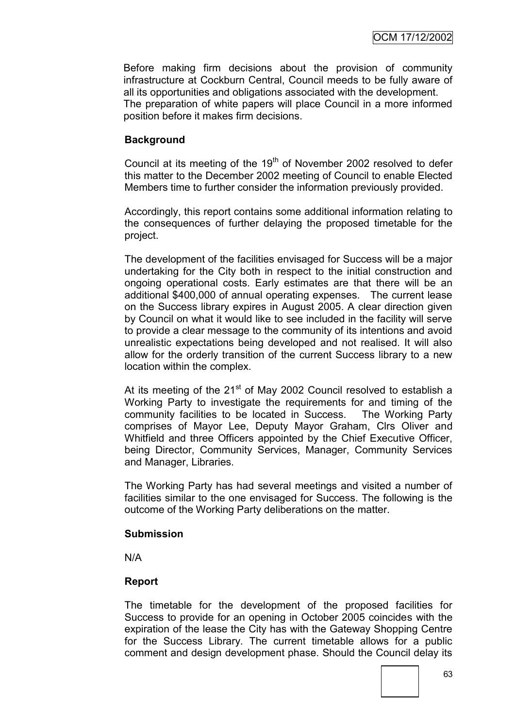Before making firm decisions about the provision of community infrastructure at Cockburn Central, Council meeds to be fully aware of all its opportunities and obligations associated with the development. The preparation of white papers will place Council in a more informed position before it makes firm decisions.

**Background**

Council at its meeting of the 19th of November 2002 resolved to defer this matter to the December 2002 meeting of Council to enable Elected Members time to further consider the information previously provided.

Accordingly, this report contains some additional information relating to the consequences of further delaying the proposed timetable for the project.

The development of the facilities envisaged for Success will be a major undertaking for the City both in respect to the initial construction and ongoing operational costs. Early estimates are that there will be an additional $400,000 of annual operating expenses. The current lease on the Success library expires in August 2005. A clear direction given by Council on what it would like to see included in the facility will serve to provide a clear message to the community of its intentions and avoid unrealistic expectations being developed and not realised. It will also allow for the orderly transition of the current Success library to a new location within the complex.

At its meeting of the 21st of May 2002 Council resolved to establish a Working Party to investigate the requirements for and timing of the community facilities to be located in Success. The Working Party comprises of Mayor Lee, Deputy Mayor Graham, Clrs Oliver and Whitfield and three Officers appointed by the Chief Executive Officer, being Director, Community Services, Manager, Community Services and Manager, Libraries.

The Working Party has had several meetings and visited a number of facilities similar to the one envisaged for Success. The following is the outcome of the Working Party deliberations on the matter.

**Submission**

N/A

**Report**

The timetable for the development of the proposed facilities for Success to provide for an opening in October 2005 coincides with the expiration of the lease the City has with the Gateway Shopping Centre for the Success Library. The current timetable allows for a public comment and design development phase. Should the Council delay its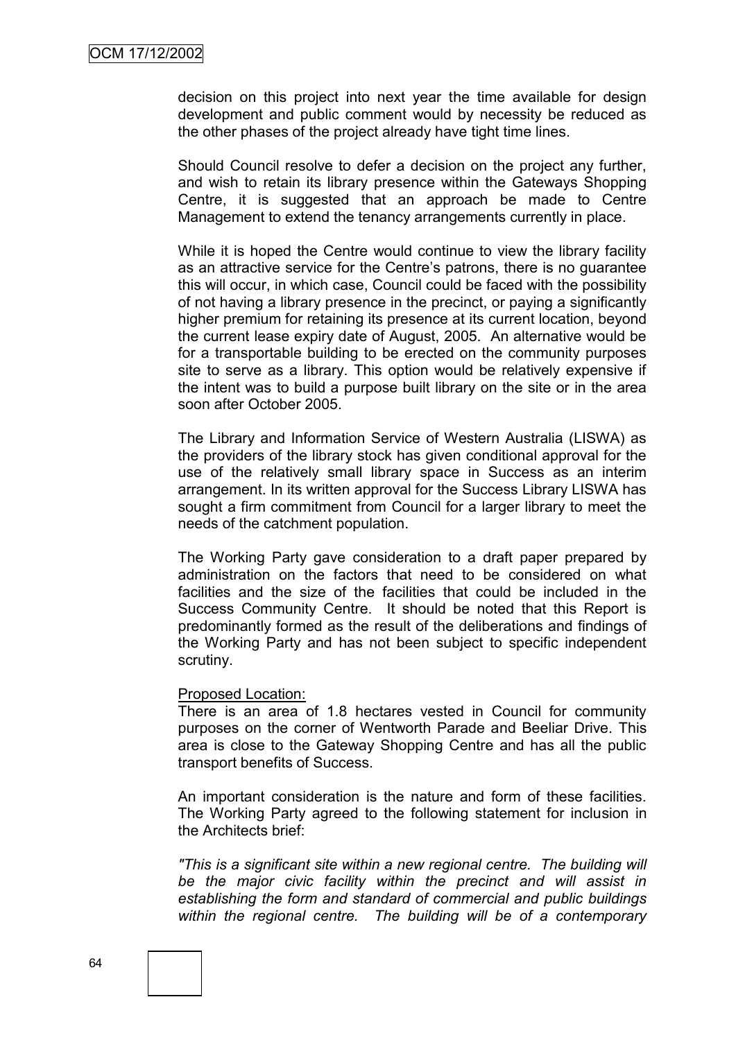decision on this project into next year the time available for design development and public comment would by necessity be reduced as the other phases of the project already have tight time lines.

Should Council resolve to defer a decision on the project any further, and wish to retain its library presence within the Gateways Shopping Centre, it is suggested that an approach be made to Centre Management to extend the tenancy arrangements currently in place.

While it is hoped the Centre would continue to view the library facility as an attractive service for the Centre's patrons, there is no guarantee this will occur, in which case, Council could be faced with the possibility of not having a library presence in the precinct, or paying a significantly higher premium for retaining its presence at its current location, beyond the current lease expiry date of August, 2005. An alternative would be for a transportable building to be erected on the community purposes site to serve as a library. This option would be relatively expensive if the intent was to build a purpose built library on the site or in the area soon after October 2005.

The Library and Information Service of Western Australia (LISWA) as the providers of the library stock has given conditional approval for the use of the relatively small library space in Success as an interim arrangement. In its written approval for the Success Library LISWA has sought a firm commitment from Council for a larger library to meet the needs of the catchment population.

The Working Party gave consideration to a draft paper prepared by administration on the factors that need to be considered on what facilities and the size of the facilities that could be included in the Success Community Centre. It should be noted that this Report is predominantly formed as the result of the deliberations and findings of the Working Party and has not been subject to specific independent scrutiny.

Proposed Location:
There is an area of 1.8 hectares vested in Council for community purposes on the corner of Wentworth Parade and Beeliar Drive. This area is close to the Gateway Shopping Centre and has all the public transport benefits of Success.

An important consideration is the nature and form of these facilities. The Working Party agreed to the following statement for inclusion in the Architects brief:

*"This is a significant site within a new regional centre. The building will be the major civic facility within the precinct and will assist in establishing the form and standard of commercial and public buildings within the regional centre. The building will be of a contemporary*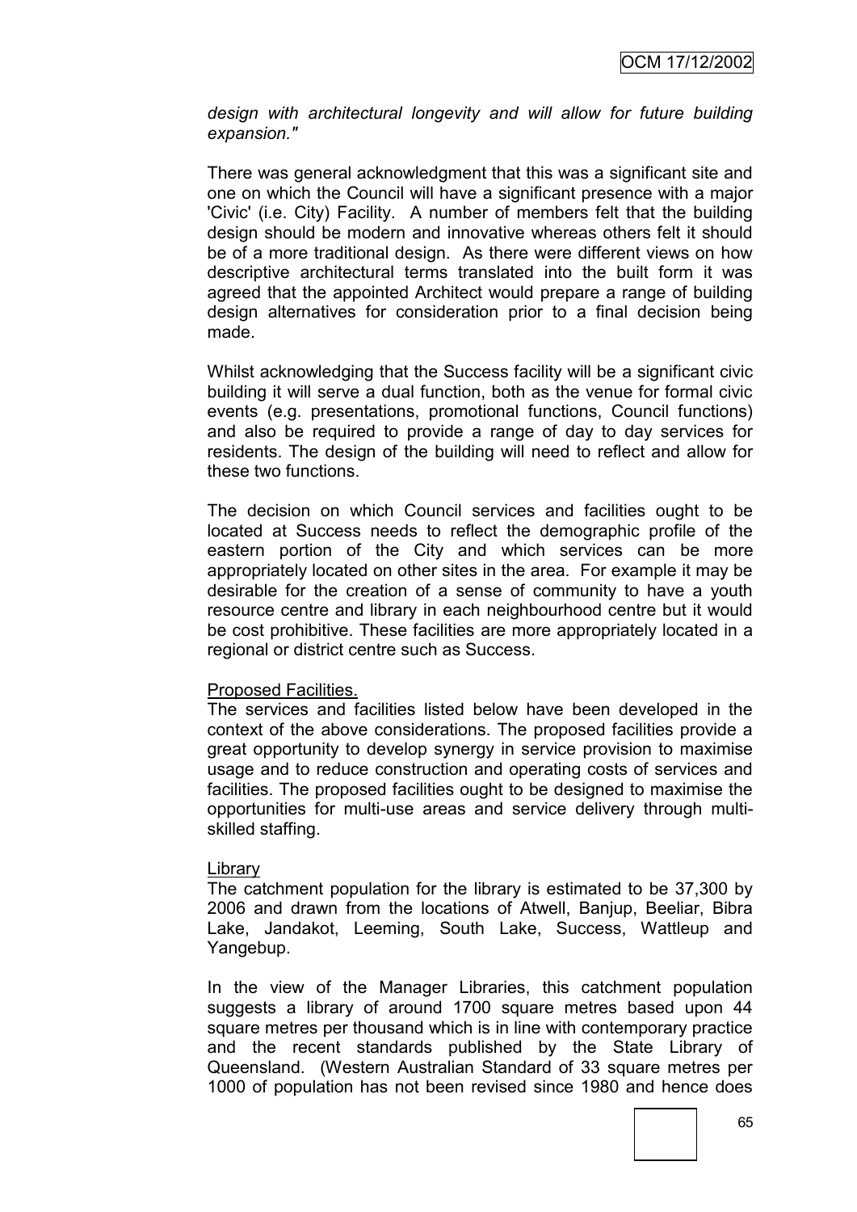*design with architectural longevity and will allow for future building expansion."*

There was general acknowledgment that this was a significant site and one on which the Council will have a significant presence with a major 'Civic' (i.e. City) Facility. A number of members felt that the building design should be modern and innovative whereas others felt it should be of a more traditional design. As there were different views on how descriptive architectural terms translated into the built form it was agreed that the appointed Architect would prepare a range of building design alternatives for consideration prior to a final decision being made.

Whilst acknowledging that the Success facility will be a significant civic building it will serve a dual function, both as the venue for formal civic events (e.g. presentations, promotional functions, Council functions) and also be required to provide a range of day to day services for residents. The design of the building will need to reflect and allow for these two functions.

The decision on which Council services and facilities ought to be located at Success needs to reflect the demographic profile of the eastern portion of the City and which services can be more appropriately located on other sites in the area. For example it may be desirable for the creation of a sense of community to have a youth resource centre and library in each neighbourhood centre but it would be cost prohibitive. These facilities are more appropriately located in a regional or district centre such as Success.

Proposed Facilities.

The services and facilities listed below have been developed in the context of the above considerations. The proposed facilities provide a great opportunity to develop synergy in service provision to maximise usage and to reduce construction and operating costs of services and facilities. The proposed facilities ought to be designed to maximise the opportunities for multi-use areas and service delivery through multi-skilled staffing.

Library

The catchment population for the library is estimated to be 37,300 by 2006 and drawn from the locations of Atwell, Banjup, Beeliar, Bibra Lake, Jandakot, Leeming, South Lake, Success, Wattleup and Yangebup.

In the view of the Manager Libraries, this catchment population suggests a library of around 1700 square metres based upon 44 square metres per thousand which is in line with contemporary practice and the recent standards published by the State Library of Queensland. (Western Australian Standard of 33 square metres per 1000 of population has not been revised since 1980 and hence does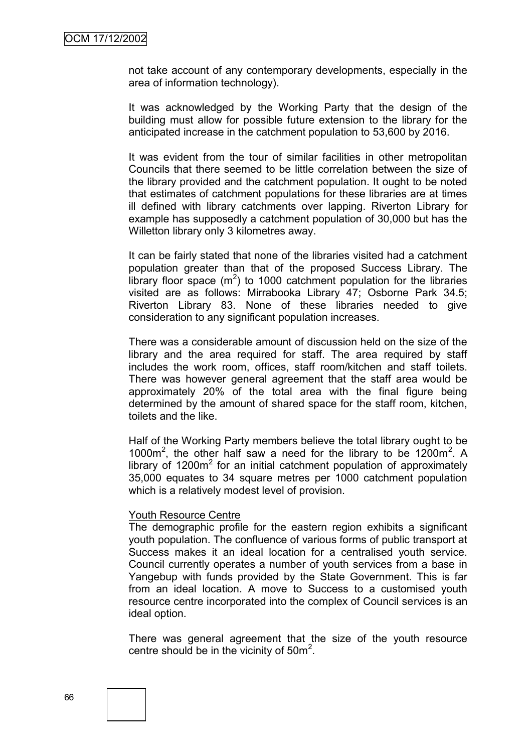not take account of any contemporary developments, especially in the area of information technology).

It was acknowledged by the Working Party that the design of the building must allow for possible future extension to the library for the anticipated increase in the catchment population to 53,600 by 2016.

It was evident from the tour of similar facilities in other metropolitan Councils that there seemed to be little correlation between the size of the library provided and the catchment population. It ought to be noted that estimates of catchment populations for these libraries are at times ill defined with library catchments over lapping. Riverton Library for example has supposedly a catchment population of 30,000 but has the Willetton library only 3 kilometres away.

It can be fairly stated that none of the libraries visited had a catchment population greater than that of the proposed Success Library. The library floor space ($m^2$) to 1000 catchment population for the libraries visited are as follows: Mirrabooka Library 47; Osborne Park 34.5; Riverton Library 83. None of these libraries needed to give consideration to any significant population increases.

There was a considerable amount of discussion held on the size of the library and the area required for staff. The area required by staff includes the work room, offices, staff room/kitchen and staff toilets. There was however general agreement that the staff area would be approximately 20% of the total area with the final figure being determined by the amount of shared space for the staff room, kitchen, toilets and the like.

Half of the Working Party members believe the total library ought to be $1000m^2$, the other half saw a need for the library to be $1200m^2$. A library of $1200m^2$ for an initial catchment population of approximately 35,000 equates to 34 square metres per 1000 catchment population which is a relatively modest level of provision.

Youth Resource Centre

The demographic profile for the eastern region exhibits a significant youth population. The confluence of various forms of public transport at Success makes it an ideal location for a centralised youth service. Council currently operates a number of youth services from a base in Yangebup with funds provided by the State Government. This is far from an ideal location. A move to Success to a customised youth resource centre incorporated into the complex of Council services is an ideal option.

There was general agreement that the size of the youth resource centre should be in the vicinity of $50m^2$.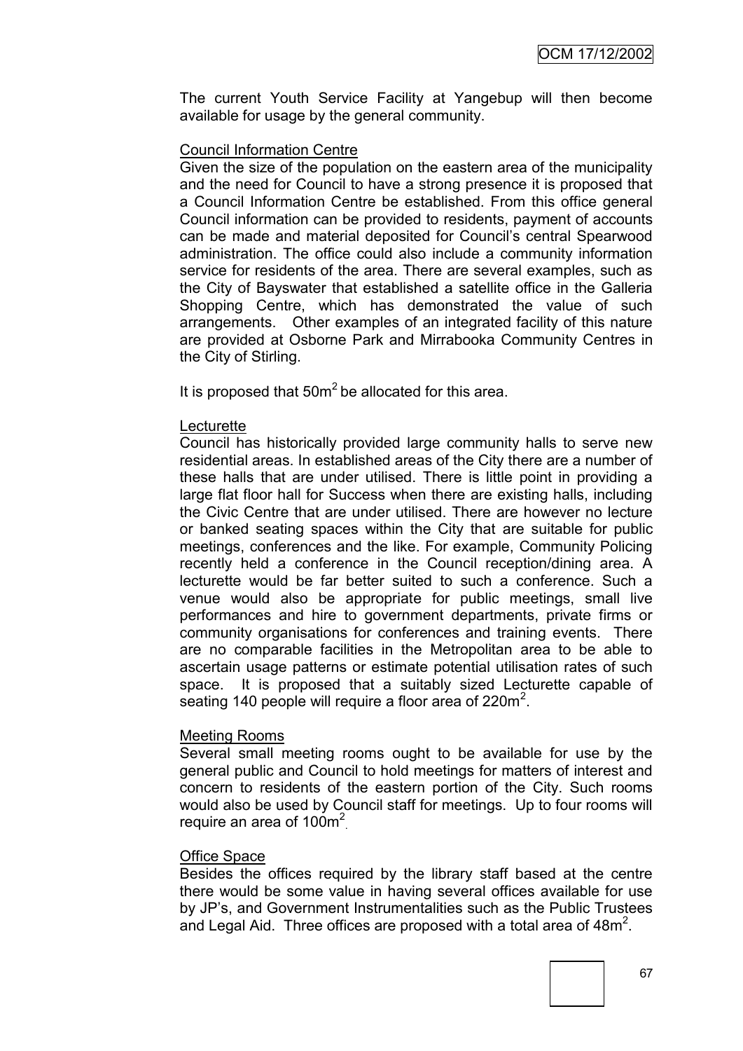The current Youth Service Facility at Yangebup will then become available for usage by the general community.

Council Information Centre

Given the size of the population on the eastern area of the municipality and the need for Council to have a strong presence it is proposed that a Council Information Centre be established. From this office general Council information can be provided to residents, payment of accounts can be made and material deposited for Council's central Spearwood administration. The office could also include a community information service for residents of the area. There are several examples, such as the City of Bayswater that established a satellite office in the Galleria Shopping Centre, which has demonstrated the value of such arrangements. Other examples of an integrated facility of this nature are provided at Osborne Park and Mirrabooka Community Centres in the City of Stirling.

It is proposed that $50m^2$ be allocated for this area.

Lecturette

Council has historically provided large community halls to serve new residential areas. In established areas of the City there are a number of these halls that are under utilised. There is little point in providing a large flat floor hall for Success when there are existing halls, including the Civic Centre that are under utilised. There are however no lecture or banked seating spaces within the City that are suitable for public meetings, conferences and the like. For example, Community Policing recently held a conference in the Council reception/dining area. A lecturette would be far better suited to such a conference. Such a venue would also be appropriate for public meetings, small live performances and hire to government departments, private firms or community organisations for conferences and training events. There are no comparable facilities in the Metropolitan area to be able to ascertain usage patterns or estimate potential utilisation rates of such space. It is proposed that a suitably sized Lecturette capable of seating 140 people will require a floor area of $220m^2$.

Meeting Rooms

Several small meeting rooms ought to be available for use by the general public and Council to hold meetings for matters of interest and concern to residents of the eastern portion of the City. Such rooms would also be used by Council staff for meetings. Up to four rooms will require an area of $100m^2$.

Office Space

Besides the offices required by the library staff based at the centre there would be some value in having several offices available for use by JP's, and Government Instrumentalities such as the Public Trustees and Legal Aid. Three offices are proposed with a total area of $48m^2$.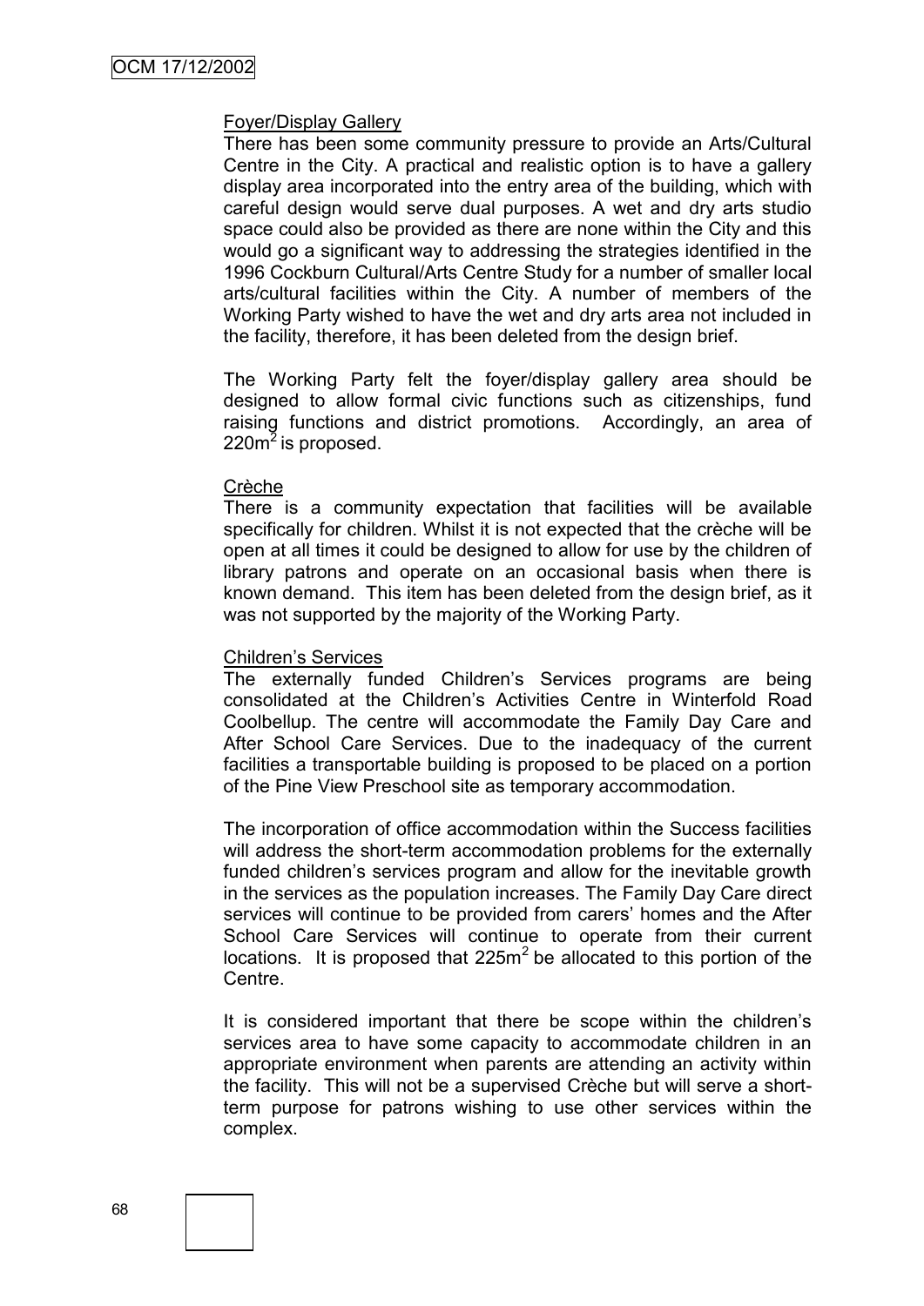Foyer/Display Gallery

There has been some community pressure to provide an Arts/Cultural Centre in the City. A practical and realistic option is to have a gallery display area incorporated into the entry area of the building, which with careful design would serve dual purposes. A wet and dry arts studio space could also be provided as there are none within the City and this would go a significant way to addressing the strategies identified in the 1996 Cockburn Cultural/Arts Centre Study for a number of smaller local arts/cultural facilities within the City. A number of members of the Working Party wished to have the wet and dry arts area not included in the facility, therefore, it has been deleted from the design brief.

The Working Party felt the foyer/display gallery area should be designed to allow formal civic functions such as citizenships, fund raising functions and district promotions. Accordingly, an area of 220m$^2$ is proposed.

Crèche

There is a community expectation that facilities will be available specifically for children. Whilst it is not expected that the crèche will be open at all times it could be designed to allow for use by the children of library patrons and operate on an occasional basis when there is known demand. This item has been deleted from the design brief, as it was not supported by the majority of the Working Party.

Children's Services

The externally funded Children's Services programs are being consolidated at the Children's Activities Centre in Winterfold Road Coolbellup. The centre will accommodate the Family Day Care and After School Care Services. Due to the inadequacy of the current facilities a transportable building is proposed to be placed on a portion of the Pine View Preschool site as temporary accommodation.

The incorporation of office accommodation within the Success facilities will address the short-term accommodation problems for the externally funded children's services program and allow for the inevitable growth in the services as the population increases. The Family Day Care direct services will continue to be provided from carers' homes and the After School Care Services will continue to operate from their current locations. It is proposed that 225m$^2$ be allocated to this portion of the Centre.

It is considered important that there be scope within the children's services area to have some capacity to accommodate children in an appropriate environment when parents are attending an activity within the facility. This will not be a supervised Crèche but will serve a short-term purpose for patrons wishing to use other services within the complex.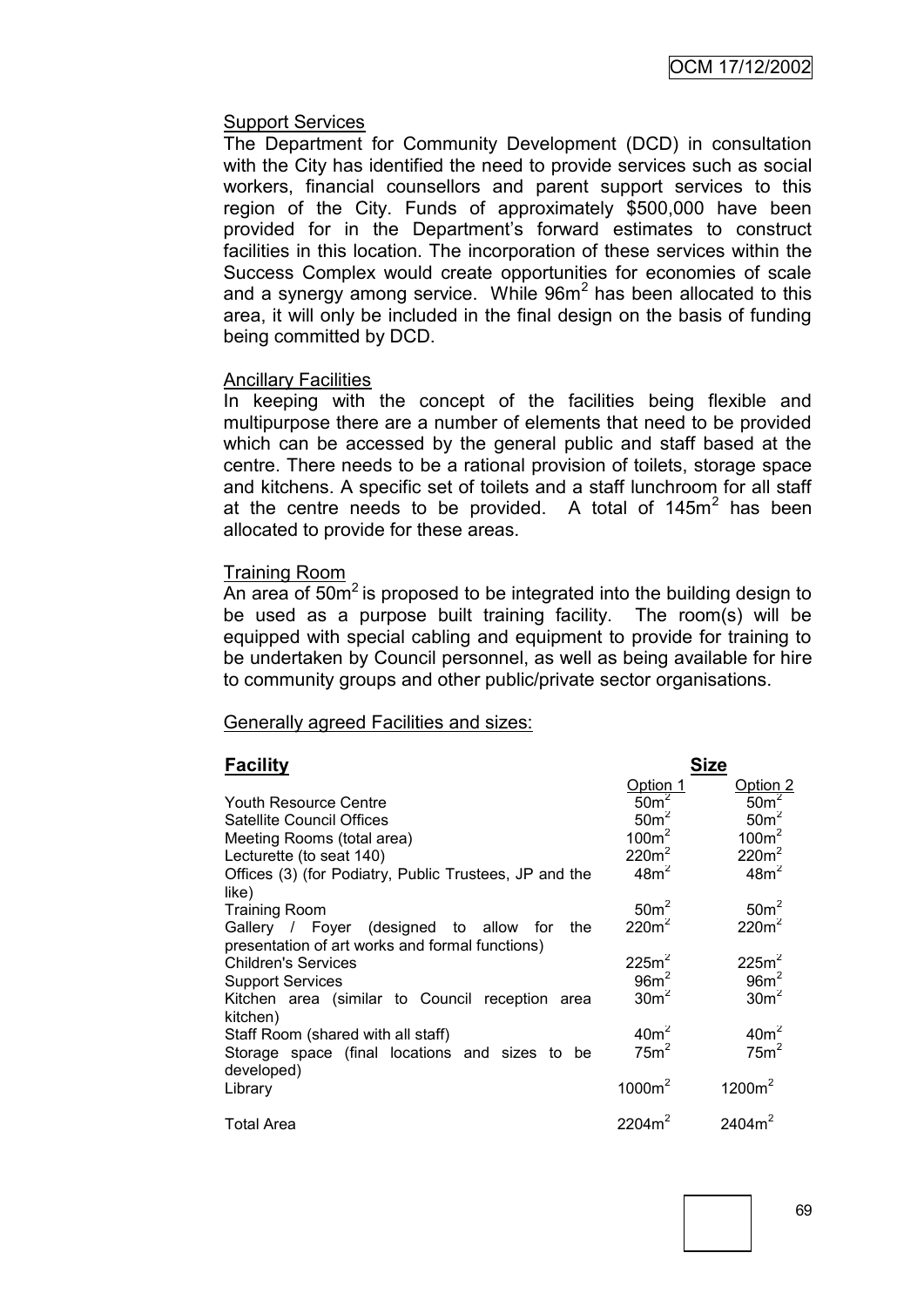Support Services

The Department for Community Development (DCD) in consultation with the City has identified the need to provide services such as social workers, financial counsellors and parent support services to this region of the City. Funds of approximately $500,000 have been provided for in the Department's forward estimates to construct facilities in this location. The incorporation of these services within the Success Complex would create opportunities for economies of scale and a synergy among service. While $96m^2$ has been allocated to this area, it will only be included in the final design on the basis of funding being committed by DCD.

Ancillary Facilities

In keeping with the concept of the facilities being flexible and multipurpose there are a number of elements that need to be provided which can be accessed by the general public and staff based at the centre. There needs to be a rational provision of toilets, storage space and kitchens. A specific set of toilets and a staff lunchroom for all staff at the centre needs to be provided. A total of $145m^2$ has been allocated to provide for these areas.

Training Room

An area of $50m^2$ is proposed to be integrated into the building design to be used as a purpose built training facility. The room(s) will be equipped with special cabling and equipment to provide for training to be undertaken by Council personnel, as well as being available for hire to community groups and other public/private sector organisations.

Generally agreed Facilities and sizes:

| **Facility** | **Size** Option 1 | Option 2 |
|---|---|---|
| Youth Resource Centre | $50m^2$ | $50m^2$ |
| Satellite Council Offices | $50m^2$ | $50m^2$ |
| Meeting Rooms (total area) | $100m^2$ | $100m^2$ |
| Lecturette (to seat 140) | $220m^2$ | $220m^2$ |
| Offices (3) (for Podiatry, Public Trustees, JP and the like) | $48m^2$ | $48m^2$ |
| Training Room | $50m^2$ | $50m^2$ |
| Gallery / Foyer (designed to allow for the presentation of art works and formal functions) | $220m^2$ | $220m^2$ |
| Children's Services | $225m^2$ | $225m^2$ |
| Support Services | $96m^2$ | $96m^2$ |
| Kitchen area (similar to Council reception area kitchen) | $30m^2$ | $30m^2$ |
| Staff Room (shared with all staff) | $40m^2$ | $40m^2$ |
| Storage space (final locations and sizes to be developed) | $75m^2$ | $75m^2$ |
| Library | $1000m^2$ | $1200m^2$ |
| Total Area | $2204m^2$ | $2404m^2$ |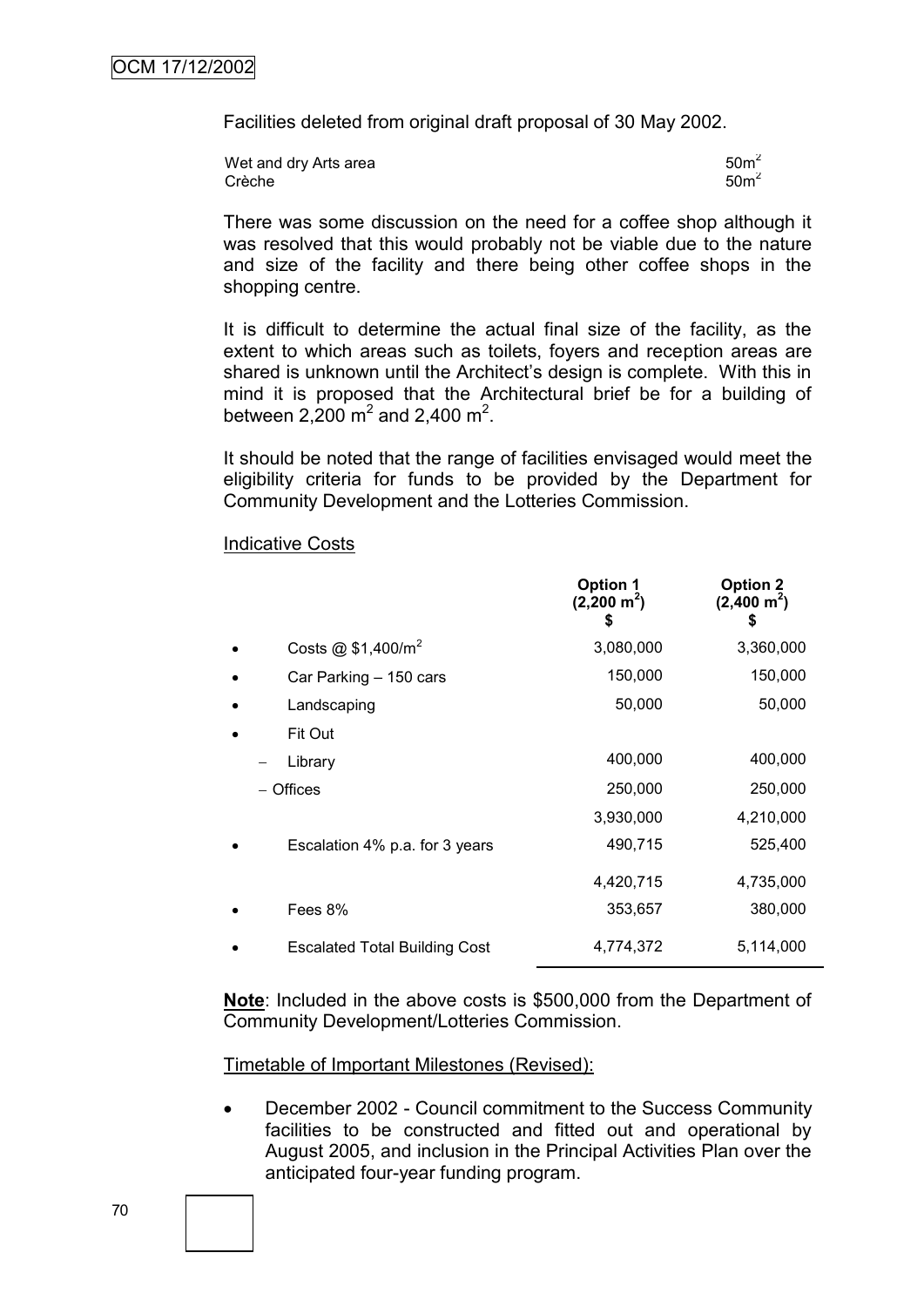Facilities deleted from original draft proposal of 30 May 2002.

| | |
|---|---|
| Wet and dry Arts area | $50m^2$ |
| Crèche | $50m^2$ |

There was some discussion on the need for a coffee shop although it was resolved that this would probably not be viable due to the nature and size of the facility and there being other coffee shops in the shopping centre.

It is difficult to determine the actual final size of the facility, as the extent to which areas such as toilets, foyers and reception areas are shared is unknown until the Architect's design is complete. With this in mind it is proposed that the Architectural brief be for a building of between 2,200 $m^2$ and 2,400 $m^2$.

It should be noted that the range of facilities envisaged would meet the eligibility criteria for funds to be provided by the Department for Community Development and the Lotteries Commission.

Indicative Costs

| | **Option 1 (2,200 $m^2$) $** | **Option 2 (2,400 $m^2$) $** |
|---|---|---|
| • Costs @ \$1,400/$m^2$ | 3,080,000 | 3,360,000 |
| • Car Parking – 150 cars | 150,000 | 150,000 |
| • Landscaping | 50,000 | 50,000 |
| • Fit Out | | |
| – Library | 400,000 | 400,000 |
| – Offices | 250,000 | 250,000 |
| | 3,930,000 | 4,210,000 |
| • Escalation 4% p.a. for 3 years | 490,715 | 525,400 |
| | 4,420,715 | 4,735,000 |
| • Fees 8% | 353,657 | 380,000 |
| • Escalated Total Building Cost | 4,774,372 | 5,114,000 |

**Note**: Included in the above costs is \$500,000 from the Department of Community Development/Lotteries Commission.

Timetable of Important Milestones (Revised):

- December 2002 - Council commitment to the Success Community facilities to be constructed and fitted out and operational by August 2005, and inclusion in the Principal Activities Plan over the anticipated four-year funding program.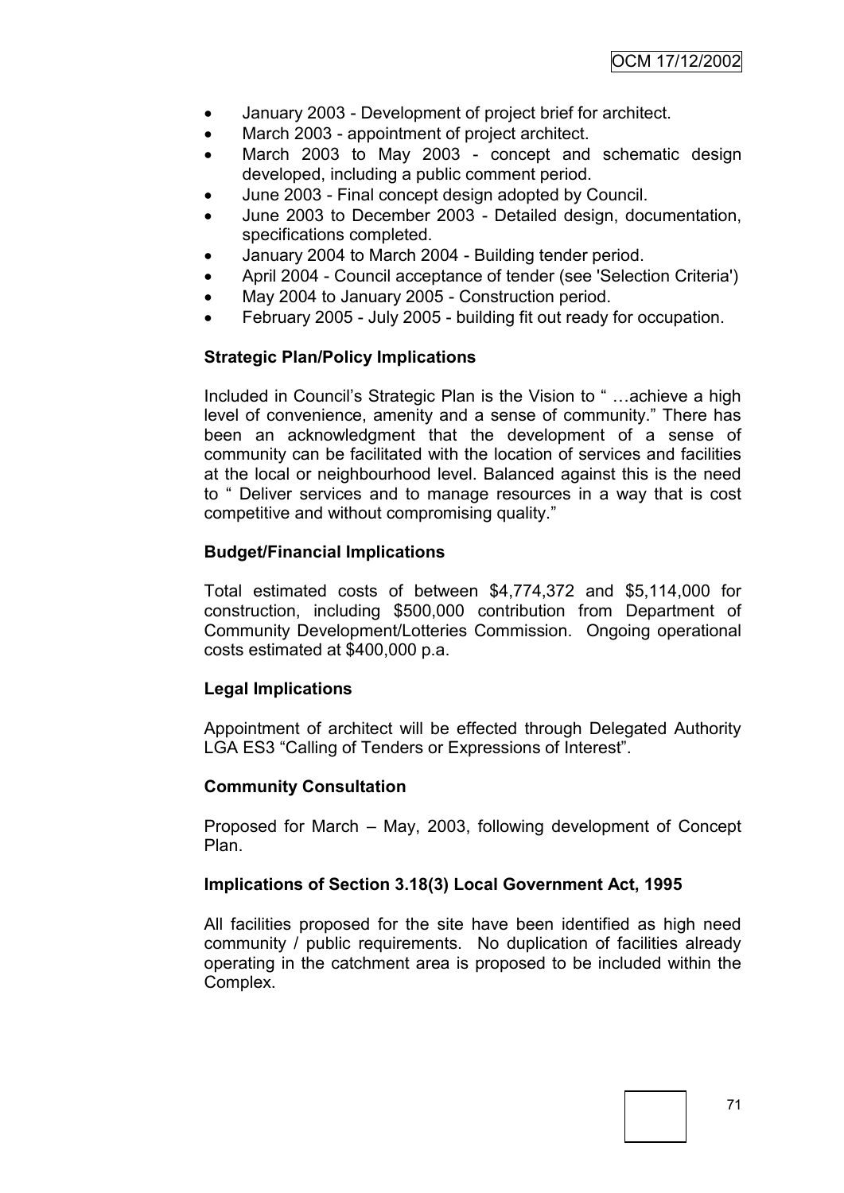- January 2003 - Development of project brief for architect.
- March 2003 - appointment of project architect.
- March 2003 to May 2003 - concept and schematic design developed, including a public comment period.
- June 2003 - Final concept design adopted by Council.
- June 2003 to December 2003 - Detailed design, documentation, specifications completed.
- January 2004 to March 2004 - Building tender period.
- April 2004 - Council acceptance of tender (see 'Selection Criteria')
- May 2004 to January 2005 - Construction period.
- February 2005 - July 2005 - building fit out ready for occupation.

**Strategic Plan/Policy Implications**

Included in Council's Strategic Plan is the Vision to " …achieve a high level of convenience, amenity and a sense of community." There has been an acknowledgment that the development of a sense of community can be facilitated with the location of services and facilities at the local or neighbourhood level. Balanced against this is the need to " Deliver services and to manage resources in a way that is cost competitive and without compromising quality."

**Budget/Financial Implications**

Total estimated costs of between $4,774,372 and $5,114,000 for construction, including $500,000 contribution from Department of Community Development/Lotteries Commission. Ongoing operational costs estimated at $400,000 p.a.

**Legal Implications**

Appointment of architect will be effected through Delegated Authority LGA ES3 "Calling of Tenders or Expressions of Interest".

**Community Consultation**

Proposed for March – May, 2003, following development of Concept Plan.

**Implications of Section 3.18(3) Local Government Act, 1995**

All facilities proposed for the site have been identified as high need community / public requirements. No duplication of facilities already operating in the catchment area is proposed to be included within the Complex.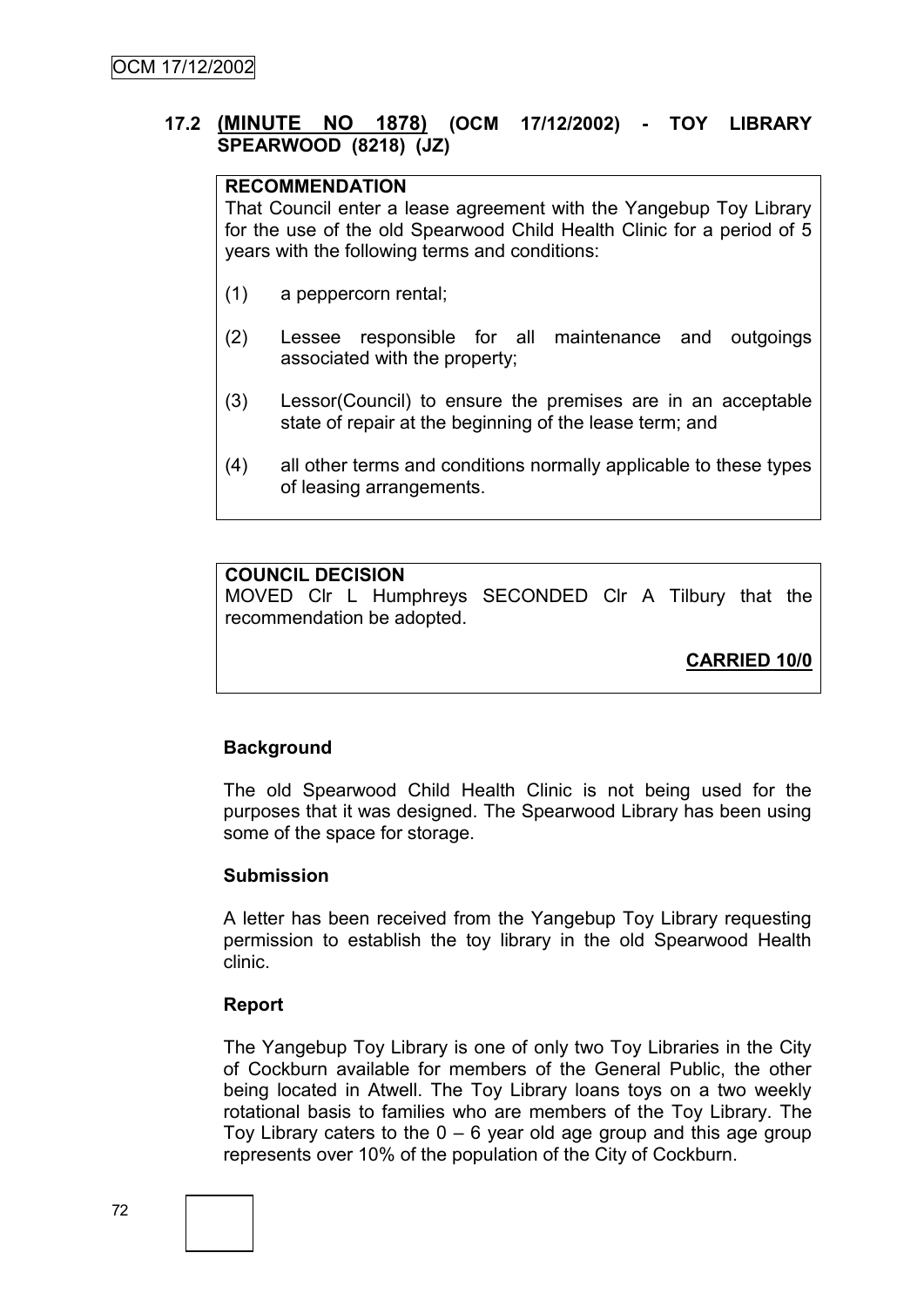### 17.2 **(MINUTE NO 1878)** (OCM 17/12/2002) - TOY LIBRARY SPEARWOOD (8218) (JZ)

**RECOMMENDATION**

That Council enter a lease agreement with the Yangebup Toy Library for the use of the old Spearwood Child Health Clinic for a period of 5 years with the following terms and conditions:

(1) a peppercorn rental;

(2) Lessee responsible for all maintenance and outgoings associated with the property;

(3) Lessor(Council) to ensure the premises are in an acceptable state of repair at the beginning of the lease term; and

(4) all other terms and conditions normally applicable to these types of leasing arrangements.

**COUNCIL DECISION**

MOVED Clr L Humphreys SECONDED Clr A Tilbury that the recommendation be adopted.

**CARRIED 10/0**

**Background**

The old Spearwood Child Health Clinic is not being used for the purposes that it was designed. The Spearwood Library has been using some of the space for storage.

**Submission**

A letter has been received from the Yangebup Toy Library requesting permission to establish the toy library in the old Spearwood Health clinic.

**Report**

The Yangebup Toy Library is one of only two Toy Libraries in the City of Cockburn available for members of the General Public, the other being located in Atwell. The Toy Library loans toys on a two weekly rotational basis to families who are members of the Toy Library. The Toy Library caters to the 0 – 6 year old age group and this age group represents over 10% of the population of the City of Cockburn.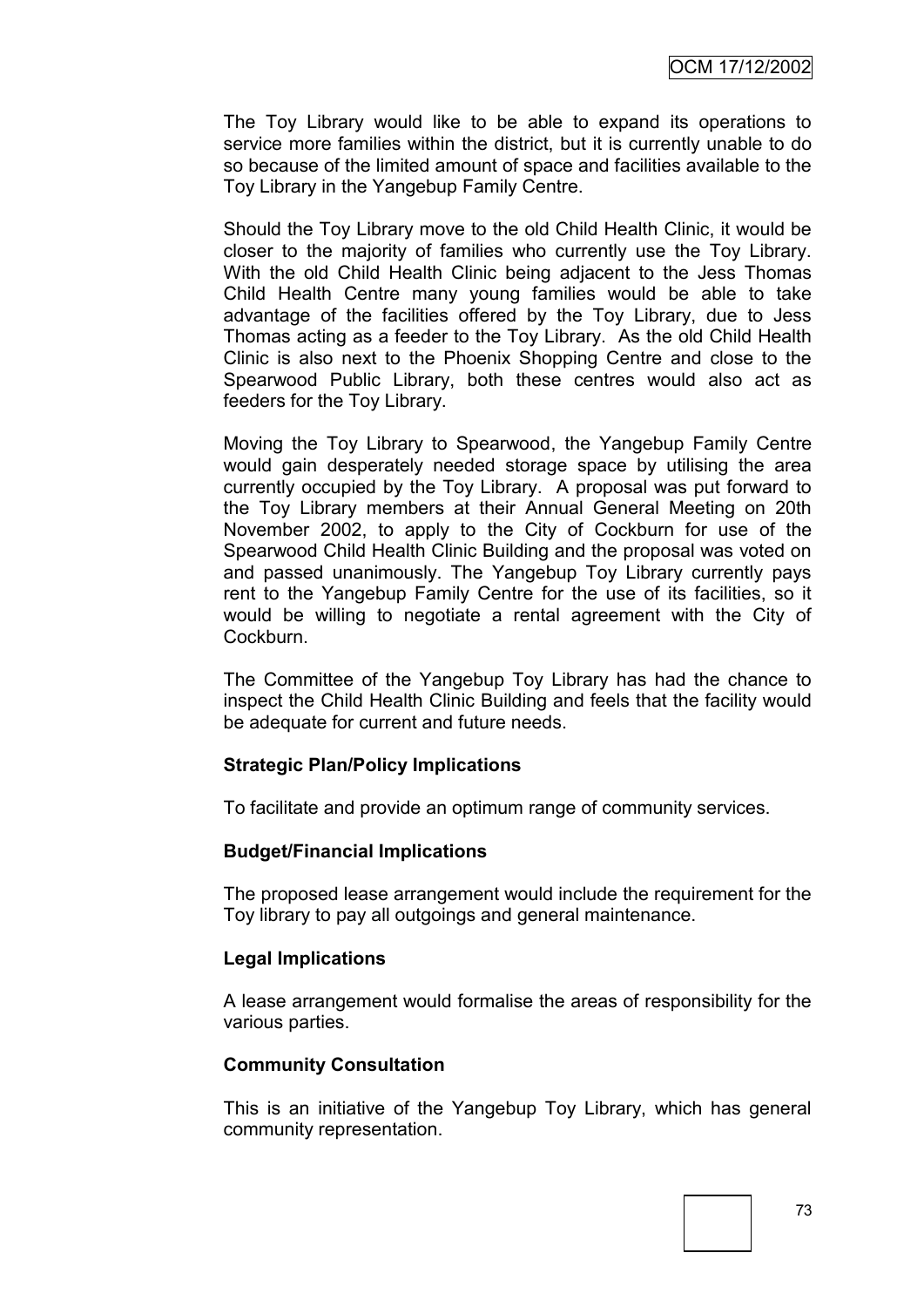The Toy Library would like to be able to expand its operations to service more families within the district, but it is currently unable to do so because of the limited amount of space and facilities available to the Toy Library in the Yangebup Family Centre.

Should the Toy Library move to the old Child Health Clinic, it would be closer to the majority of families who currently use the Toy Library. With the old Child Health Clinic being adjacent to the Jess Thomas Child Health Centre many young families would be able to take advantage of the facilities offered by the Toy Library, due to Jess Thomas acting as a feeder to the Toy Library. As the old Child Health Clinic is also next to the Phoenix Shopping Centre and close to the Spearwood Public Library, both these centres would also act as feeders for the Toy Library.

Moving the Toy Library to Spearwood, the Yangebup Family Centre would gain desperately needed storage space by utilising the area currently occupied by the Toy Library. A proposal was put forward to the Toy Library members at their Annual General Meeting on 20th November 2002, to apply to the City of Cockburn for use of the Spearwood Child Health Clinic Building and the proposal was voted on and passed unanimously. The Yangebup Toy Library currently pays rent to the Yangebup Family Centre for the use of its facilities, so it would be willing to negotiate a rental agreement with the City of Cockburn.

The Committee of the Yangebup Toy Library has had the chance to inspect the Child Health Clinic Building and feels that the facility would be adequate for current and future needs.

**Strategic Plan/Policy Implications**

To facilitate and provide an optimum range of community services.

**Budget/Financial Implications**

The proposed lease arrangement would include the requirement for the Toy library to pay all outgoings and general maintenance.

**Legal Implications**

A lease arrangement would formalise the areas of responsibility for the various parties.

**Community Consultation**

This is an initiative of the Yangebup Toy Library, which has general community representation.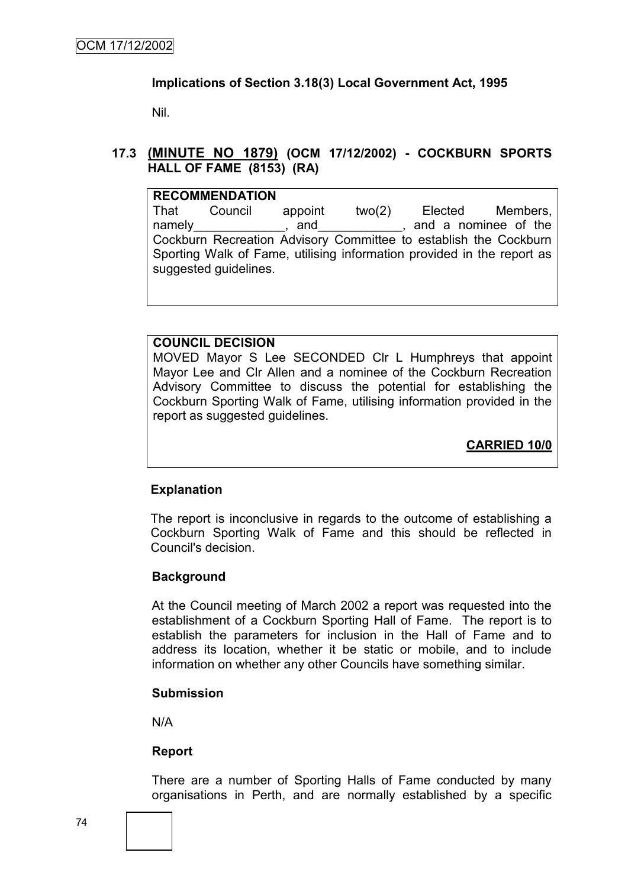**Implications of Section 3.18(3) Local Government Act, 1995**

Nil.

### 17.3 (MINUTE NO 1879) (OCM 17/12/2002) - COCKBURN SPORTS HALL OF FAME (8153) (RA)

**RECOMMENDATION**
That Council appoint two(2) Elected Members, namely_____________, and____________, and a nominee of the Cockburn Recreation Advisory Committee to establish the Cockburn Sporting Walk of Fame, utilising information provided in the report as suggested guidelines.

**COUNCIL DECISION**
MOVED Mayor S Lee SECONDED Clr L Humphreys that appoint Mayor Lee and Clr Allen and a nominee of the Cockburn Recreation Advisory Committee to discuss the potential for establishing the Cockburn Sporting Walk of Fame, utilising information provided in the report as suggested guidelines.

**CARRIED 10/0**

**Explanation**

The report is inconclusive in regards to the outcome of establishing a Cockburn Sporting Walk of Fame and this should be reflected in Council's decision.

**Background**

At the Council meeting of March 2002 a report was requested into the establishment of a Cockburn Sporting Hall of Fame. The report is to establish the parameters for inclusion in the Hall of Fame and to address its location, whether it be static or mobile, and to include information on whether any other Councils have something similar.

**Submission**

N/A

**Report**

There are a number of Sporting Halls of Fame conducted by many organisations in Perth, and are normally established by a specific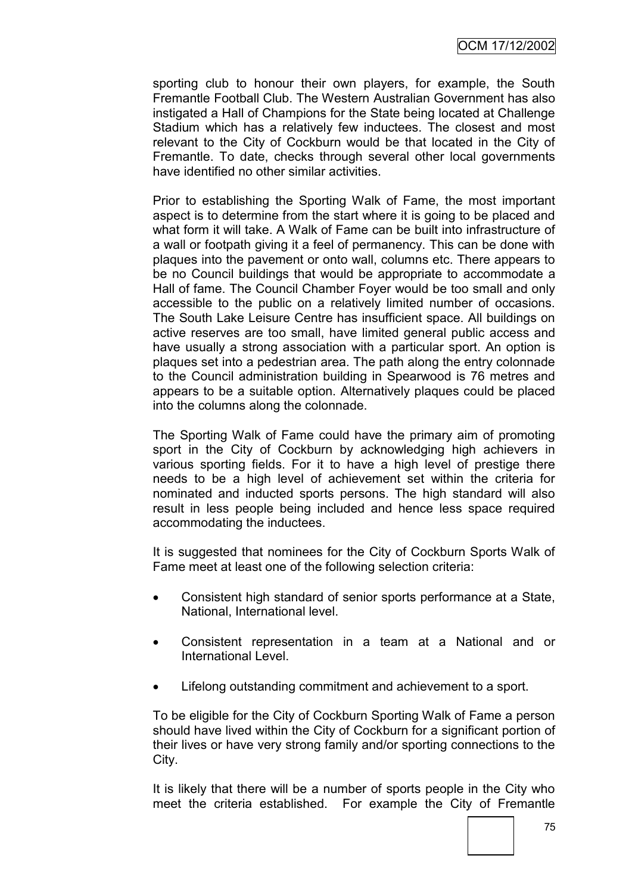sporting club to honour their own players, for example, the South Fremantle Football Club. The Western Australian Government has also instigated a Hall of Champions for the State being located at Challenge Stadium which has a relatively few inductees. The closest and most relevant to the City of Cockburn would be that located in the City of Fremantle. To date, checks through several other local governments have identified no other similar activities.

Prior to establishing the Sporting Walk of Fame, the most important aspect is to determine from the start where it is going to be placed and what form it will take. A Walk of Fame can be built into infrastructure of a wall or footpath giving it a feel of permanency. This can be done with plaques into the pavement or onto wall, columns etc. There appears to be no Council buildings that would be appropriate to accommodate a Hall of fame. The Council Chamber Foyer would be too small and only accessible to the public on a relatively limited number of occasions. The South Lake Leisure Centre has insufficient space. All buildings on active reserves are too small, have limited general public access and have usually a strong association with a particular sport. An option is plaques set into a pedestrian area. The path along the entry colonnade to the Council administration building in Spearwood is 76 metres and appears to be a suitable option. Alternatively plaques could be placed into the columns along the colonnade.

The Sporting Walk of Fame could have the primary aim of promoting sport in the City of Cockburn by acknowledging high achievers in various sporting fields. For it to have a high level of prestige there needs to be a high level of achievement set within the criteria for nominated and inducted sports persons. The high standard will also result in less people being included and hence less space required accommodating the inductees.

It is suggested that nominees for the City of Cockburn Sports Walk of Fame meet at least one of the following selection criteria:

- Consistent high standard of senior sports performance at a State, National, International level.
- Consistent representation in a team at a National and or International Level.
- Lifelong outstanding commitment and achievement to a sport.

To be eligible for the City of Cockburn Sporting Walk of Fame a person should have lived within the City of Cockburn for a significant portion of their lives or have very strong family and/or sporting connections to the City.

It is likely that there will be a number of sports people in the City who meet the criteria established. For example the City of Fremantle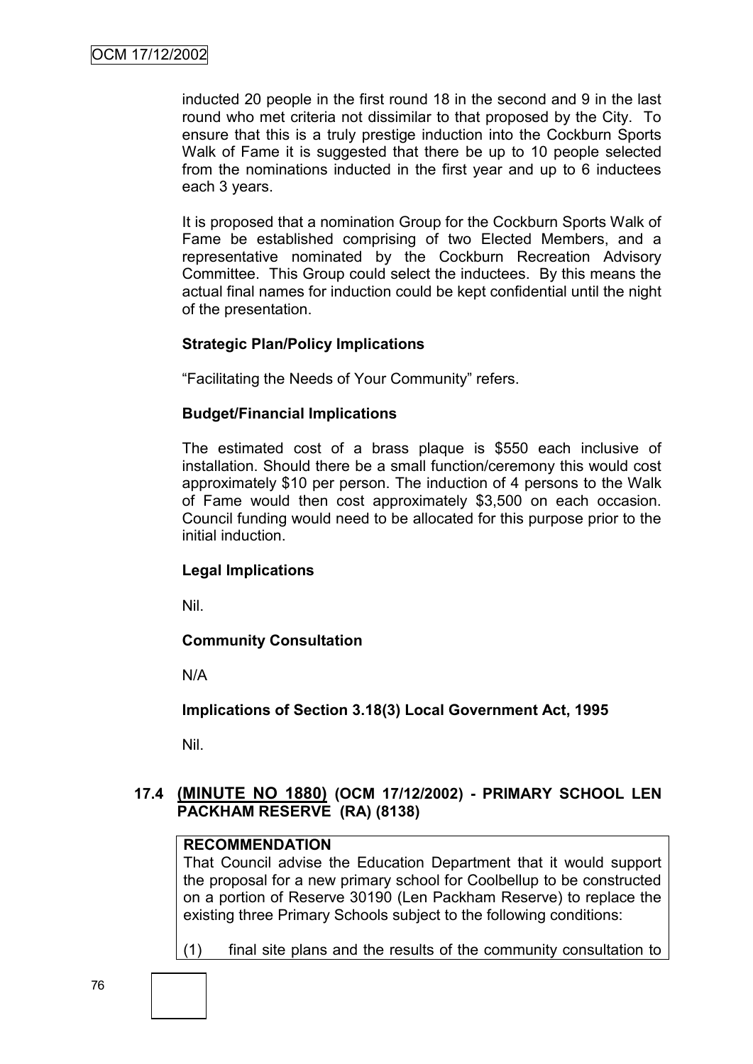inducted 20 people in the first round 18 in the second and 9 in the last round who met criteria not dissimilar to that proposed by the City. To ensure that this is a truly prestige induction into the Cockburn Sports Walk of Fame it is suggested that there be up to 10 people selected from the nominations inducted in the first year and up to 6 inductees each 3 years.

It is proposed that a nomination Group for the Cockburn Sports Walk of Fame be established comprising of two Elected Members, and a representative nominated by the Cockburn Recreation Advisory Committee. This Group could select the inductees. By this means the actual final names for induction could be kept confidential until the night of the presentation.

**Strategic Plan/Policy Implications**

"Facilitating the Needs of Your Community" refers.

**Budget/Financial Implications**

The estimated cost of a brass plaque is $550 each inclusive of installation. Should there be a small function/ceremony this would cost approximately $10 per person. The induction of 4 persons to the Walk of Fame would then cost approximately $3,500 on each occasion. Council funding would need to be allocated for this purpose prior to the initial induction.

**Legal Implications**

Nil.

**Community Consultation**

N/A

**Implications of Section 3.18(3) Local Government Act, 1995**

Nil.

## 17.4 (MINUTE NO 1880) (OCM 17/12/2002) - PRIMARY SCHOOL LEN PACKHAM RESERVE (RA) (8138)

**RECOMMENDATION**

That Council advise the Education Department that it would support the proposal for a new primary school for Coolbellup to be constructed on a portion of Reserve 30190 (Len Packham Reserve) to replace the existing three Primary Schools subject to the following conditions:

(1) final site plans and the results of the community consultation to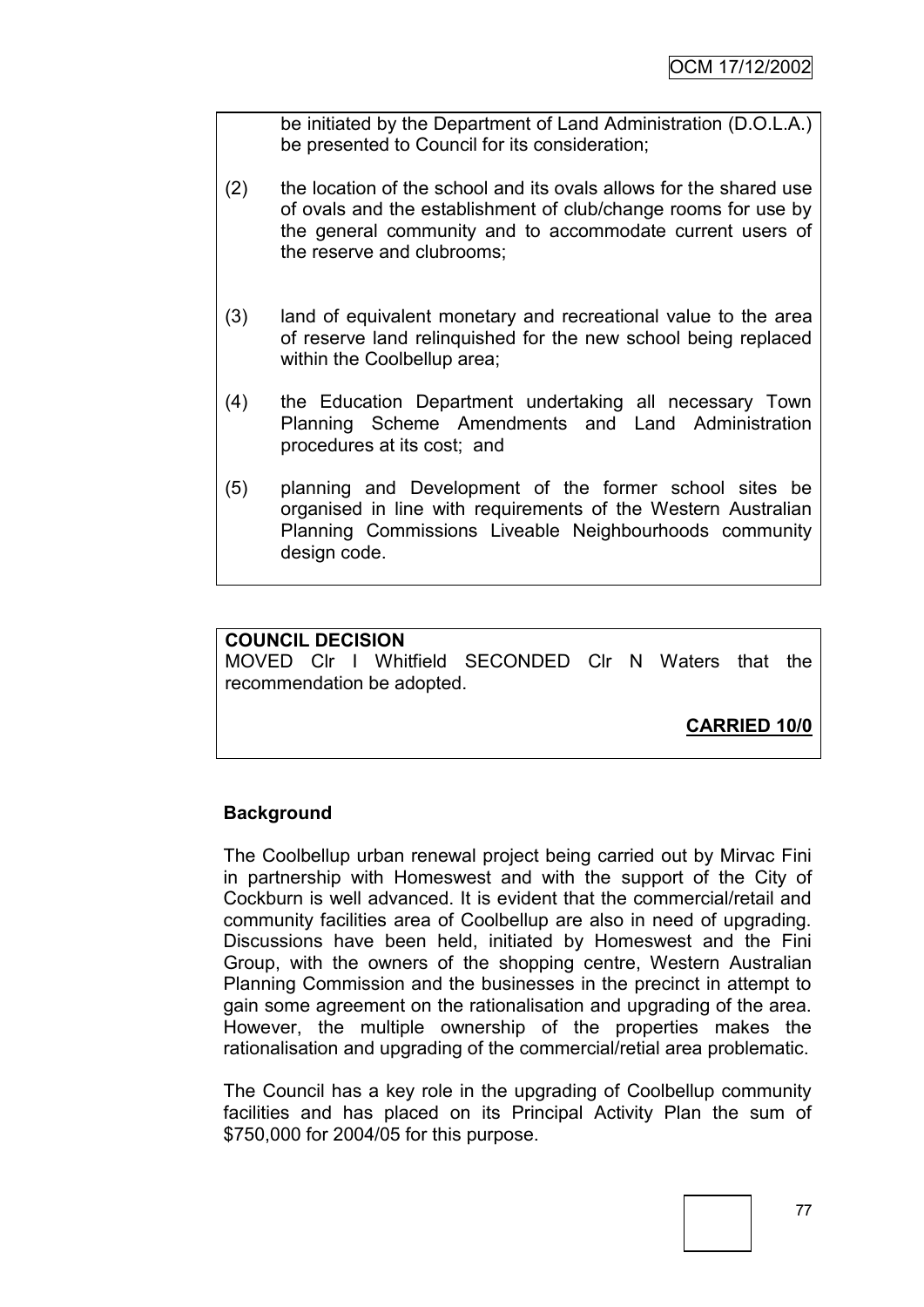be initiated by the Department of Land Administration (D.O.L.A.) be presented to Council for its consideration;

(2) the location of the school and its ovals allows for the shared use of ovals and the establishment of club/change rooms for use by the general community and to accommodate current users of the reserve and clubrooms;

(3) land of equivalent monetary and recreational value to the area of reserve land relinquished for the new school being replaced within the Coolbellup area;

(4) the Education Department undertaking all necessary Town Planning Scheme Amendments and Land Administration procedures at its cost; and

(5) planning and Development of the former school sites be organised in line with requirements of the Western Australian Planning Commissions Liveable Neighbourhoods community design code.

**COUNCIL DECISION**
MOVED Clr I Whitfield SECONDED Clr N Waters that the recommendation be adopted.

**CARRIED 10/0**

**Background**

The Coolbellup urban renewal project being carried out by Mirvac Fini in partnership with Homeswest and with the support of the City of Cockburn is well advanced. It is evident that the commercial/retail and community facilities area of Coolbellup are also in need of upgrading. Discussions have been held, initiated by Homeswest and the Fini Group, with the owners of the shopping centre, Western Australian Planning Commission and the businesses in the precinct in attempt to gain some agreement on the rationalisation and upgrading of the area. However, the multiple ownership of the properties makes the rationalisation and upgrading of the commercial/retial area problematic.

The Council has a key role in the upgrading of Coolbellup community facilities and has placed on its Principal Activity Plan the sum of $750,000 for 2004/05 for this purpose.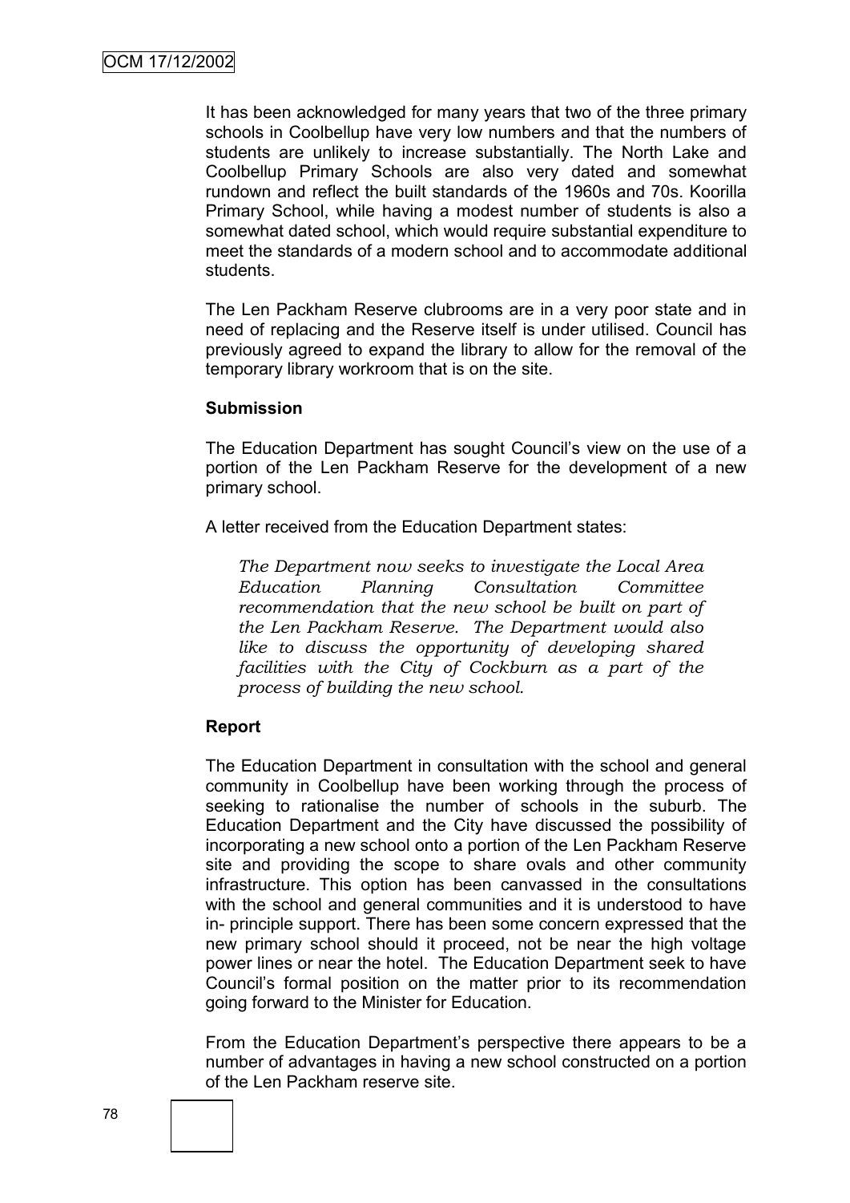It has been acknowledged for many years that two of the three primary schools in Coolbellup have very low numbers and that the numbers of students are unlikely to increase substantially. The North Lake and Coolbellup Primary Schools are also very dated and somewhat rundown and reflect the built standards of the 1960s and 70s. Koorilla Primary School, while having a modest number of students is also a somewhat dated school, which would require substantial expenditure to meet the standards of a modern school and to accommodate additional students.

The Len Packham Reserve clubrooms are in a very poor state and in need of replacing and the Reserve itself is under utilised. Council has previously agreed to expand the library to allow for the removal of the temporary library workroom that is on the site.

**Submission**

The Education Department has sought Council's view on the use of a portion of the Len Packham Reserve for the development of a new primary school.

A letter received from the Education Department states:

> *The Department now seeks to investigate the Local Area Education Planning Consultation Committee recommendation that the new school be built on part of the Len Packham Reserve. The Department would also like to discuss the opportunity of developing shared facilities with the City of Cockburn as a part of the process of building the new school.*

**Report**

The Education Department in consultation with the school and general community in Coolbellup have been working through the process of seeking to rationalise the number of schools in the suburb. The Education Department and the City have discussed the possibility of incorporating a new school onto a portion of the Len Packham Reserve site and providing the scope to share ovals and other community infrastructure. This option has been canvassed in the consultations with the school and general communities and it is understood to have in- principle support. There has been some concern expressed that the new primary school should it proceed, not be near the high voltage power lines or near the hotel. The Education Department seek to have Council's formal position on the matter prior to its recommendation going forward to the Minister for Education.

From the Education Department's perspective there appears to be a number of advantages in having a new school constructed on a portion of the Len Packham reserve site.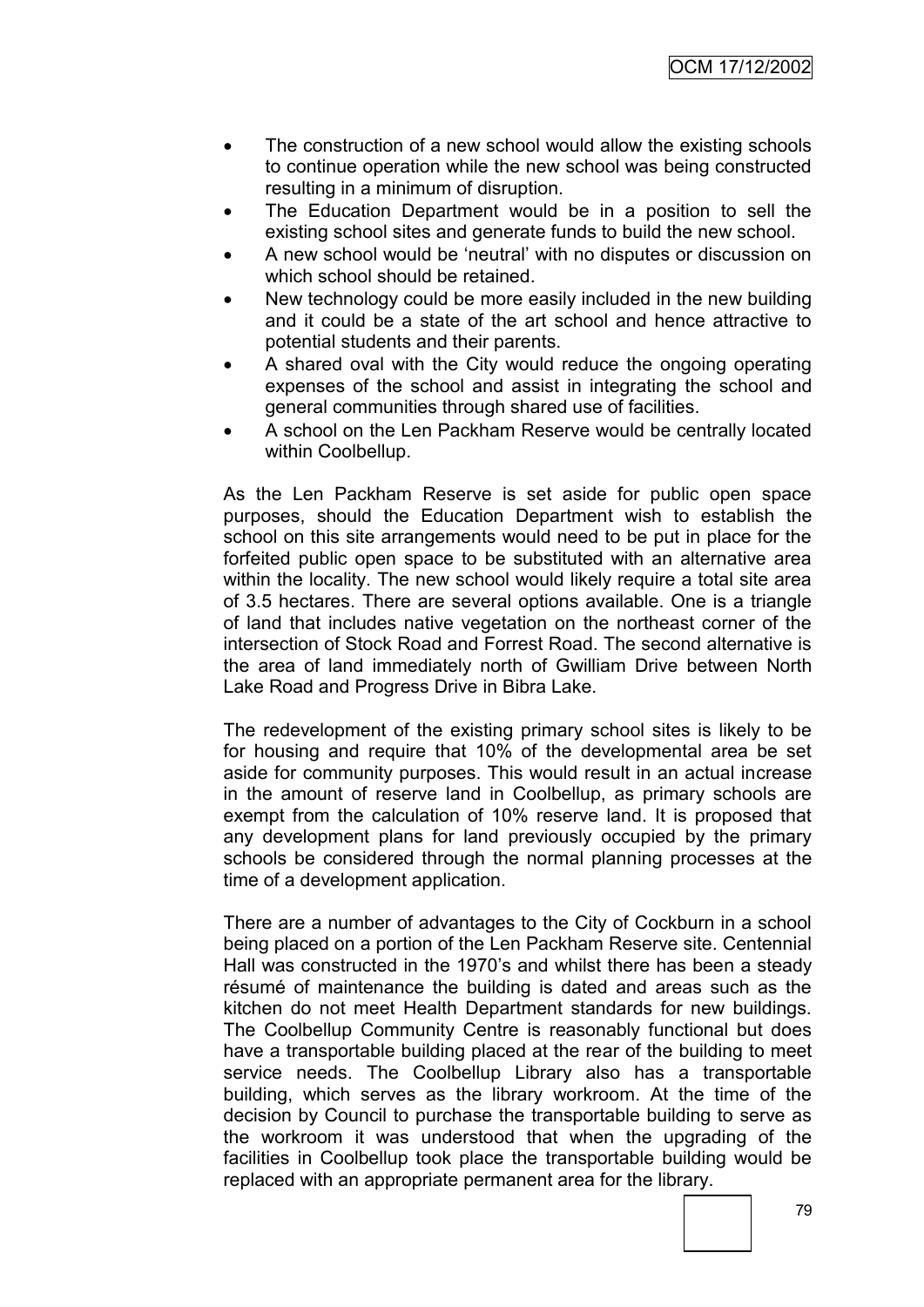- The construction of a new school would allow the existing schools to continue operation while the new school was being constructed resulting in a minimum of disruption.
- The Education Department would be in a position to sell the existing school sites and generate funds to build the new school.
- A new school would be 'neutral' with no disputes or discussion on which school should be retained.
- New technology could be more easily included in the new building and it could be a state of the art school and hence attractive to potential students and their parents.
- A shared oval with the City would reduce the ongoing operating expenses of the school and assist in integrating the school and general communities through shared use of facilities.
- A school on the Len Packham Reserve would be centrally located within Coolbellup.

As the Len Packham Reserve is set aside for public open space purposes, should the Education Department wish to establish the school on this site arrangements would need to be put in place for the forfeited public open space to be substituted with an alternative area within the locality. The new school would likely require a total site area of 3.5 hectares. There are several options available. One is a triangle of land that includes native vegetation on the northeast corner of the intersection of Stock Road and Forrest Road. The second alternative is the area of land immediately north of Gwilliam Drive between North Lake Road and Progress Drive in Bibra Lake.

The redevelopment of the existing primary school sites is likely to be for housing and require that 10% of the developmental area be set aside for community purposes. This would result in an actual increase in the amount of reserve land in Coolbellup, as primary schools are exempt from the calculation of 10% reserve land. It is proposed that any development plans for land previously occupied by the primary schools be considered through the normal planning processes at the time of a development application.

There are a number of advantages to the City of Cockburn in a school being placed on a portion of the Len Packham Reserve site. Centennial Hall was constructed in the 1970's and whilst there has been a steady résumé of maintenance the building is dated and areas such as the kitchen do not meet Health Department standards for new buildings. The Coolbellup Community Centre is reasonably functional but does have a transportable building placed at the rear of the building to meet service needs. The Coolbellup Library also has a transportable building, which serves as the library workroom. At the time of the decision by Council to purchase the transportable building to serve as the workroom it was understood that when the upgrading of the facilities in Coolbellup took place the transportable building would be replaced with an appropriate permanent area for the library.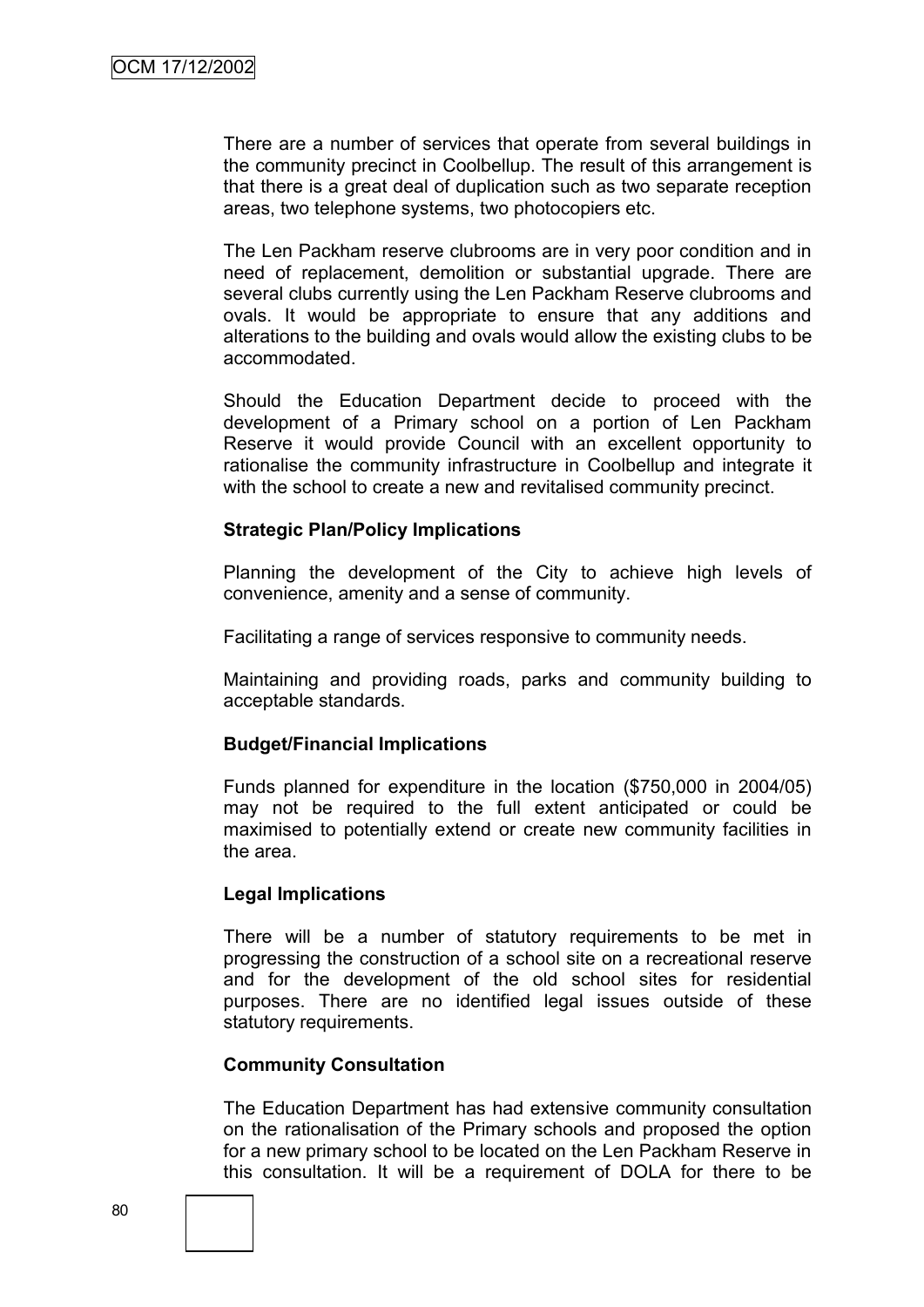There are a number of services that operate from several buildings in the community precinct in Coolbellup. The result of this arrangement is that there is a great deal of duplication such as two separate reception areas, two telephone systems, two photocopiers etc.

The Len Packham reserve clubrooms are in very poor condition and in need of replacement, demolition or substantial upgrade. There are several clubs currently using the Len Packham Reserve clubrooms and ovals. It would be appropriate to ensure that any additions and alterations to the building and ovals would allow the existing clubs to be accommodated.

Should the Education Department decide to proceed with the development of a Primary school on a portion of Len Packham Reserve it would provide Council with an excellent opportunity to rationalise the community infrastructure in Coolbellup and integrate it with the school to create a new and revitalised community precinct.

**Strategic Plan/Policy Implications**

Planning the development of the City to achieve high levels of convenience, amenity and a sense of community.

Facilitating a range of services responsive to community needs.

Maintaining and providing roads, parks and community building to acceptable standards.

**Budget/Financial Implications**

Funds planned for expenditure in the location ($750,000 in 2004/05) may not be required to the full extent anticipated or could be maximised to potentially extend or create new community facilities in the area.

**Legal Implications**

There will be a number of statutory requirements to be met in progressing the construction of a school site on a recreational reserve and for the development of the old school sites for residential purposes. There are no identified legal issues outside of these statutory requirements.

**Community Consultation**

The Education Department has had extensive community consultation on the rationalisation of the Primary schools and proposed the option for a new primary school to be located on the Len Packham Reserve in this consultation. It will be a requirement of DOLA for there to be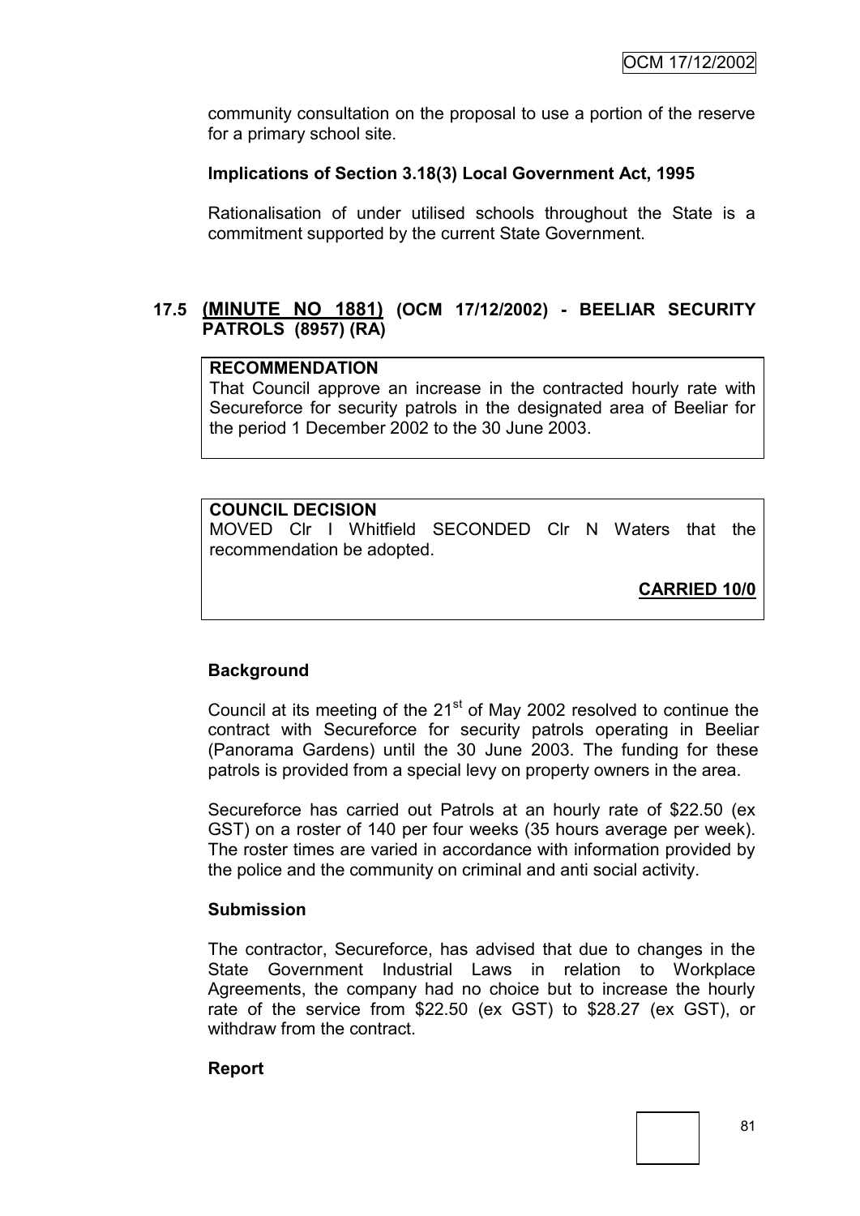community consultation on the proposal to use a portion of the reserve for a primary school site.

**Implications of Section 3.18(3) Local Government Act, 1995**

Rationalisation of under utilised schools throughout the State is a commitment supported by the current State Government.

## 17.5 (MINUTE NO 1881) (OCM 17/12/2002) - BEELIAR SECURITY PATROLS (8957) (RA)

**RECOMMENDATION**

That Council approve an increase in the contracted hourly rate with Secureforce for security patrols in the designated area of Beeliar for the period 1 December 2002 to the 30 June 2003.

**COUNCIL DECISION**

MOVED Clr I Whitfield SECONDED Clr N Waters that the recommendation be adopted.

**CARRIED 10/0**

**Background**

Council at its meeting of the 21st of May 2002 resolved to continue the contract with Secureforce for security patrols operating in Beeliar (Panorama Gardens) until the 30 June 2003. The funding for these patrols is provided from a special levy on property owners in the area.

Secureforce has carried out Patrols at an hourly rate of $22.50 (ex GST) on a roster of 140 per four weeks (35 hours average per week). The roster times are varied in accordance with information provided by the police and the community on criminal and anti social activity.

**Submission**

The contractor, Secureforce, has advised that due to changes in the State Government Industrial Laws in relation to Workplace Agreements, the company had no choice but to increase the hourly rate of the service from $22.50 (ex GST) to $28.27 (ex GST), or withdraw from the contract.

**Report**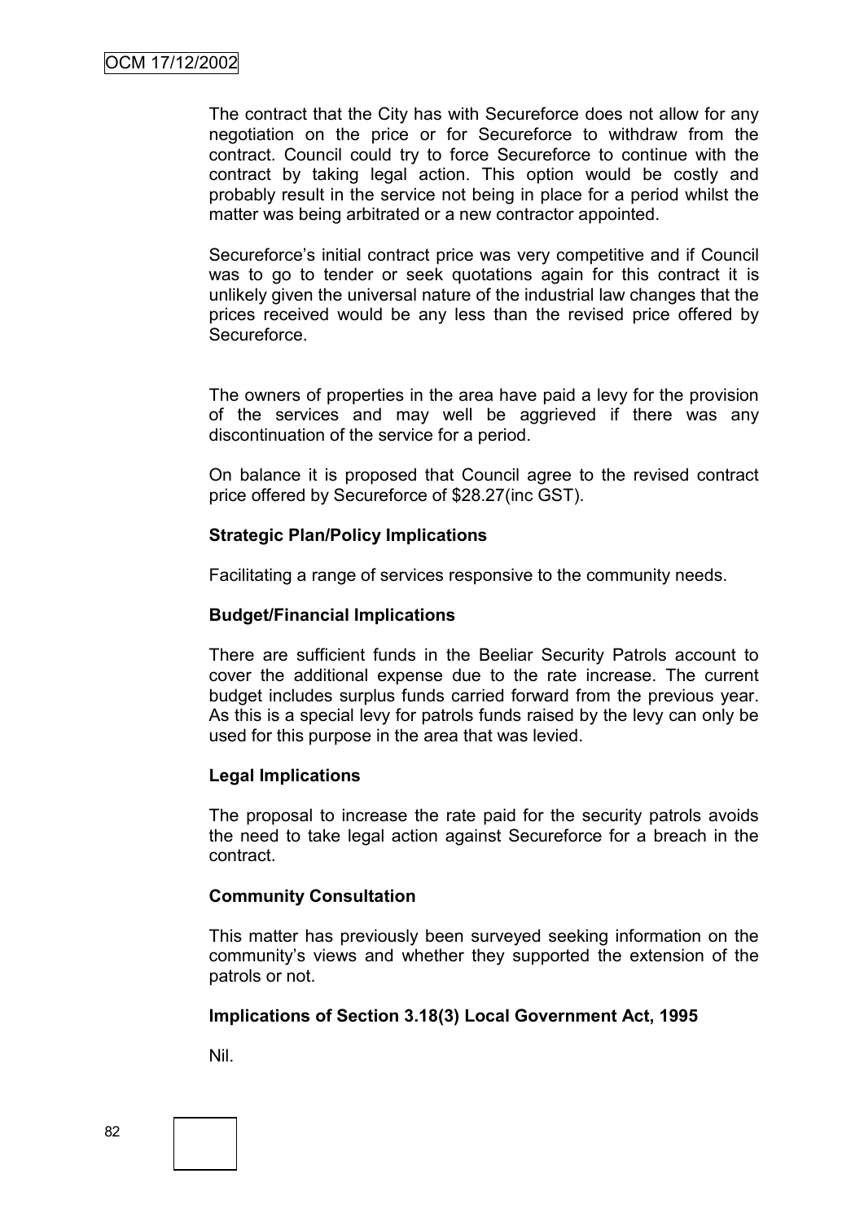The contract that the City has with Secureforce does not allow for any negotiation on the price or for Secureforce to withdraw from the contract. Council could try to force Secureforce to continue with the contract by taking legal action. This option would be costly and probably result in the service not being in place for a period whilst the matter was being arbitrated or a new contractor appointed.

Secureforce's initial contract price was very competitive and if Council was to go to tender or seek quotations again for this contract it is unlikely given the universal nature of the industrial law changes that the prices received would be any less than the revised price offered by Secureforce.

The owners of properties in the area have paid a levy for the provision of the services and may well be aggrieved if there was any discontinuation of the service for a period.

On balance it is proposed that Council agree to the revised contract price offered by Secureforce of $28.27(inc GST).

**Strategic Plan/Policy Implications**

Facilitating a range of services responsive to the community needs.

**Budget/Financial Implications**

There are sufficient funds in the Beeliar Security Patrols account to cover the additional expense due to the rate increase. The current budget includes surplus funds carried forward from the previous year. As this is a special levy for patrols funds raised by the levy can only be used for this purpose in the area that was levied.

**Legal Implications**

The proposal to increase the rate paid for the security patrols avoids the need to take legal action against Secureforce for a breach in the contract.

**Community Consultation**

This matter has previously been surveyed seeking information on the community's views and whether they supported the extension of the patrols or not.

**Implications of Section 3.18(3) Local Government Act, 1995**

Nil.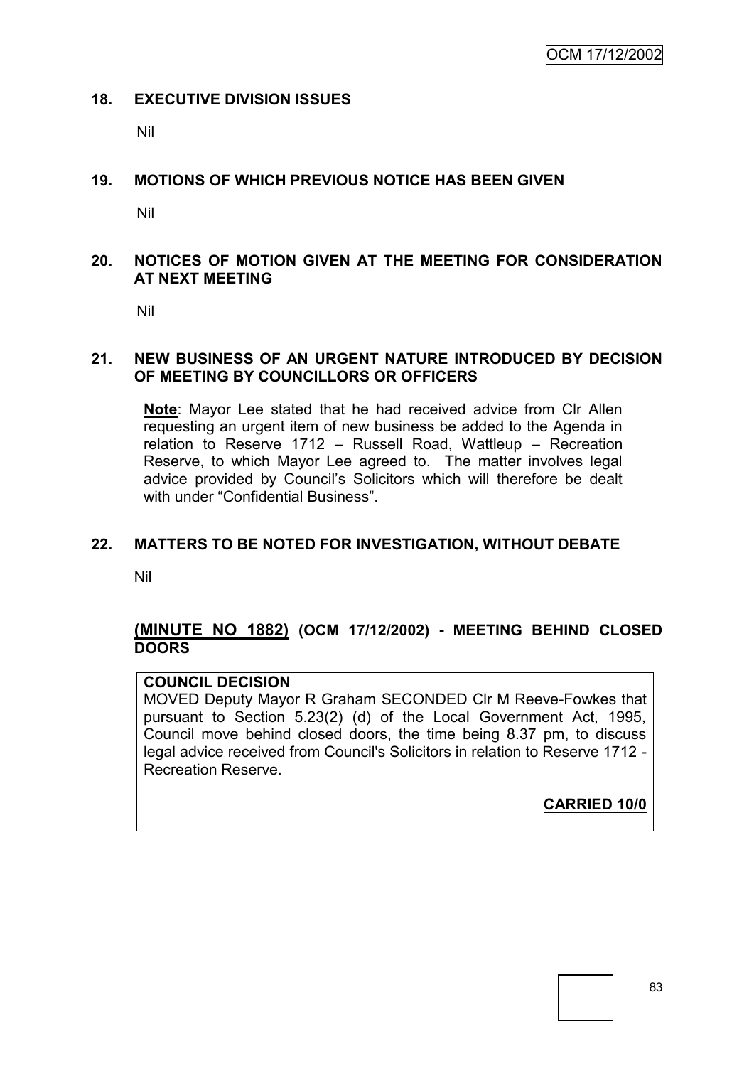## 18. EXECUTIVE DIVISION ISSUES

Nil

## 19. MOTIONS OF WHICH PREVIOUS NOTICE HAS BEEN GIVEN

Nil

## 20. NOTICES OF MOTION GIVEN AT THE MEETING FOR CONSIDERATION AT NEXT MEETING

Nil

## 21. NEW BUSINESS OF AN URGENT NATURE INTRODUCED BY DECISION OF MEETING BY COUNCILLORS OR OFFICERS

**Note**: Mayor Lee stated that he had received advice from Clr Allen requesting an urgent item of new business be added to the Agenda in relation to Reserve 1712 – Russell Road, Wattleup – Recreation Reserve, to which Mayor Lee agreed to. The matter involves legal advice provided by Council's Solicitors which will therefore be dealt with under "Confidential Business".

## 22. MATTERS TO BE NOTED FOR INVESTIGATION, WITHOUT DEBATE

Nil

### (MINUTE NO 1882) (OCM 17/12/2002) - MEETING BEHIND CLOSED DOORS

**COUNCIL DECISION**

MOVED Deputy Mayor R Graham SECONDED Clr M Reeve-Fowkes that pursuant to Section 5.23(2) (d) of the Local Government Act, 1995, Council move behind closed doors, the time being 8.37 pm, to discuss legal advice received from Council's Solicitors in relation to Reserve 1712 - Recreation Reserve.

**CARRIED 10/0**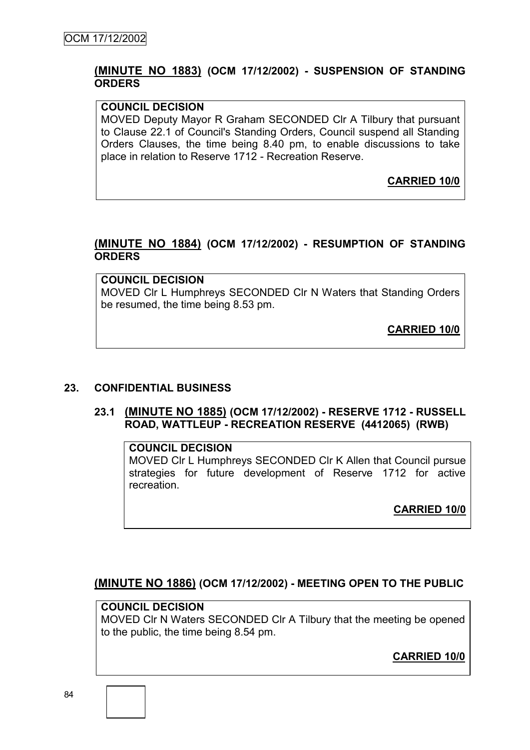## (MINUTE NO 1883) (OCM 17/12/2002) - SUSPENSION OF STANDING ORDERS

**COUNCIL DECISION**

MOVED Deputy Mayor R Graham SECONDED Clr A Tilbury that pursuant to Clause 22.1 of Council's Standing Orders, Council suspend all Standing Orders Clauses, the time being 8.40 pm, to enable discussions to take place in relation to Reserve 1712 - Recreation Reserve.

**CARRIED 10/0**

## (MINUTE NO 1884) (OCM 17/12/2002) - RESUMPTION OF STANDING ORDERS

**COUNCIL DECISION**

MOVED Clr L Humphreys SECONDED Clr N Waters that Standing Orders be resumed, the time being 8.53 pm.

**CARRIED 10/0**

## 23. CONFIDENTIAL BUSINESS

### 23.1 (MINUTE NO 1885) (OCM 17/12/2002) - RESERVE 1712 - RUSSELL ROAD, WATTLEUP - RECREATION RESERVE (4412065) (RWB)

**COUNCIL DECISION**

MOVED Clr L Humphreys SECONDED Clr K Allen that Council pursue strategies for future development of Reserve 1712 for active recreation.

**CARRIED 10/0**

## (MINUTE NO 1886) (OCM 17/12/2002) - MEETING OPEN TO THE PUBLIC

**COUNCIL DECISION**

MOVED Clr N Waters SECONDED Clr A Tilbury that the meeting be opened to the public, the time being 8.54 pm.

**CARRIED 10/0**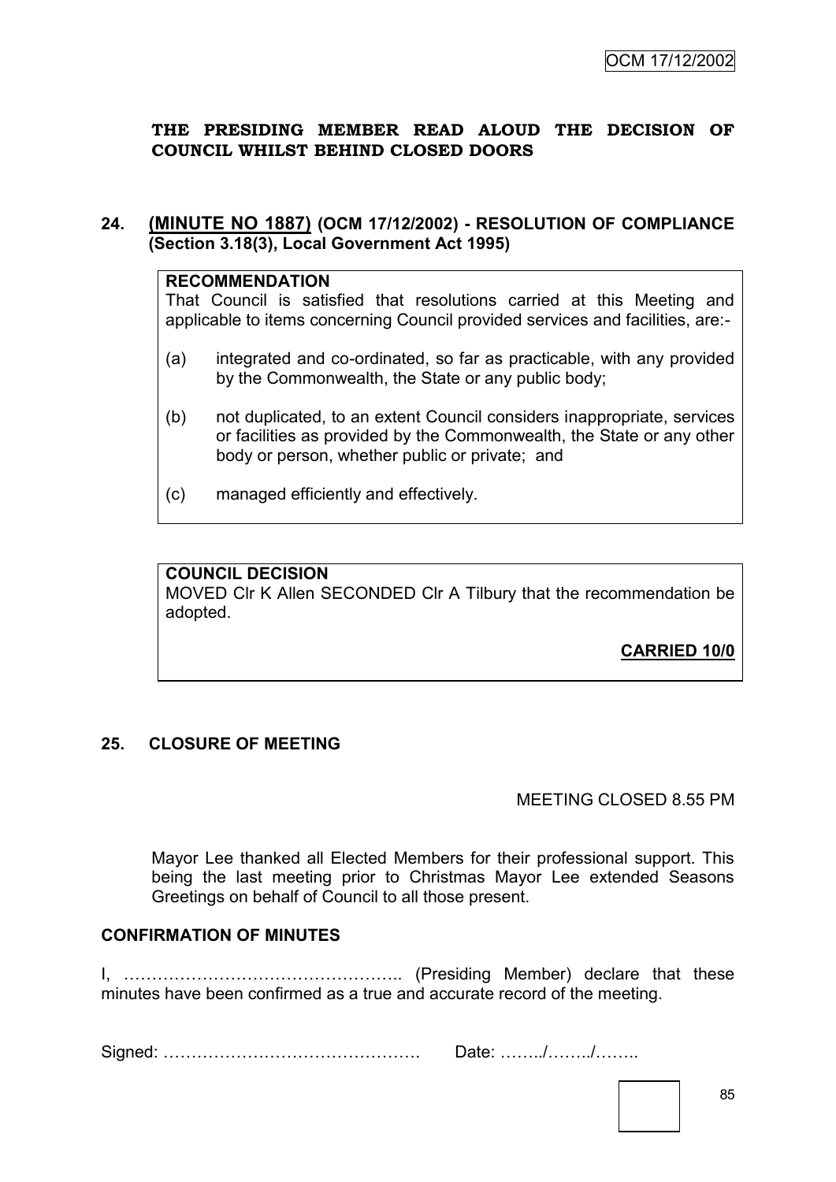**THE PRESIDING MEMBER READ ALOUD THE DECISION OF COUNCIL WHILST BEHIND CLOSED DOORS**

## 24. (MINUTE NO 1887) (OCM 17/12/2002) - RESOLUTION OF COMPLIANCE (Section 3.18(3), Local Government Act 1995)

**RECOMMENDATION**

That Council is satisfied that resolutions carried at this Meeting and applicable to items concerning Council provided services and facilities, are:-

(a) integrated and co-ordinated, so far as practicable, with any provided by the Commonwealth, the State or any public body;

(b) not duplicated, to an extent Council considers inappropriate, services or facilities as provided by the Commonwealth, the State or any other body or person, whether public or private; and

(c) managed efficiently and effectively.

**COUNCIL DECISION**

MOVED Clr K Allen SECONDED Clr A Tilbury that the recommendation be adopted.

**CARRIED 10/0**

## 25. CLOSURE OF MEETING

MEETING CLOSED 8.55 PM

Mayor Lee thanked all Elected Members for their professional support. This being the last meeting prior to Christmas Mayor Lee extended Seasons Greetings on behalf of Council to all those present.

**CONFIRMATION OF MINUTES**

I, ………………………………………….. (Presiding Member) declare that these minutes have been confirmed as a true and accurate record of the meeting.

Signed: ………………………………………. Date: ……../……../……..